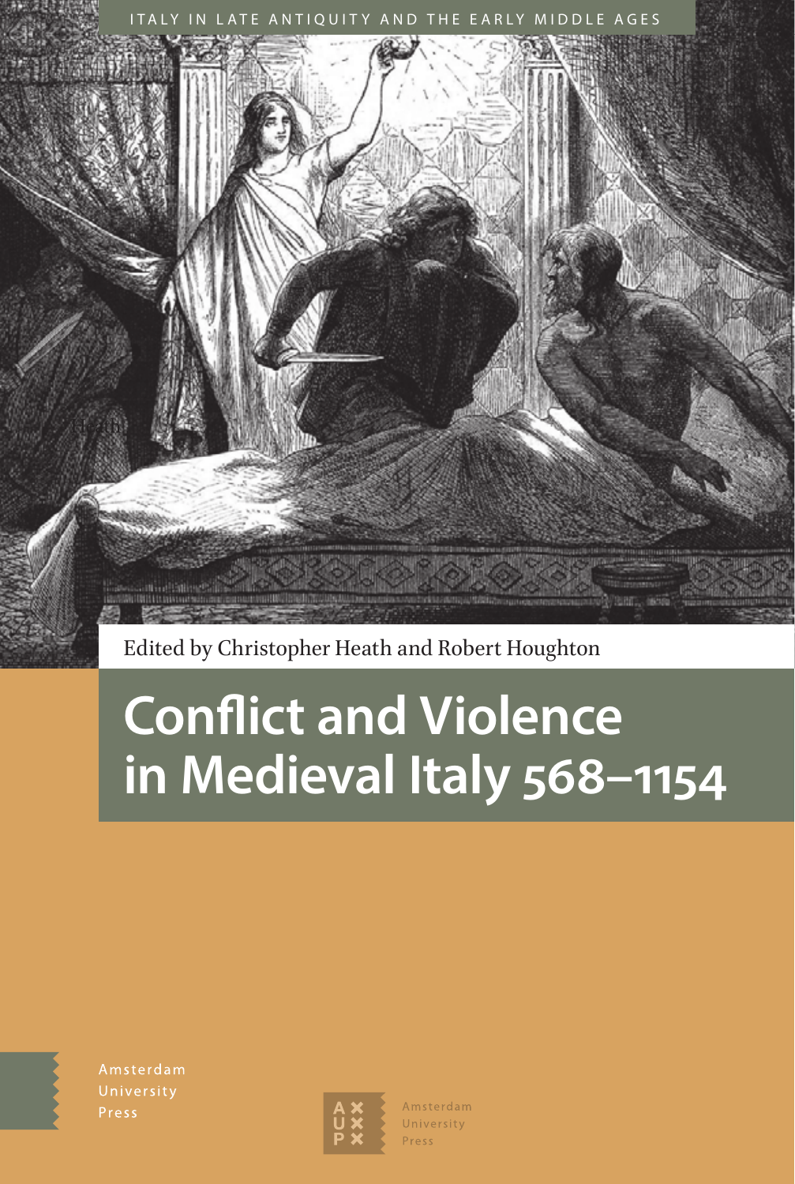ITALY IN LATE ANTIQUITY AND THE EARLY MIDDLE AGES

Edited by Christopher Heath and Robert Houghton

# Conflict and Violence in Medieval Italy 568–1154

Amsterdam University Press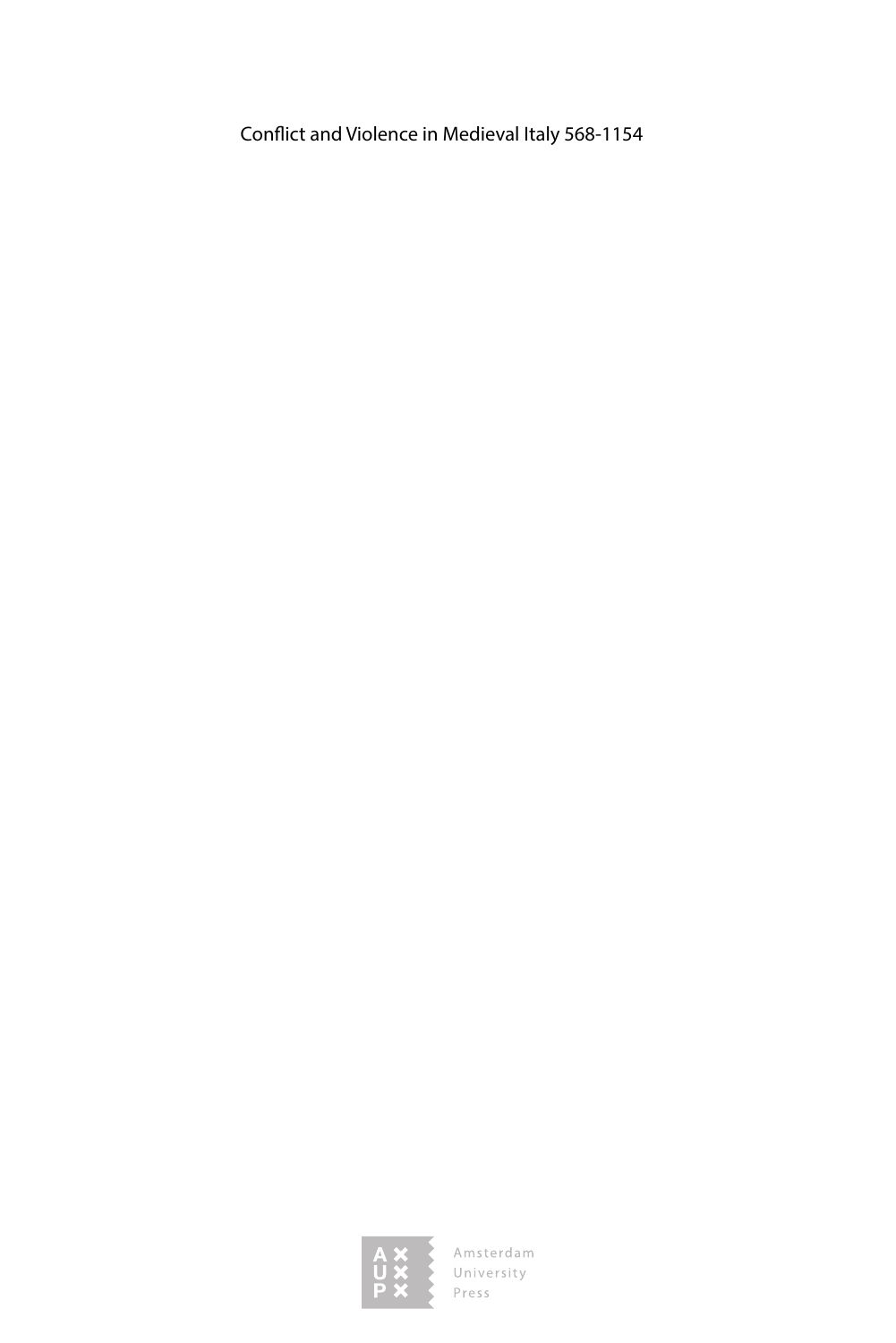Conflict and Violence in Medieval Italy 568-1154

Amsterdam University Press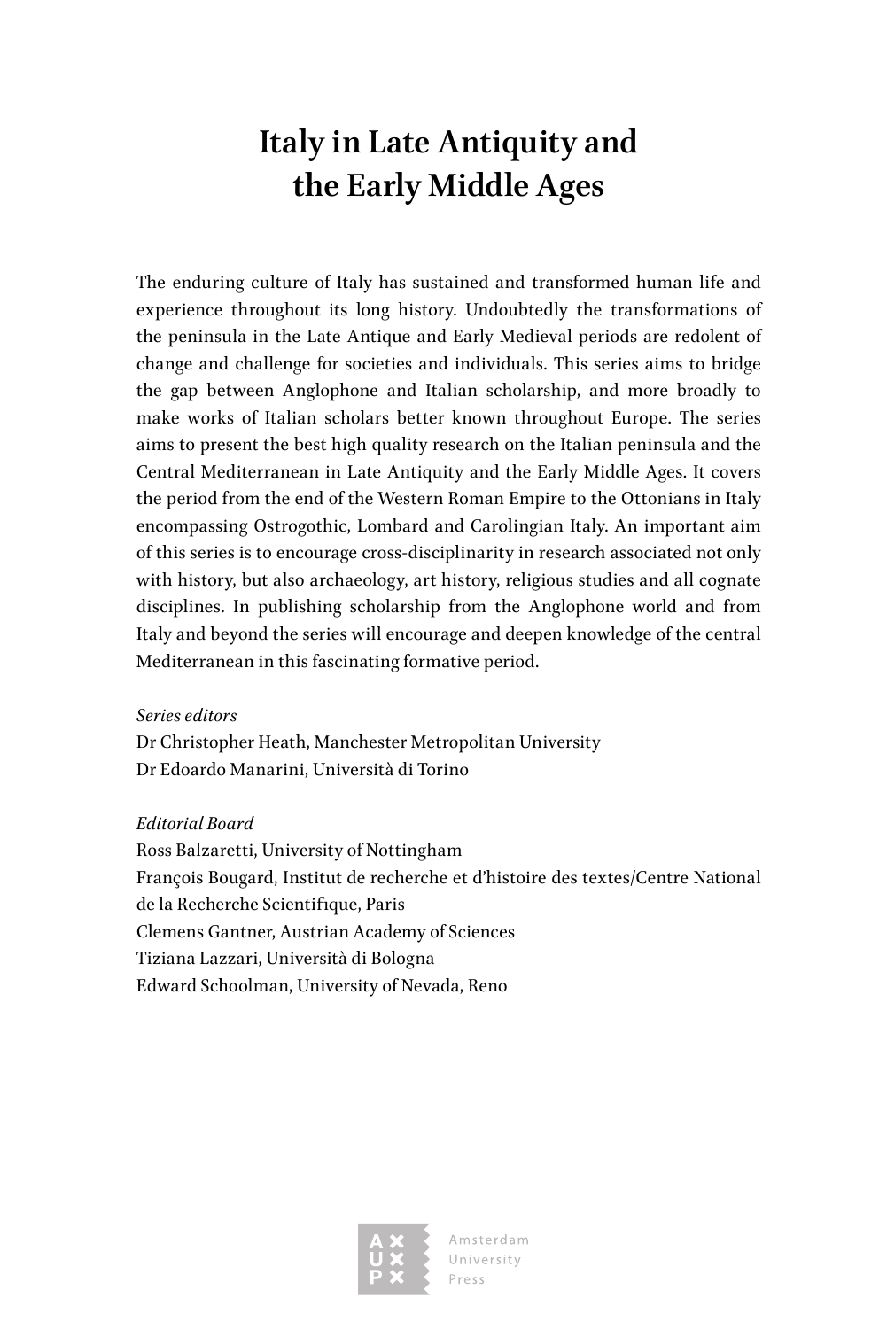# Italy in Late Antiquity and the Early Middle Ages

The enduring culture of Italy has sustained and transformed human life and experience throughout its long history. Undoubtedly the transformations of the peninsula in the Late Antique and Early Medieval periods are redolent of change and challenge for societies and individuals. This series aims to bridge the gap between Anglophone and Italian scholarship, and more broadly to make works of Italian scholars better known throughout Europe. The series aims to present the best high quality research on the Italian peninsula and the Central Mediterranean in Late Antiquity and the Early Middle Ages. It covers the period from the end of the Western Roman Empire to the Ottonians in Italy encompassing Ostrogothic, Lombard and Carolingian Italy. An important aim of this series is to encourage cross-disciplinarity in research associated not only with history, but also archaeology, art history, religious studies and all cognate disciplines. In publishing scholarship from the Anglophone world and from Italy and beyond the series will encourage and deepen knowledge of the central Mediterranean in this fascinating formative period.

*Series editors*
Dr Christopher Heath, Manchester Metropolitan University
Dr Edoardo Manarini, Università di Torino

*Editorial Board*
Ross Balzaretti, University of Nottingham
François Bougard, Institut de recherche et d'histoire des textes/Centre National de la Recherche Scientifique, Paris
Clemens Gantner, Austrian Academy of Sciences
Tiziana Lazzari, Università di Bologna
Edward Schoolman, University of Nevada, Reno

Amsterdam University Press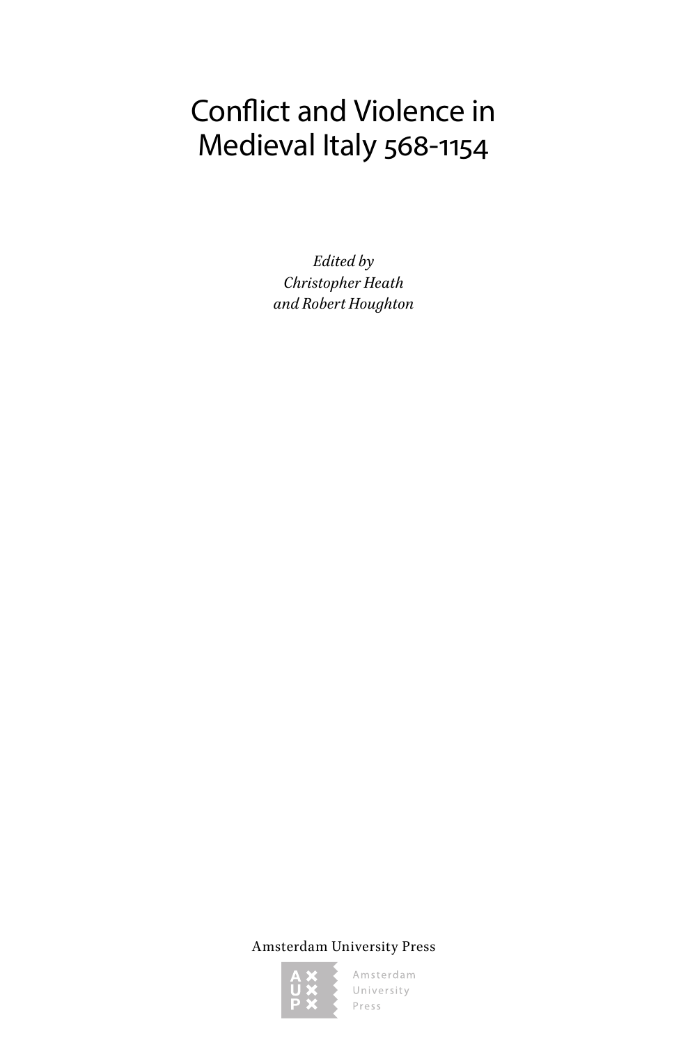# Conflict and Violence in Medieval Italy 568-1154

*Edited by*
*Christopher Heath*
*and Robert Houghton*

Amsterdam University Press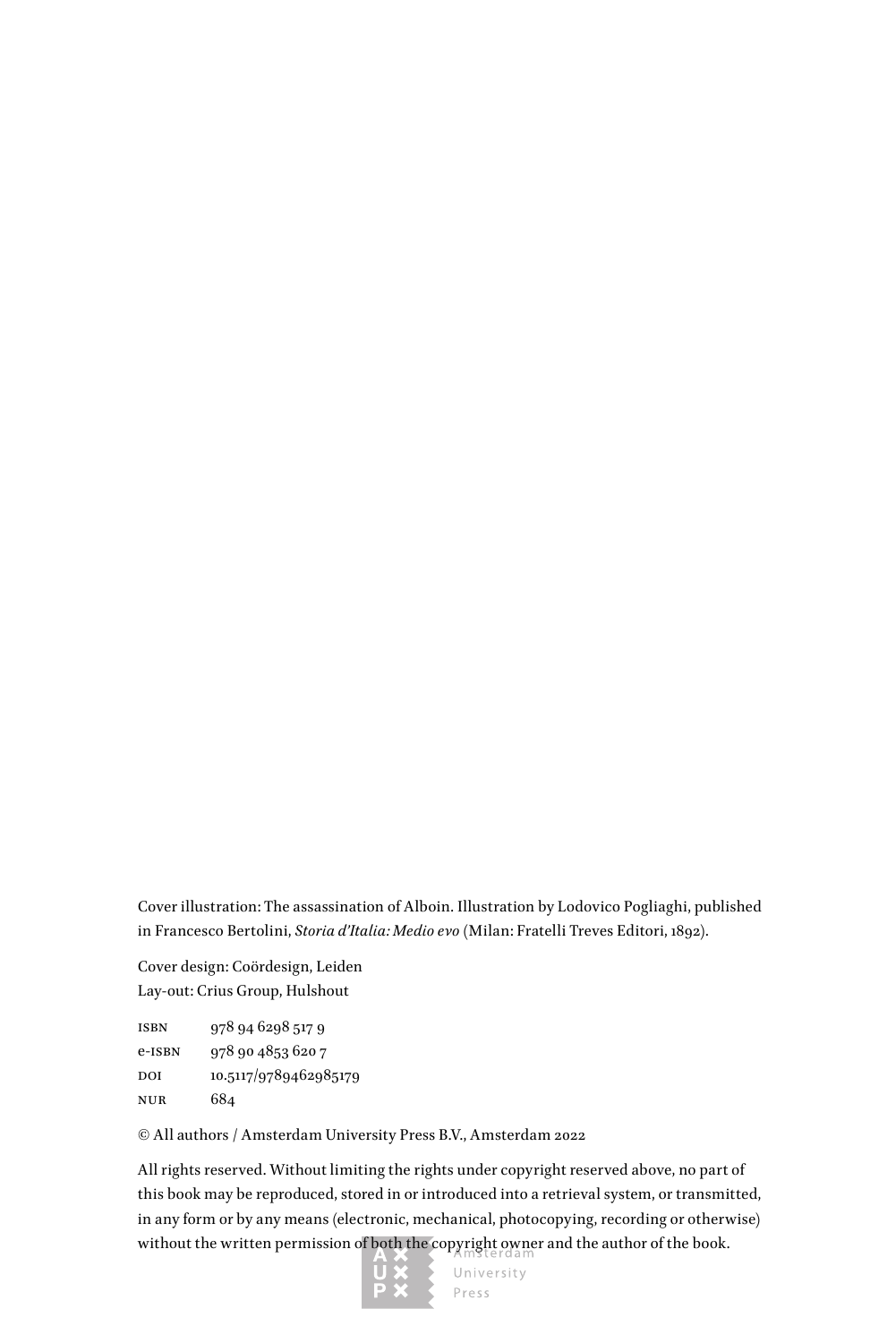Cover illustration: The assassination of Alboin. Illustration by Lodovico Pogliaghi, published in Francesco Bertolini, *Storia d'Italia: Medio evo* (Milan: Fratelli Treves Editori, 1892).

Cover design: Coördesign, Leiden
Lay-out: Crius Group, Hulshout

| | |
|---|---|
| ISBN | 978 94 6298 517 9 |
| e-ISBN | 978 90 4853 620 7 |
| DOI | 10.5117/9789462985179 |
| NUR | 684 |

© All authors / Amsterdam University Press B.V., Amsterdam 2022

All rights reserved. Without limiting the rights under copyright reserved above, no part of this book may be reproduced, stored in or introduced into a retrieval system, or transmitted, in any form or by any means (electronic, mechanical, photocopying, recording or otherwise) without the written permission of both the copyright owner and the author of the book.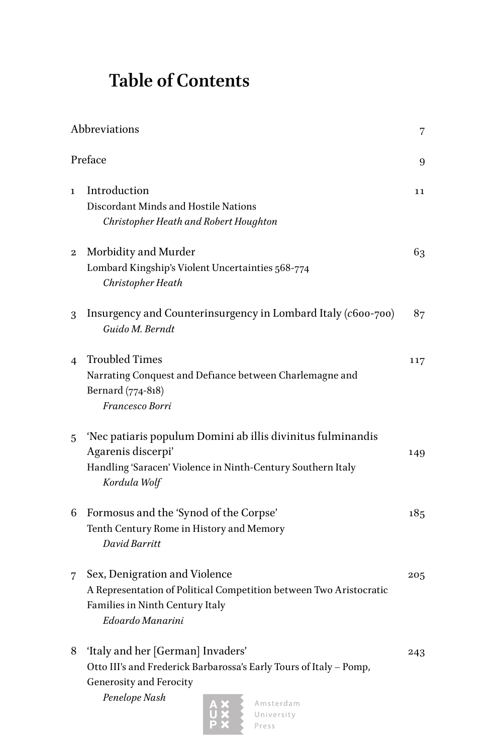# Table of Contents

| | | |
|---|---|---|
| | Abbreviations | 7 |
| | Preface | 9 |
| 1 | Introduction<br>Discordant Minds and Hostile Nations<br>*Christopher Heath and Robert Houghton* | 11 |
| 2 | Morbidity and Murder<br>Lombard Kingship's Violent Uncertainties 568-774<br>*Christopher Heath* | 63 |
| 3 | Insurgency and Counterinsurgency in Lombard Italy (*c*600-700)<br>*Guido M. Berndt* | 87 |
| 4 | Troubled Times<br>Narrating Conquest and Defiance between Charlemagne and Bernard (774-818)<br>*Francesco Borri* | 117 |
| 5 | 'Nec patiaris populum Domini ab illis divinitus fulminandis Agarenis discerpi'<br>Handling 'Saracen' Violence in Ninth-Century Southern Italy<br>*Kordula Wolf* | 149 |
| 6 | Formosus and the 'Synod of the Corpse'<br>Tenth Century Rome in History and Memory<br>*David Barritt* | 185 |
| 7 | Sex, Denigration and Violence<br>A Representation of Political Competition between Two Aristocratic Families in Ninth Century Italy<br>*Edoardo Manarini* | 205 |
| 8 | 'Italy and her [German] Invaders'<br>Otto III's and Frederick Barbarossa's Early Tours of Italy – Pomp, Generosity and Ferocity<br>*Penelope Nash* | 243 |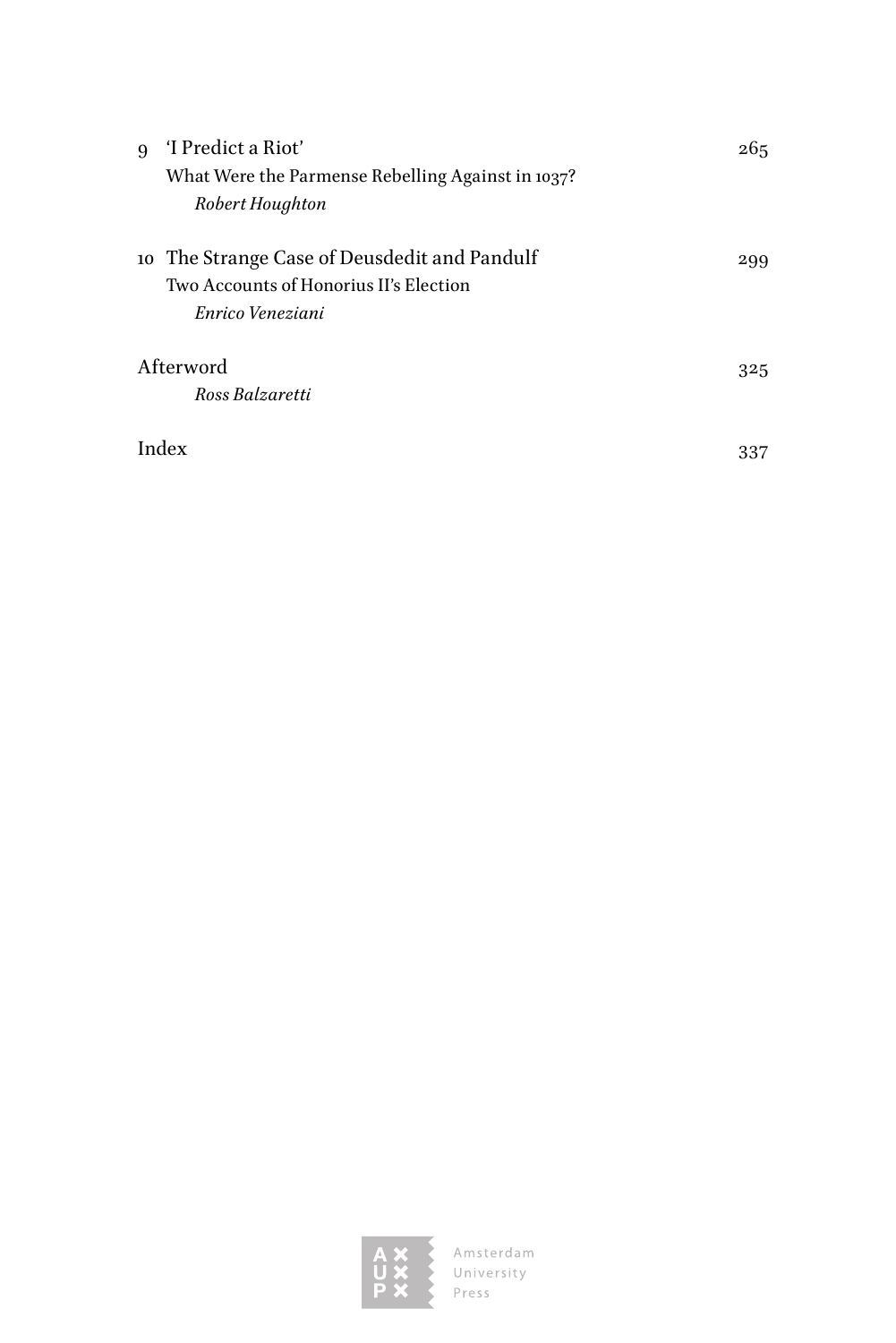9 'I Predict a Riot' 265
What Were the Parmense Rebelling Against in 1037?
*Robert Houghton*

10 The Strange Case of Deusdedit and Pandulf 299
Two Accounts of Honorius II's Election
*Enrico Veneziani*

Afterword 325
*Ross Balzaretti*

Index 337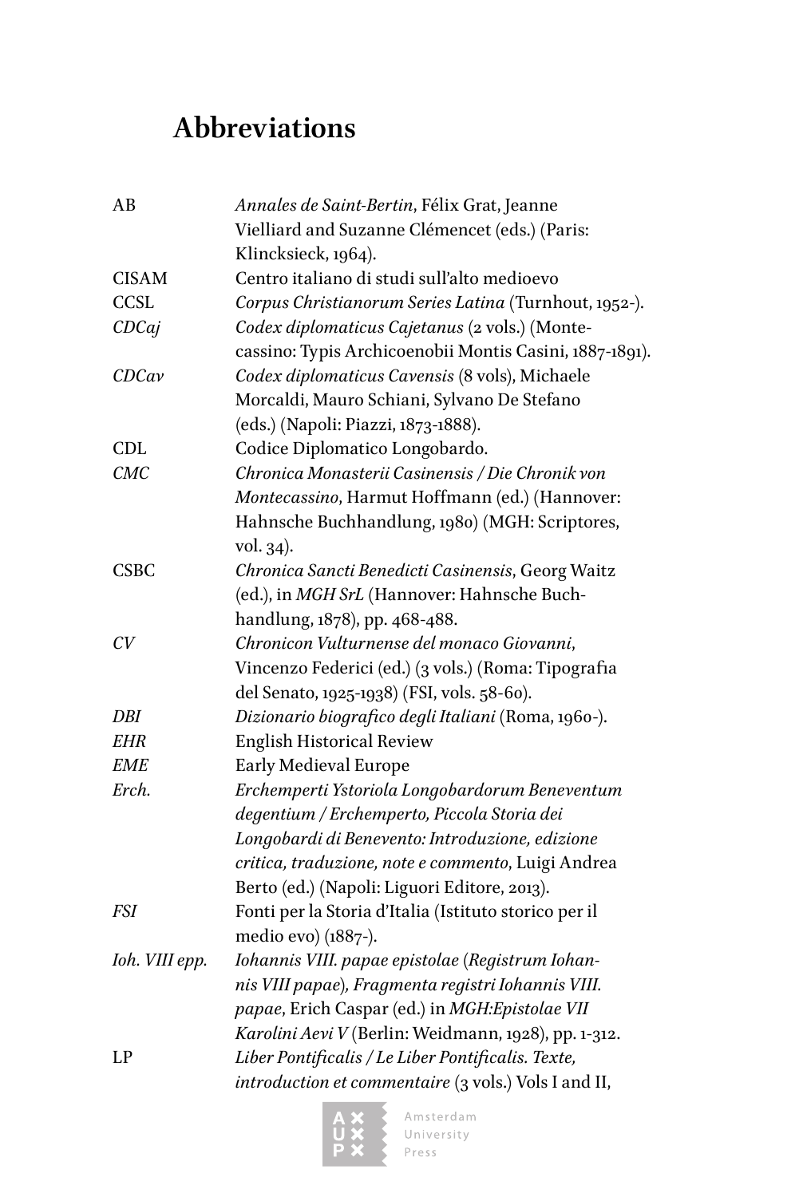# Abbreviations

| | |
|---|---|
| AB | *Annales de Saint-Bertin*, Félix Grat, Jeanne Vielliard and Suzanne Clémencet (eds.) (Paris: Klincksieck, 1964). |
| CISAM | Centro italiano di studi sull'alto medioevo |
| CCSL | *Corpus Christianorum Series Latina* (Turnhout, 1952-). |
| *CDCaj* | *Codex diplomaticus Cajetanus* (2 vols.) (Montecassino: Typis Archicoenobii Montis Casini, 1887-1891). |
| *CDCav* | *Codex diplomaticus Cavensis* (8 vols), Michaele Morcaldi, Mauro Schiani, Sylvano De Stefano (eds.) (Napoli: Piazzi, 1873-1888). |
| CDL | Codice Diplomatico Longobardo. |
| *CMC* | *Chronica Monasterii Casinensis / Die Chronik von Montecassino*, Harmut Hoffmann (ed.) (Hannover: Hahnsche Buchhandlung, 1980) (MGH: Scriptores, vol. 34). |
| CSBC | *Chronica Sancti Benedicti Casinensis*, Georg Waitz (ed.), in *MGH SrL* (Hannover: Hahnsche Buchhandlung, 1878), pp. 468-488. |
| *CV* | *Chronicon Vulturnense del monaco Giovanni*, Vincenzo Federici (ed.) (3 vols.) (Roma: Tipografia del Senato, 1925-1938) (FSI, vols. 58-60). |
| *DBI* | *Dizionario biografico degli Italiani* (Roma, 1960-). |
| *EHR* | English Historical Review |
| *EME* | Early Medieval Europe |
| *Erch.* | *Erchemperti Ystoriola Longobardorum Beneventum degentium / Erchemperto, Piccola Storia dei Longobardi di Benevento: Introduzione, edizione critica, traduzione, note e commento*, Luigi Andrea Berto (ed.) (Napoli: Liguori Editore, 2013). |
| *FSI* | Fonti per la Storia d'Italia (Istituto storico per il medio evo) (1887-). |
| *Ioh. VIII epp.* | *Iohannis VIII. papae epistolae* (*Registrum Iohannis VIII papae*)*, Fragmenta registri Iohannis VIII. papae*, Erich Caspar (ed.) in *MGH:Epistolae VII Karolini Aevi V* (Berlin: Weidmann, 1928), pp. 1-312. |
| LP | *Liber Pontificalis / Le Liber Pontificalis. Texte, introduction et commentaire* (3 vols.) Vols I and II, |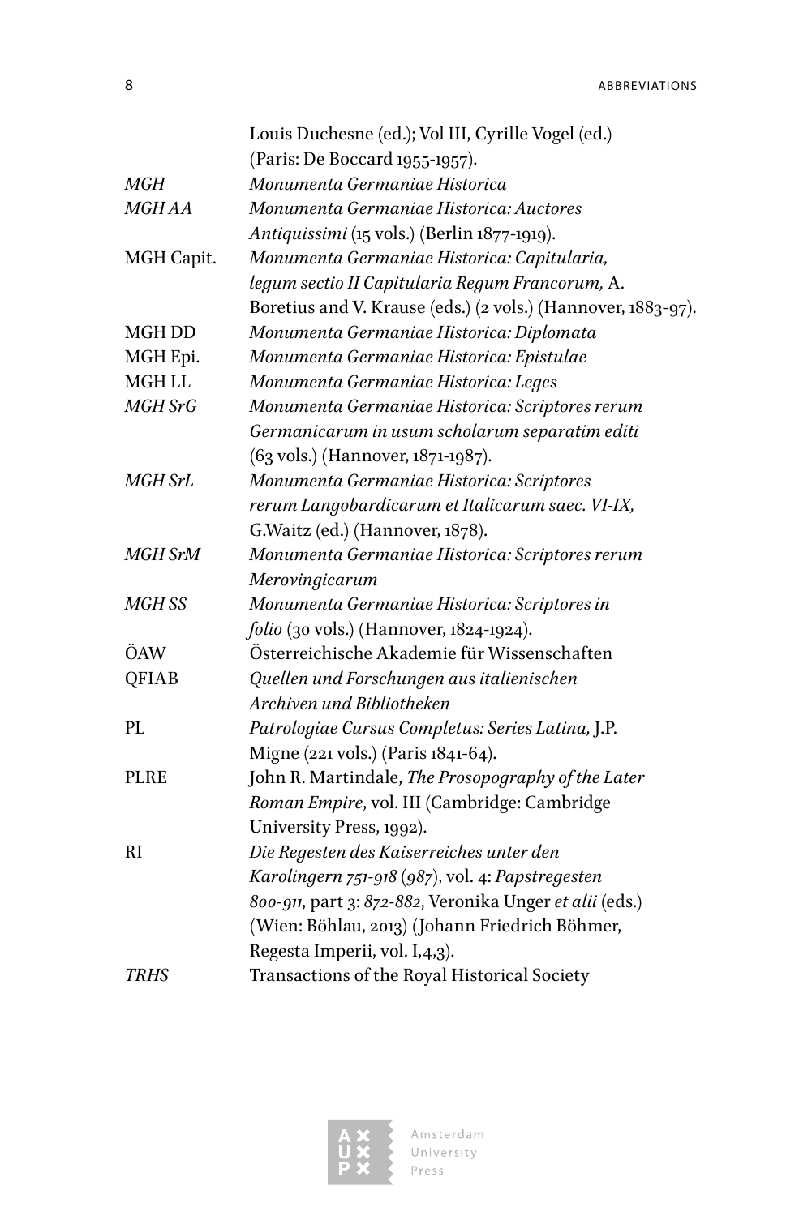| | |
|---|---|
| | Louis Duchesne (ed.); Vol III, Cyrille Vogel (ed.) (Paris: De Boccard 1955-1957). |
| *MGH* | *Monumenta Germaniae Historica* |
| *MGH AA* | *Monumenta Germaniae Historica: Auctores Antiquissimi* (15 vols.) (Berlin 1877-1919). |
| MGH Capit. | *Monumenta Germaniae Historica: Capitularia, legum sectio II Capitularia Regum Francorum,* A. Boretius and V. Krause (eds.) (2 vols.) (Hannover, 1883-97). |
| MGH DD | *Monumenta Germaniae Historica: Diplomata* |
| MGH Epi. | *Monumenta Germaniae Historica: Epistulae* |
| MGH LL | *Monumenta Germaniae Historica: Leges* |
| *MGH SrG* | *Monumenta Germaniae Historica: Scriptores rerum Germanicarum in usum scholarum separatim editi* (63 vols.) (Hannover, 1871-1987). |
| *MGH SrL* | *Monumenta Germaniae Historica: Scriptores rerum Langobardicarum et Italicarum saec. VI-IX,* G.Waitz (ed.) (Hannover, 1878). |
| *MGH SrM* | *Monumenta Germaniae Historica: Scriptores rerum Merovingicarum* |
| *MGH SS* | *Monumenta Germaniae Historica: Scriptores in folio* (30 vols.) (Hannover, 1824-1924). |
| ÖAW | Österreichische Akademie für Wissenschaften |
| QFIAB | *Quellen und Forschungen aus italienischen Archiven und Bibliotheken* |
| PL | *Patrologiae Cursus Completus: Series Latina,* J.P. Migne (221 vols.) (Paris 1841-64). |
| PLRE | John R. Martindale, *The Prosopography of the Later Roman Empire*, vol. III (Cambridge: Cambridge University Press, 1992). |
| RI | *Die Regesten des Kaiserreiches unter den Karolingern 751-918 (987)*, vol. 4: *Papstregesten 800-911*, part 3: *872-882*, Veronika Unger *et alii* (eds.) (Wien: Böhlau, 2013) (Johann Friedrich Böhmer, Regesta Imperii, vol. I,4,3). |
| *TRHS* | Transactions of the Royal Historical Society |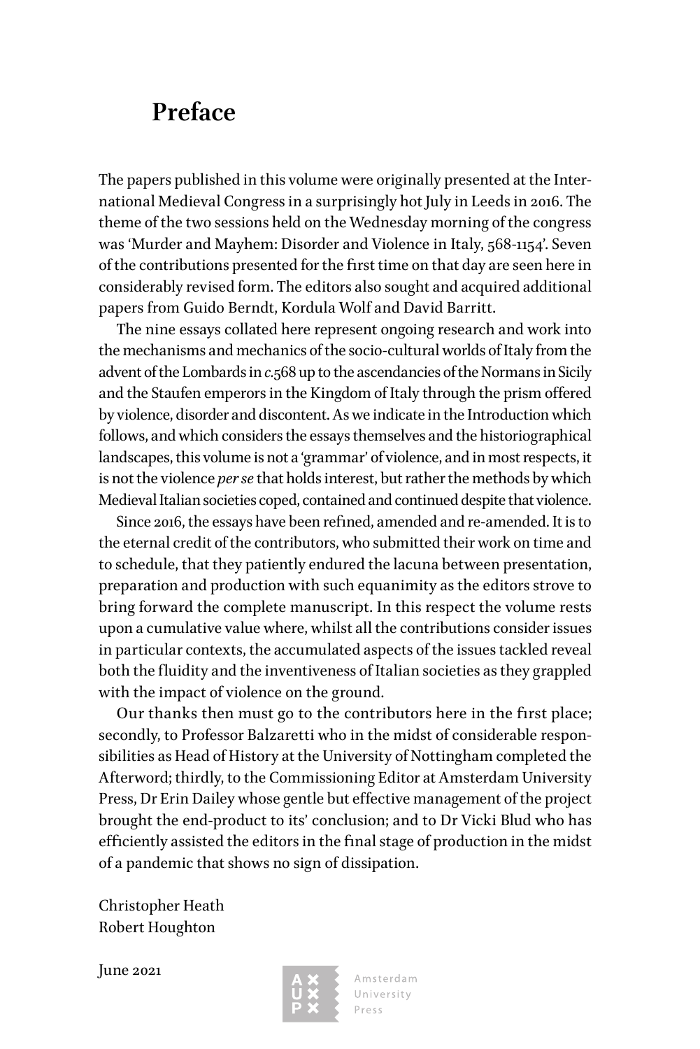# Preface

The papers published in this volume were originally presented at the International Medieval Congress in a surprisingly hot July in Leeds in 2016. The theme of the two sessions held on the Wednesday morning of the congress was 'Murder and Mayhem: Disorder and Violence in Italy, 568-1154'. Seven of the contributions presented for the first time on that day are seen here in considerably revised form. The editors also sought and acquired additional papers from Guido Berndt, Kordula Wolf and David Barritt.

The nine essays collated here represent ongoing research and work into the mechanisms and mechanics of the socio-cultural worlds of Italy from the advent of the Lombards in *c.*568 up to the ascendancies of the Normans in Sicily and the Staufen emperors in the Kingdom of Italy through the prism offered by violence, disorder and discontent. As we indicate in the Introduction which follows, and which considers the essays themselves and the historiographical landscapes, this volume is not a 'grammar' of violence, and in most respects, it is not the violence *per se* that holds interest, but rather the methods by which Medieval Italian societies coped, contained and continued despite that violence.

Since 2016, the essays have been refined, amended and re-amended. It is to the eternal credit of the contributors, who submitted their work on time and to schedule, that they patiently endured the lacuna between presentation, preparation and production with such equanimity as the editors strove to bring forward the complete manuscript. In this respect the volume rests upon a cumulative value where, whilst all the contributions consider issues in particular contexts, the accumulated aspects of the issues tackled reveal both the fluidity and the inventiveness of Italian societies as they grappled with the impact of violence on the ground.

Our thanks then must go to the contributors here in the first place; secondly, to Professor Balzaretti who in the midst of considerable responsibilities as Head of History at the University of Nottingham completed the Afterword; thirdly, to the Commissioning Editor at Amsterdam University Press, Dr Erin Dailey whose gentle but effective management of the project brought the end-product to its' conclusion; and to Dr Vicki Blud who has efficiently assisted the editors in the final stage of production in the midst of a pandemic that shows no sign of dissipation.

Christopher Heath
Robert Houghton

June 2021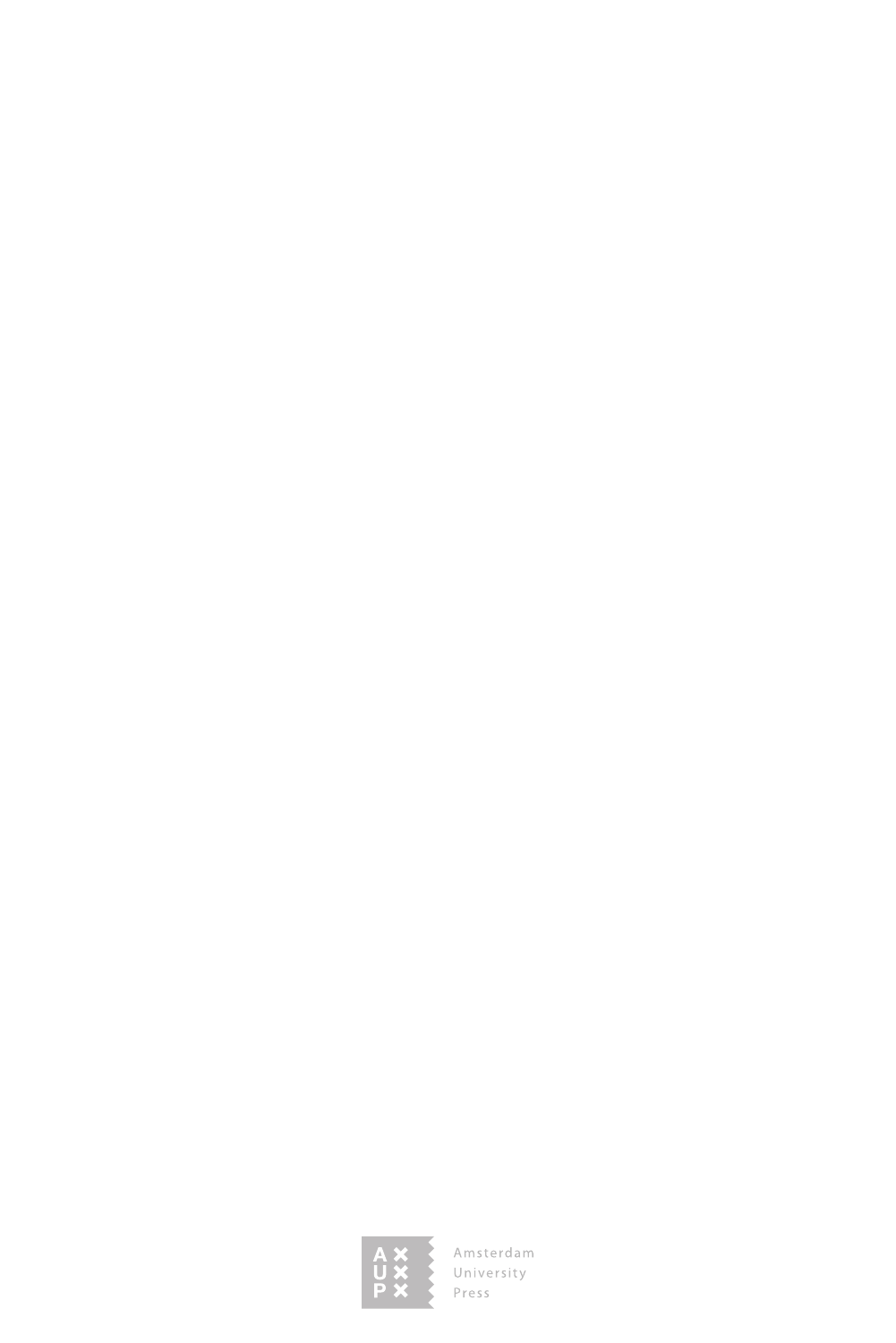Amsterdam
University
Press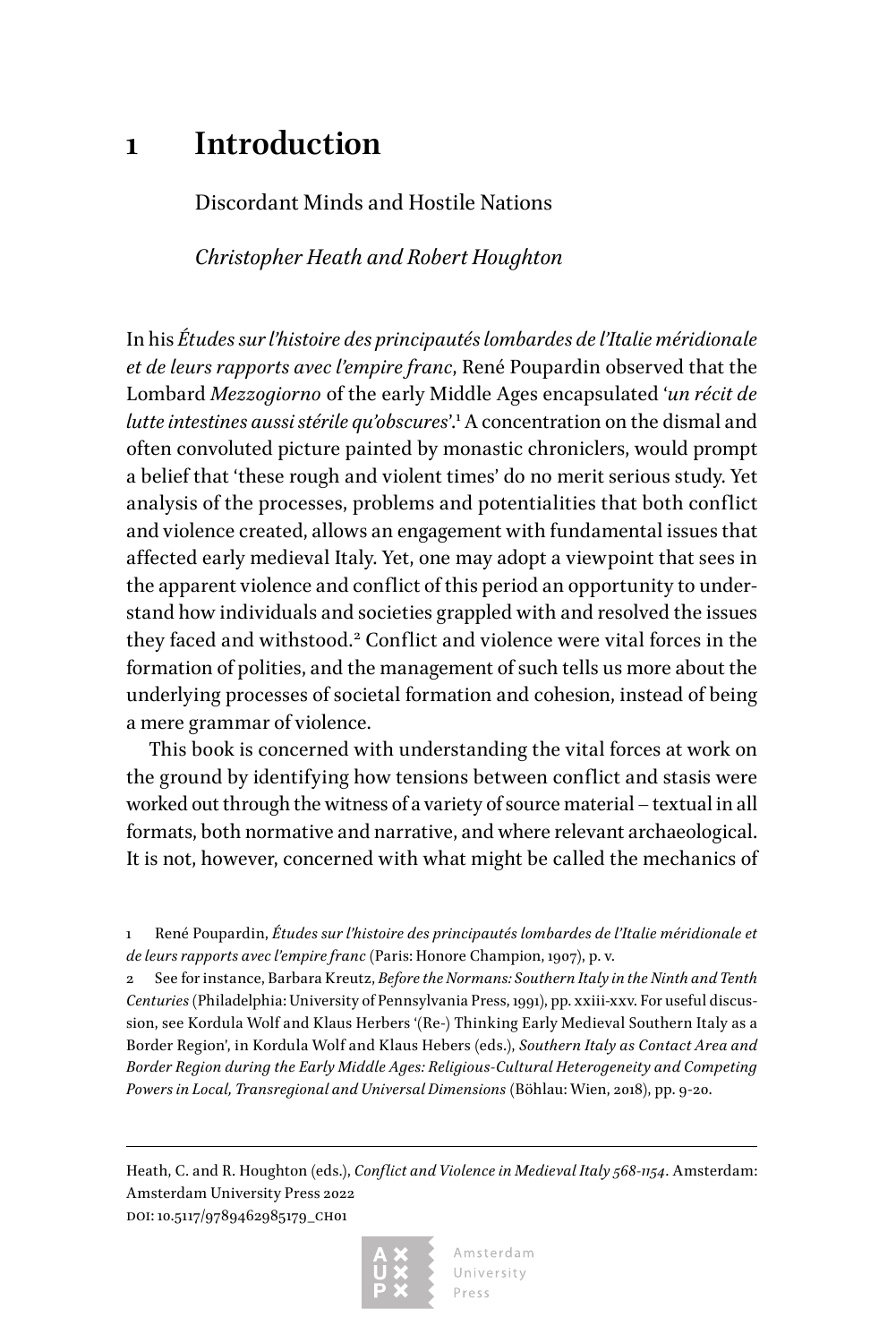# 1 Introduction

Discordant Minds and Hostile Nations

*Christopher Heath and Robert Houghton*

In his *Études sur l'histoire des principautés lombardes de l'Italie méridionale et de leurs rapports avec l'empire franc*, René Poupardin observed that the Lombard *Mezzogiorno* of the early Middle Ages encapsulated '*un récit de lutte intestines aussi stérile qu'obscures*'.[1] A concentration on the dismal and often convoluted picture painted by monastic chroniclers, would prompt a belief that 'these rough and violent times' do no merit serious study. Yet analysis of the processes, problems and potentialities that both conflict and violence created, allows an engagement with fundamental issues that affected early medieval Italy. Yet, one may adopt a viewpoint that sees in the apparent violence and conflict of this period an opportunity to understand how individuals and societies grappled with and resolved the issues they faced and withstood.[2] Conflict and violence were vital forces in the formation of polities, and the management of such tells us more about the underlying processes of societal formation and cohesion, instead of being a mere grammar of violence.

This book is concerned with understanding the vital forces at work on the ground by identifying how tensions between conflict and stasis were worked out through the witness of a variety of source material – textual in all formats, both normative and narrative, and where relevant archaeological. It is not, however, concerned with what might be called the mechanics of

1 René Poupardin, *Études sur l'histoire des principautés lombardes de l'Italie méridionale et de leurs rapports avec l'empire franc* (Paris: Honore Champion, 1907), p. v.

2 See for instance, Barbara Kreutz, *Before the Normans: Southern Italy in the Ninth and Tenth Centuries* (Philadelphia: University of Pennsylvania Press, 1991), pp. xxiii-xxv. For useful discussion, see Kordula Wolf and Klaus Herbers '(Re-) Thinking Early Medieval Southern Italy as a Border Region', in Kordula Wolf and Klaus Hebers (eds.), *Southern Italy as Contact Area and Border Region during the Early Middle Ages: Religious-Cultural Heterogeneity and Competing Powers in Local, Transregional and Universal Dimensions* (Böhlau: Wien, 2018), pp. 9-20.

Heath, C. and R. Houghton (eds.), *Conflict and Violence in Medieval Italy 568-1154*. Amsterdam: Amsterdam University Press 2022
DOI: 10.5117/9789462985179_CH01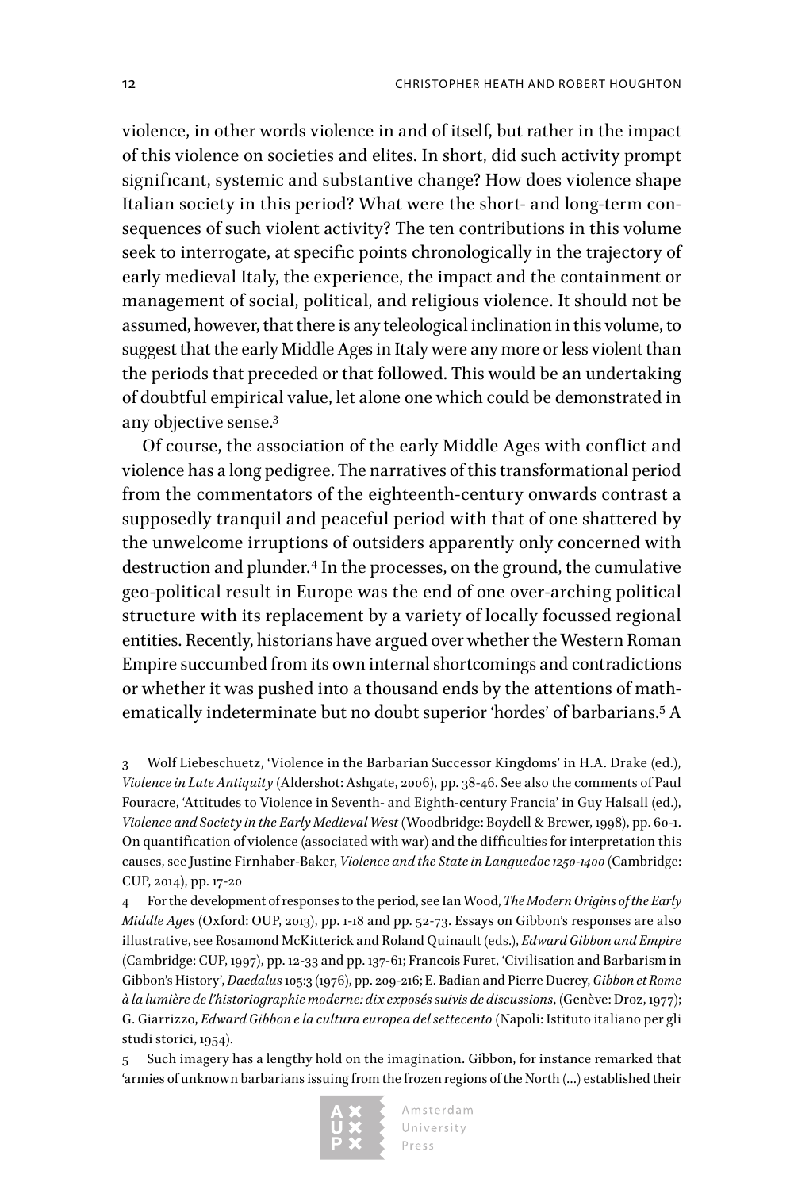violence, in other words violence in and of itself, but rather in the impact of this violence on societies and elites. In short, did such activity prompt significant, systemic and substantive change? How does violence shape Italian society in this period? What were the short- and long-term consequences of such violent activity? The ten contributions in this volume seek to interrogate, at specific points chronologically in the trajectory of early medieval Italy, the experience, the impact and the containment or management of social, political, and religious violence. It should not be assumed, however, that there is any teleological inclination in this volume, to suggest that the early Middle Ages in Italy were any more or less violent than the periods that preceded or that followed. This would be an undertaking of doubtful empirical value, let alone one which could be demonstrated in any objective sense.[3]

Of course, the association of the early Middle Ages with conflict and violence has a long pedigree. The narratives of this transformational period from the commentators of the eighteenth-century onwards contrast a supposedly tranquil and peaceful period with that of one shattered by the unwelcome irruptions of outsiders apparently only concerned with destruction and plunder.[4] In the processes, on the ground, the cumulative geo-political result in Europe was the end of one over-arching political structure with its replacement by a variety of locally focussed regional entities. Recently, historians have argued over whether the Western Roman Empire succumbed from its own internal shortcomings and contradictions or whether it was pushed into a thousand ends by the attentions of mathematically indeterminate but no doubt superior 'hordes' of barbarians.[5] A

3 Wolf Liebeschuetz, 'Violence in the Barbarian Successor Kingdoms' in H.A. Drake (ed.), *Violence in Late Antiquity* (Aldershot: Ashgate, 2006), pp. 38-46. See also the comments of Paul Fouracre, 'Attitudes to Violence in Seventh- and Eighth-century Francia' in Guy Halsall (ed.), *Violence and Society in the Early Medieval West* (Woodbridge: Boydell & Brewer, 1998), pp. 60-1. On quantification of violence (associated with war) and the difficulties for interpretation this causes, see Justine Firnhaber-Baker, *Violence and the State in Languedoc 1250-1400* (Cambridge: CUP, 2014), pp. 17-20

4 For the development of responses to the period, see Ian Wood, *The Modern Origins of the Early Middle Ages* (Oxford: OUP, 2013), pp. 1-18 and pp. 52-73. Essays on Gibbon's responses are also illustrative, see Rosamond McKitterick and Roland Quinault (eds.), *Edward Gibbon and Empire* (Cambridge: CUP, 1997), pp. 12-33 and pp. 137-61; Francois Furet, 'Civilisation and Barbarism in Gibbon's History', *Daedalus* 105:3 (1976), pp. 209-216; E. Badian and Pierre Ducrey, *Gibbon et Rome à la lumière de l'historiographie moderne: dix exposés suivis de discussions*, (Genève: Droz, 1977); G. Giarrizzo, *Edward Gibbon e la cultura europea del settecento* (Napoli: Istituto italiano per gli studi storici, 1954).

5 Such imagery has a lengthy hold on the imagination. Gibbon, for instance remarked that 'armies of unknown barbarians issuing from the frozen regions of the North (…) established their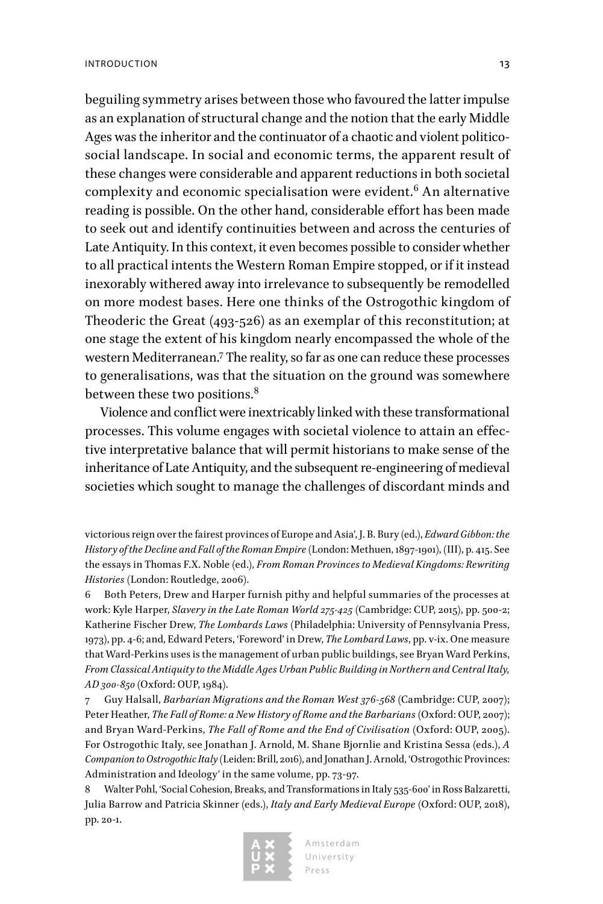beguiling symmetry arises between those who favoured the latter impulse as an explanation of structural change and the notion that the early Middle Ages was the inheritor and the continuator of a chaotic and violent politico-social landscape. In social and economic terms, the apparent result of these changes were considerable and apparent reductions in both societal complexity and economic specialisation were evident.[6] An alternative reading is possible. On the other hand, considerable effort has been made to seek out and identify continuities between and across the centuries of Late Antiquity. In this context, it even becomes possible to consider whether to all practical intents the Western Roman Empire stopped, or if it instead inexorably withered away into irrelevance to subsequently be remodelled on more modest bases. Here one thinks of the Ostrogothic kingdom of Theoderic the Great (493-526) as an exemplar of this reconstitution; at one stage the extent of his kingdom nearly encompassed the whole of the western Mediterranean.[7] The reality, so far as one can reduce these processes to generalisations, was that the situation on the ground was somewhere between these two positions.[8]

Violence and conflict were inextricably linked with these transformational processes. This volume engages with societal violence to attain an effective interpretative balance that will permit historians to make sense of the inheritance of Late Antiquity, and the subsequent re-engineering of medieval societies which sought to manage the challenges of discordant minds and

victorious reign over the fairest provinces of Europe and Asia', J. B. Bury (ed.), *Edward Gibbon: the History of the Decline and Fall of the Roman Empire* (London: Methuen, 1897-1901), (III), p. 415. See the essays in Thomas F.X. Noble (ed.), *From Roman Provinces to Medieval Kingdoms: Rewriting Histories* (London: Routledge, 2006).

6 Both Peters, Drew and Harper furnish pithy and helpful summaries of the processes at work: Kyle Harper, *Slavery in the Late Roman World 275-425* (Cambridge: CUP, 2015), pp. 500-2; Katherine Fischer Drew, *The Lombards Laws* (Philadelphia: University of Pennsylvania Press, 1973), pp. 4-6; and, Edward Peters, 'Foreword' in Drew, *The Lombard Laws*, pp. v-ix. One measure that Ward-Perkins uses is the management of urban public buildings, see Bryan Ward Perkins, *From Classical Antiquity to the Middle Ages Urban Public Building in Northern and Central Italy, AD 300-850* (Oxford: OUP, 1984).

7 Guy Halsall, *Barbarian Migrations and the Roman West 376-568* (Cambridge: CUP, 2007); Peter Heather, *The Fall of Rome: a New History of Rome and the Barbarians* (Oxford: OUP, 2007); and Bryan Ward-Perkins, *The Fall of Rome and the End of Civilisation* (Oxford: OUP, 2005). For Ostrogothic Italy, see Jonathan J. Arnold, M. Shane Bjornlie and Kristina Sessa (eds.), *A Companion to Ostrogothic Italy* (Leiden: Brill, 2016), and Jonathan J. Arnold, 'Ostrogothic Provinces: Administration and Ideology' in the same volume, pp. 73-97.

8 Walter Pohl, 'Social Cohesion, Breaks, and Transformations in Italy 535-600' in Ross Balzaretti, Julia Barrow and Patricia Skinner (eds.), *Italy and Early Medieval Europe* (Oxford: OUP, 2018), pp. 20-1.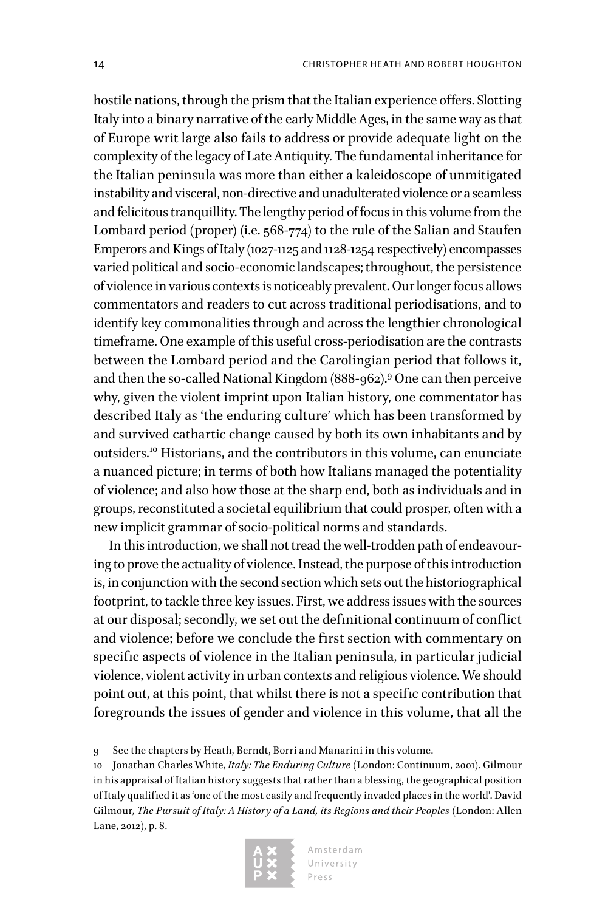hostile nations, through the prism that the Italian experience offers. Slotting Italy into a binary narrative of the early Middle Ages, in the same way as that of Europe writ large also fails to address or provide adequate light on the complexity of the legacy of Late Antiquity. The fundamental inheritance for the Italian peninsula was more than either a kaleidoscope of unmitigated instability and visceral, non-directive and unadulterated violence or a seamless and felicitous tranquillity. The lengthy period of focus in this volume from the Lombard period (proper) (i.e. 568-774) to the rule of the Salian and Staufen Emperors and Kings of Italy (1027-1125 and 1128-1254 respectively) encompasses varied political and socio-economic landscapes; throughout, the persistence of violence in various contexts is noticeably prevalent. Our longer focus allows commentators and readers to cut across traditional periodisations, and to identify key commonalities through and across the lengthier chronological timeframe. One example of this useful cross-periodisation are the contrasts between the Lombard period and the Carolingian period that follows it, and then the so-called National Kingdom (888-962).[9] One can then perceive why, given the violent imprint upon Italian history, one commentator has described Italy as 'the enduring culture' which has been transformed by and survived cathartic change caused by both its own inhabitants and by outsiders.[10] Historians, and the contributors in this volume, can enunciate a nuanced picture; in terms of both how Italians managed the potentiality of violence; and also how those at the sharp end, both as individuals and in groups, reconstituted a societal equilibrium that could prosper, often with a new implicit grammar of socio-political norms and standards.

In this introduction, we shall not tread the well-trodden path of endeavouring to prove the actuality of violence. Instead, the purpose of this introduction is, in conjunction with the second section which sets out the historiographical footprint, to tackle three key issues. First, we address issues with the sources at our disposal; secondly, we set out the definitional continuum of conflict and violence; before we conclude the first section with commentary on specific aspects of violence in the Italian peninsula, in particular judicial violence, violent activity in urban contexts and religious violence. We should point out, at this point, that whilst there is not a specific contribution that foregrounds the issues of gender and violence in this volume, that all the

9 See the chapters by Heath, Berndt, Borri and Manarini in this volume.

10 Jonathan Charles White, *Italy: The Enduring Culture* (London: Continuum, 2001). Gilmour in his appraisal of Italian history suggests that rather than a blessing, the geographical position of Italy qualified it as 'one of the most easily and frequently invaded places in the world'. David Gilmour, *The Pursuit of Italy: A History of a Land, its Regions and their Peoples* (London: Allen Lane, 2012), p. 8.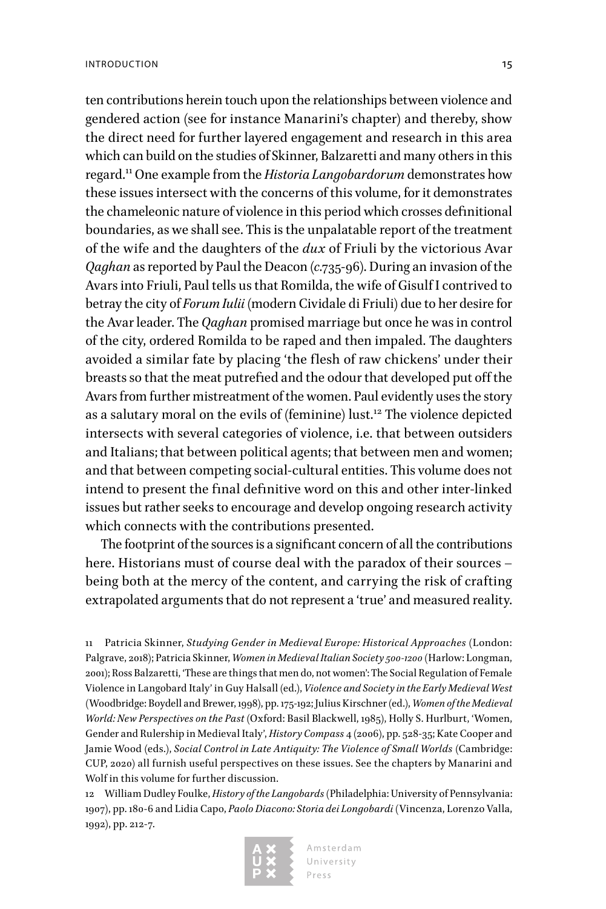ten contributions herein touch upon the relationships between violence and gendered action (see for instance Manarini's chapter) and thereby, show the direct need for further layered engagement and research in this area which can build on the studies of Skinner, Balzaretti and many others in this regard.[11] One example from the *Historia Langobardorum* demonstrates how these issues intersect with the concerns of this volume, for it demonstrates the chameleonic nature of violence in this period which crosses definitional boundaries, as we shall see. This is the unpalatable report of the treatment of the wife and the daughters of the *dux* of Friuli by the victorious Avar *Qaghan* as reported by Paul the Deacon (*c.*735-96). During an invasion of the Avars into Friuli, Paul tells us that Romilda, the wife of Gisulf I contrived to betray the city of *Forum Iulii* (modern Cividale di Friuli) due to her desire for the Avar leader. The *Qaghan* promised marriage but once he was in control of the city, ordered Romilda to be raped and then impaled. The daughters avoided a similar fate by placing 'the flesh of raw chickens' under their breasts so that the meat putrefied and the odour that developed put off the Avars from further mistreatment of the women. Paul evidently uses the story as a salutary moral on the evils of (feminine) lust.[12] The violence depicted intersects with several categories of violence, i.e. that between outsiders and Italians; that between political agents; that between men and women; and that between competing social-cultural entities. This volume does not intend to present the final definitive word on this and other inter-linked issues but rather seeks to encourage and develop ongoing research activity which connects with the contributions presented.

The footprint of the sources is a significant concern of all the contributions here. Historians must of course deal with the paradox of their sources – being both at the mercy of the content, and carrying the risk of crafting extrapolated arguments that do not represent a 'true' and measured reality.

11 Patricia Skinner, *Studying Gender in Medieval Europe: Historical Approaches* (London: Palgrave, 2018); Patricia Skinner, *Women in Medieval Italian Society 500-1200* (Harlow: Longman, 2001); Ross Balzaretti, 'These are things that men do, not women': The Social Regulation of Female Violence in Langobard Italy' in Guy Halsall (ed.), *Violence and Society in the Early Medieval West* (Woodbridge: Boydell and Brewer, 1998), pp. 175-192; Julius Kirschner (ed.), *Women of the Medieval World: New Perspectives on the Past* (Oxford: Basil Blackwell, 1985), Holly S. Hurlburt, 'Women, Gender and Rulership in Medieval Italy', *History Compass* 4 (2006), pp. 528-35; Kate Cooper and Jamie Wood (eds.), *Social Control in Late Antiquity: The Violence of Small Worlds* (Cambridge: CUP, 2020) all furnish useful perspectives on these issues. See the chapters by Manarini and Wolf in this volume for further discussion.

12 William Dudley Foulke, *History of the Langobards* (Philadelphia: University of Pennsylvania: 1907), pp. 180-6 and Lidia Capo, *Paolo Diacono: Storia dei Longobardi* (Vincenza, Lorenzo Valla, 1992), pp. 212-7.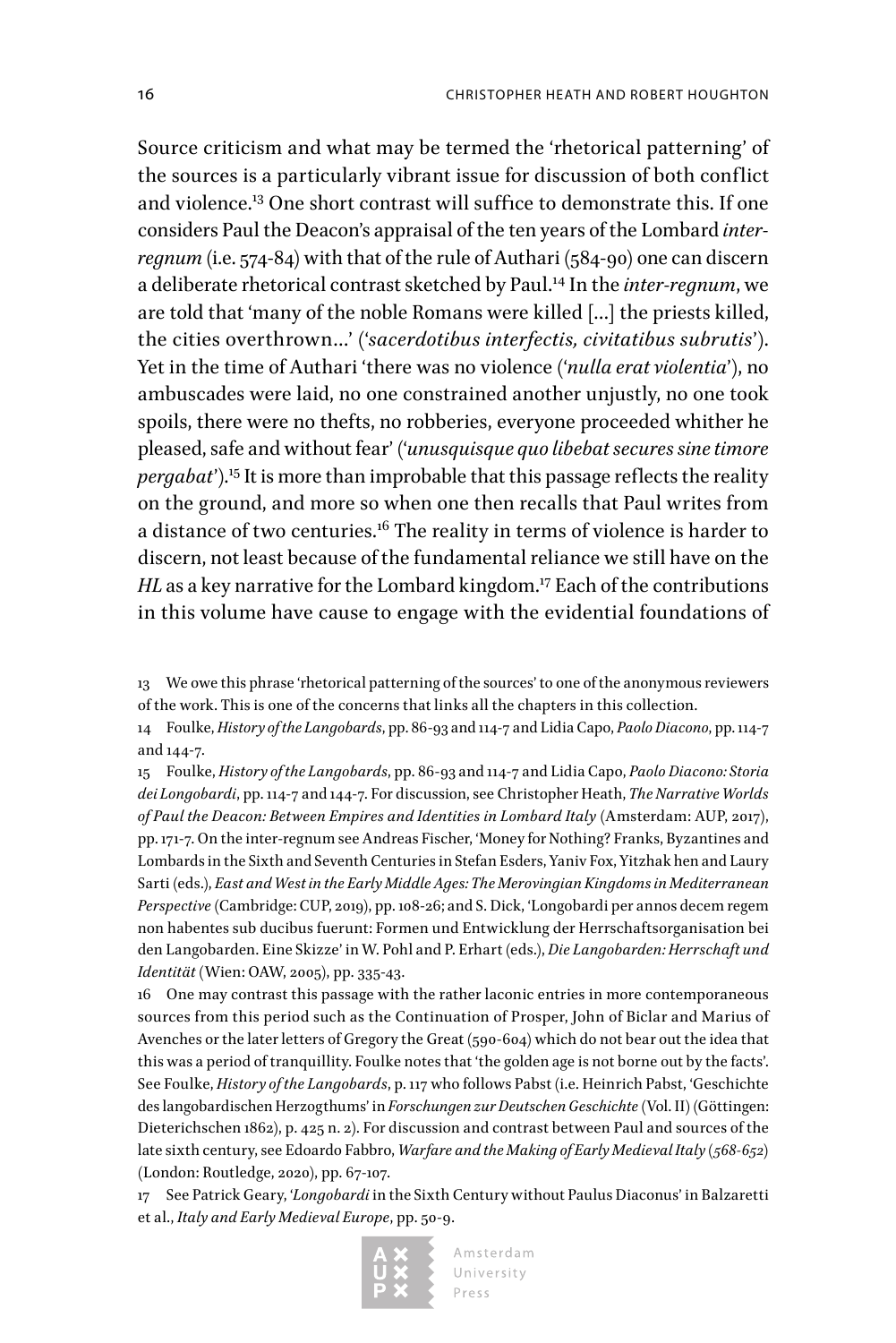Source criticism and what may be termed the 'rhetorical patterning' of the sources is a particularly vibrant issue for discussion of both conflict and violence.[13] One short contrast will suffice to demonstrate this. If one considers Paul the Deacon's appraisal of the ten years of the Lombard *inter-regnum* (i.e. 574-84) with that of the rule of Authari (584-90) one can discern a deliberate rhetorical contrast sketched by Paul.[14] In the *inter-regnum*, we are told that 'many of the noble Romans were killed [...] the priests killed, the cities overthrown...' ('*sacerdotibus interfectis, civitatibus subrutis*'). Yet in the time of Authari 'there was no violence ('*nulla erat violentia*'), no ambuscades were laid, no one constrained another unjustly, no one took spoils, there were no thefts, no robberies, everyone proceeded whither he pleased, safe and without fear' ('*unusquisque quo libebat secures sine timore pergabat*').[15] It is more than improbable that this passage reflects the reality on the ground, and more so when one then recalls that Paul writes from a distance of two centuries.[16] The reality in terms of violence is harder to discern, not least because of the fundamental reliance we still have on the *HL* as a key narrative for the Lombard kingdom.[17] Each of the contributions in this volume have cause to engage with the evidential foundations of

13 We owe this phrase 'rhetorical patterning of the sources' to one of the anonymous reviewers of the work. This is one of the concerns that links all the chapters in this collection.

14 Foulke, *History of the Langobards*, pp. 86-93 and 114-7 and Lidia Capo, *Paolo Diacono*, pp. 114-7 and 144-7.

15 Foulke, *History of the Langobards*, pp. 86-93 and 114-7 and Lidia Capo, *Paolo Diacono: Storia dei Longobardi*, pp. 114-7 and 144-7. For discussion, see Christopher Heath, *The Narrative Worlds of Paul the Deacon: Between Empires and Identities in Lombard Italy* (Amsterdam: AUP, 2017), pp. 171-7. On the inter-regnum see Andreas Fischer, 'Money for Nothing? Franks, Byzantines and Lombards in the Sixth and Seventh Centuries in Stefan Esders, Yaniv Fox, Yitzhak hen and Laury Sarti (eds.), *East and West in the Early Middle Ages: The Merovingian Kingdoms in Mediterranean Perspective* (Cambridge: CUP, 2019), pp. 108-26; and S. Dick, 'Longobardi per annos decem regem non habentes sub ducibus fuerunt: Formen und Entwicklung der Herrschaftsorganisation bei den Langobarden. Eine Skizze' in W. Pohl and P. Erhart (eds.), *Die Langobarden: Herrschaft und Identität* (Wien: OAW, 2005), pp. 335-43.

16 One may contrast this passage with the rather laconic entries in more contemporaneous sources from this period such as the Continuation of Prosper, John of Biclar and Marius of Avenches or the later letters of Gregory the Great (590-604) which do not bear out the idea that this was a period of tranquillity. Foulke notes that 'the golden age is not borne out by the facts'. See Foulke, *History of the Langobards*, p. 117 who follows Pabst (i.e. Heinrich Pabst, 'Geschichte des langobardischen Herzogthums' in *Forschungen zur Deutschen Geschichte* (Vol. II) (Göttingen: Dieterichschen 1862), p. 425 n. 2). For discussion and contrast between Paul and sources of the late sixth century, see Edoardo Fabbro, *Warfare and the Making of Early Medieval Italy (568-652)* (London: Routledge, 2020), pp. 67-107.

17 See Patrick Geary, '*Longobardi* in the Sixth Century without Paulus Diaconus' in Balzaretti et al., *Italy and Early Medieval Europe*, pp. 50-9.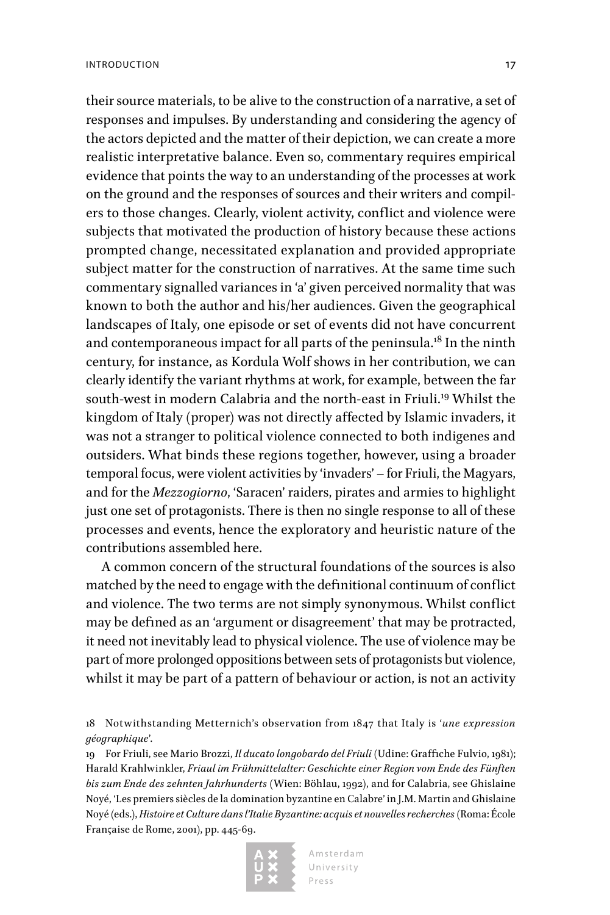their source materials, to be alive to the construction of a narrative, a set of responses and impulses. By understanding and considering the agency of the actors depicted and the matter of their depiction, we can create a more realistic interpretative balance. Even so, commentary requires empirical evidence that points the way to an understanding of the processes at work on the ground and the responses of sources and their writers and compilers to those changes. Clearly, violent activity, conflict and violence were subjects that motivated the production of history because these actions prompted change, necessitated explanation and provided appropriate subject matter for the construction of narratives. At the same time such commentary signalled variances in 'a' given perceived normality that was known to both the author and his/her audiences. Given the geographical landscapes of Italy, one episode or set of events did not have concurrent and contemporaneous impact for all parts of the peninsula.[18] In the ninth century, for instance, as Kordula Wolf shows in her contribution, we can clearly identify the variant rhythms at work, for example, between the far south-west in modern Calabria and the north-east in Friuli.[19] Whilst the kingdom of Italy (proper) was not directly affected by Islamic invaders, it was not a stranger to political violence connected to both indigenes and outsiders. What binds these regions together, however, using a broader temporal focus, were violent activities by 'invaders' – for Friuli, the Magyars, and for the *Mezzogiorno*, 'Saracen' raiders, pirates and armies to highlight just one set of protagonists. There is then no single response to all of these processes and events, hence the exploratory and heuristic nature of the contributions assembled here.

A common concern of the structural foundations of the sources is also matched by the need to engage with the definitional continuum of conflict and violence. The two terms are not simply synonymous. Whilst conflict may be defined as an 'argument or disagreement' that may be protracted, it need not inevitably lead to physical violence. The use of violence may be part of more prolonged oppositions between sets of protagonists but violence, whilst it may be part of a pattern of behaviour or action, is not an activity

18 Notwithstanding Metternich's observation from 1847 that Italy is '*une expression géographique*'.

19 For Friuli, see Mario Brozzi, *Il ducato longobardo del Friuli* (Udine: Graffiche Fulvio, 1981); Harald Krahlwinkler, *Friaul im Frühmittelalter: Geschichte einer Region vom Ende des Fünften bis zum Ende des zehnten Jahrhunderts* (Wien: Böhlau, 1992), and for Calabria, see Ghislaine Noyé, 'Les premiers siècles de la domination byzantine en Calabre' in J.M. Martin and Ghislaine Noyé (eds.), *Histoire et Culture dans l'Italie Byzantine: acquis et nouvelles recherches* (Roma: École Française de Rome, 2001), pp. 445-69.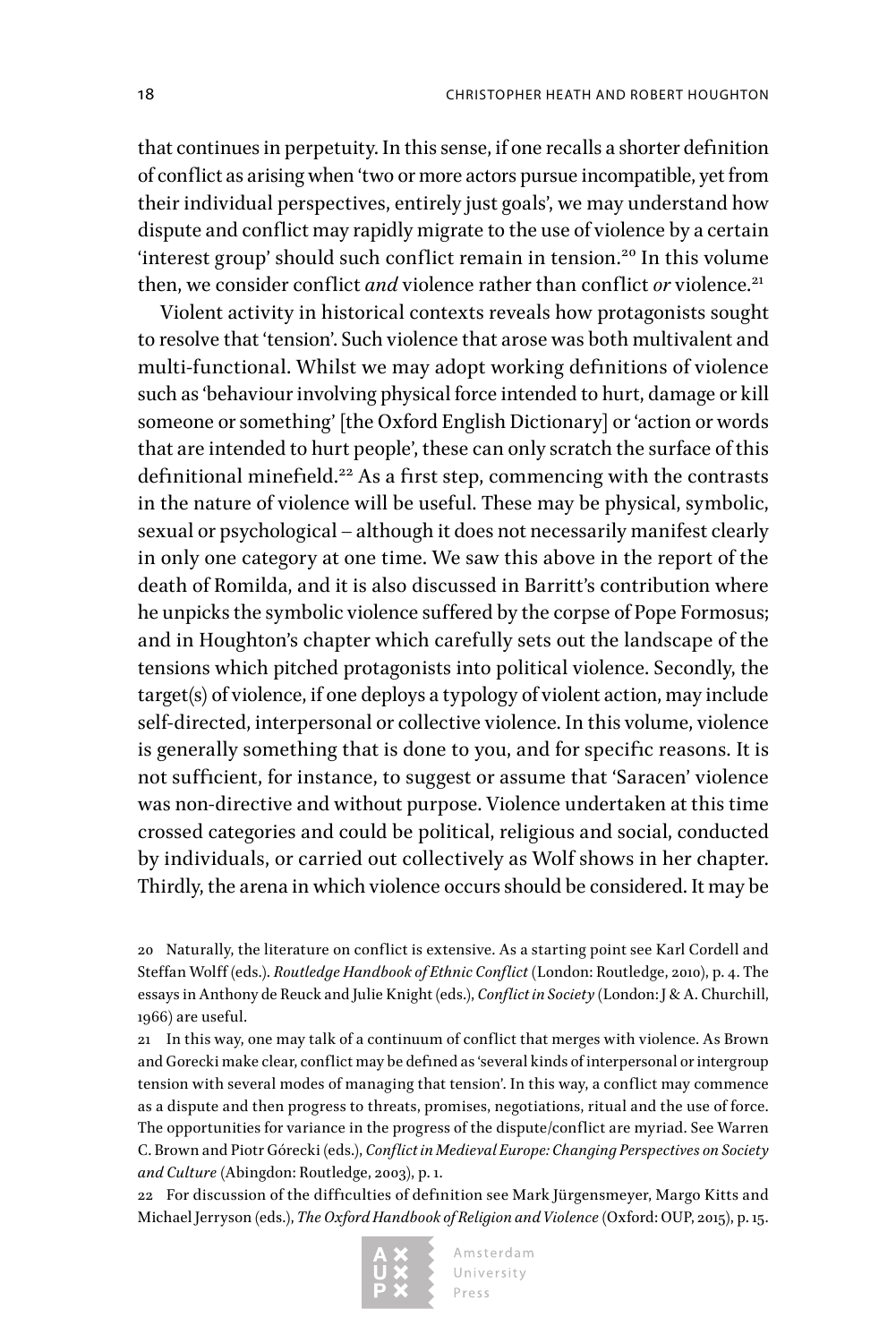that continues in perpetuity. In this sense, if one recalls a shorter definition of conflict as arising when 'two or more actors pursue incompatible, yet from their individual perspectives, entirely just goals', we may understand how dispute and conflict may rapidly migrate to the use of violence by a certain 'interest group' should such conflict remain in tension.[20] In this volume then, we consider conflict *and* violence rather than conflict *or* violence.[21]

Violent activity in historical contexts reveals how protagonists sought to resolve that 'tension'. Such violence that arose was both multivalent and multi-functional. Whilst we may adopt working definitions of violence such as 'behaviour involving physical force intended to hurt, damage or kill someone or something' [the Oxford English Dictionary] or 'action or words that are intended to hurt people', these can only scratch the surface of this definitional minefield.[22] As a first step, commencing with the contrasts in the nature of violence will be useful. These may be physical, symbolic, sexual or psychological – although it does not necessarily manifest clearly in only one category at one time. We saw this above in the report of the death of Romilda, and it is also discussed in Barritt's contribution where he unpicks the symbolic violence suffered by the corpse of Pope Formosus; and in Houghton's chapter which carefully sets out the landscape of the tensions which pitched protagonists into political violence. Secondly, the target(s) of violence, if one deploys a typology of violent action, may include self-directed, interpersonal or collective violence. In this volume, violence is generally something that is done to you, and for specific reasons. It is not sufficient, for instance, to suggest or assume that 'Saracen' violence was non-directive and without purpose. Violence undertaken at this time crossed categories and could be political, religious and social, conducted by individuals, or carried out collectively as Wolf shows in her chapter. Thirdly, the arena in which violence occurs should be considered. It may be

20 Naturally, the literature on conflict is extensive. As a starting point see Karl Cordell and Steffan Wolff (eds.). *Routledge Handbook of Ethnic Conflict* (London: Routledge, 2010), p. 4. The essays in Anthony de Reuck and Julie Knight (eds.), *Conflict in Society* (London: J & A. Churchill, 1966) are useful.

21 In this way, one may talk of a continuum of conflict that merges with violence. As Brown and Gorecki make clear, conflict may be defined as 'several kinds of interpersonal or intergroup tension with several modes of managing that tension'. In this way, a conflict may commence as a dispute and then progress to threats, promises, negotiations, ritual and the use of force. The opportunities for variance in the progress of the dispute/conflict are myriad. See Warren C. Brown and Piotr Górecki (eds.), *Conflict in Medieval Europe: Changing Perspectives on Society and Culture* (Abingdon: Routledge, 2003), p. 1.

22 For discussion of the difficulties of definition see Mark Jürgensmeyer, Margo Kitts and Michael Jerryson (eds.), *The Oxford Handbook of Religion and Violence* (Oxford: OUP, 2015), p. 15.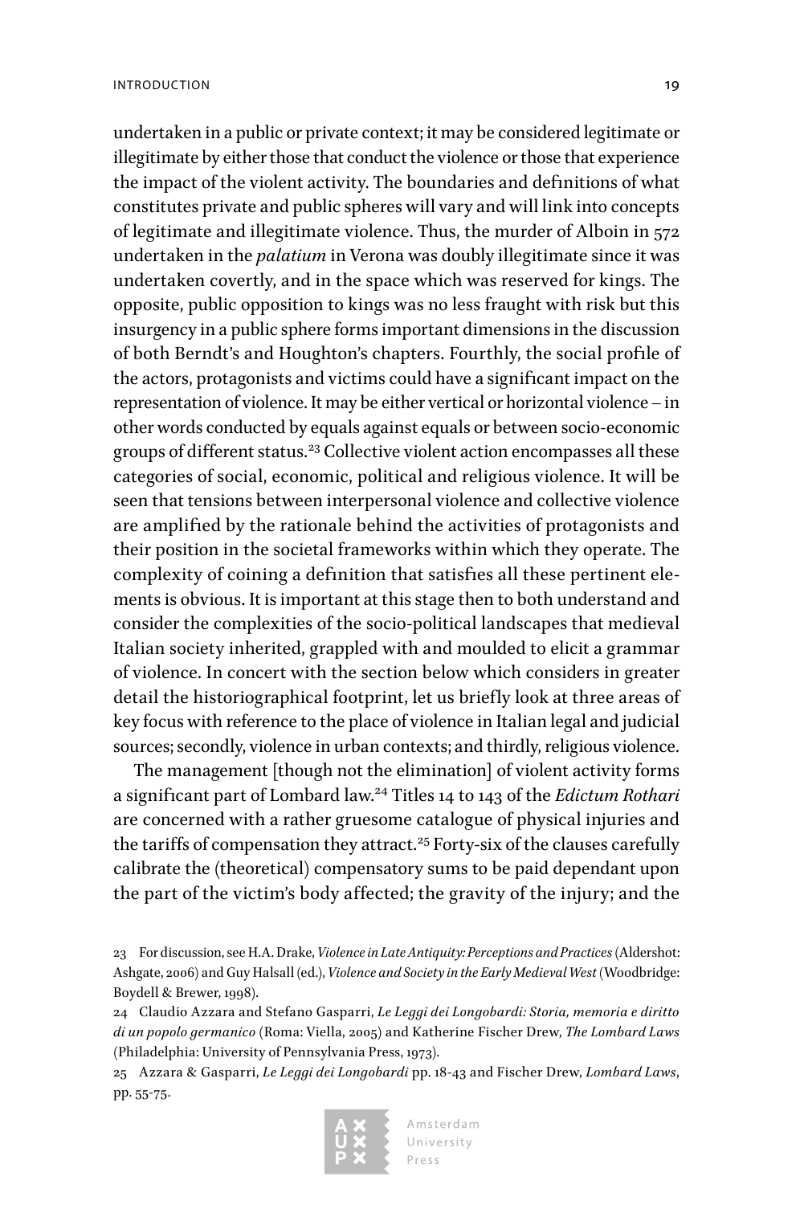undertaken in a public or private context; it may be considered legitimate or illegitimate by either those that conduct the violence or those that experience the impact of the violent activity. The boundaries and definitions of what constitutes private and public spheres will vary and will link into concepts of legitimate and illegitimate violence. Thus, the murder of Alboin in 572 undertaken in the *palatium* in Verona was doubly illegitimate since it was undertaken covertly, and in the space which was reserved for kings. The opposite, public opposition to kings was no less fraught with risk but this insurgency in a public sphere forms important dimensions in the discussion of both Berndt's and Houghton's chapters. Fourthly, the social profile of the actors, protagonists and victims could have a significant impact on the representation of violence. It may be either vertical or horizontal violence – in other words conducted by equals against equals or between socio-economic groups of different status.[23] Collective violent action encompasses all these categories of social, economic, political and religious violence. It will be seen that tensions between interpersonal violence and collective violence are amplified by the rationale behind the activities of protagonists and their position in the societal frameworks within which they operate. The complexity of coining a definition that satisfies all these pertinent elements is obvious. It is important at this stage then to both understand and consider the complexities of the socio-political landscapes that medieval Italian society inherited, grappled with and moulded to elicit a grammar of violence. In concert with the section below which considers in greater detail the historiographical footprint, let us briefly look at three areas of key focus with reference to the place of violence in Italian legal and judicial sources; secondly, violence in urban contexts; and thirdly, religious violence.

The management [though not the elimination] of violent activity forms a significant part of Lombard law.[24] Titles 14 to 143 of the *Edictum Rothari* are concerned with a rather gruesome catalogue of physical injuries and the tariffs of compensation they attract.[25] Forty-six of the clauses carefully calibrate the (theoretical) compensatory sums to be paid dependant upon the part of the victim's body affected; the gravity of the injury; and the

23 For discussion, see H.A. Drake, *Violence in Late Antiquity: Perceptions and Practices* (Aldershot: Ashgate, 2006) and Guy Halsall (ed.), *Violence and Society in the Early Medieval West* (Woodbridge: Boydell & Brewer, 1998).

24 Claudio Azzara and Stefano Gasparri, *Le Leggi dei Longobardi: Storia, memoria e diritto di un popolo germanico* (Roma: Viella, 2005) and Katherine Fischer Drew, *The Lombard Laws* (Philadelphia: University of Pennsylvania Press, 1973).

25 Azzara & Gasparri, *Le Leggi dei Longobardi* pp. 18-43 and Fischer Drew, *Lombard Laws*, pp. 55-75.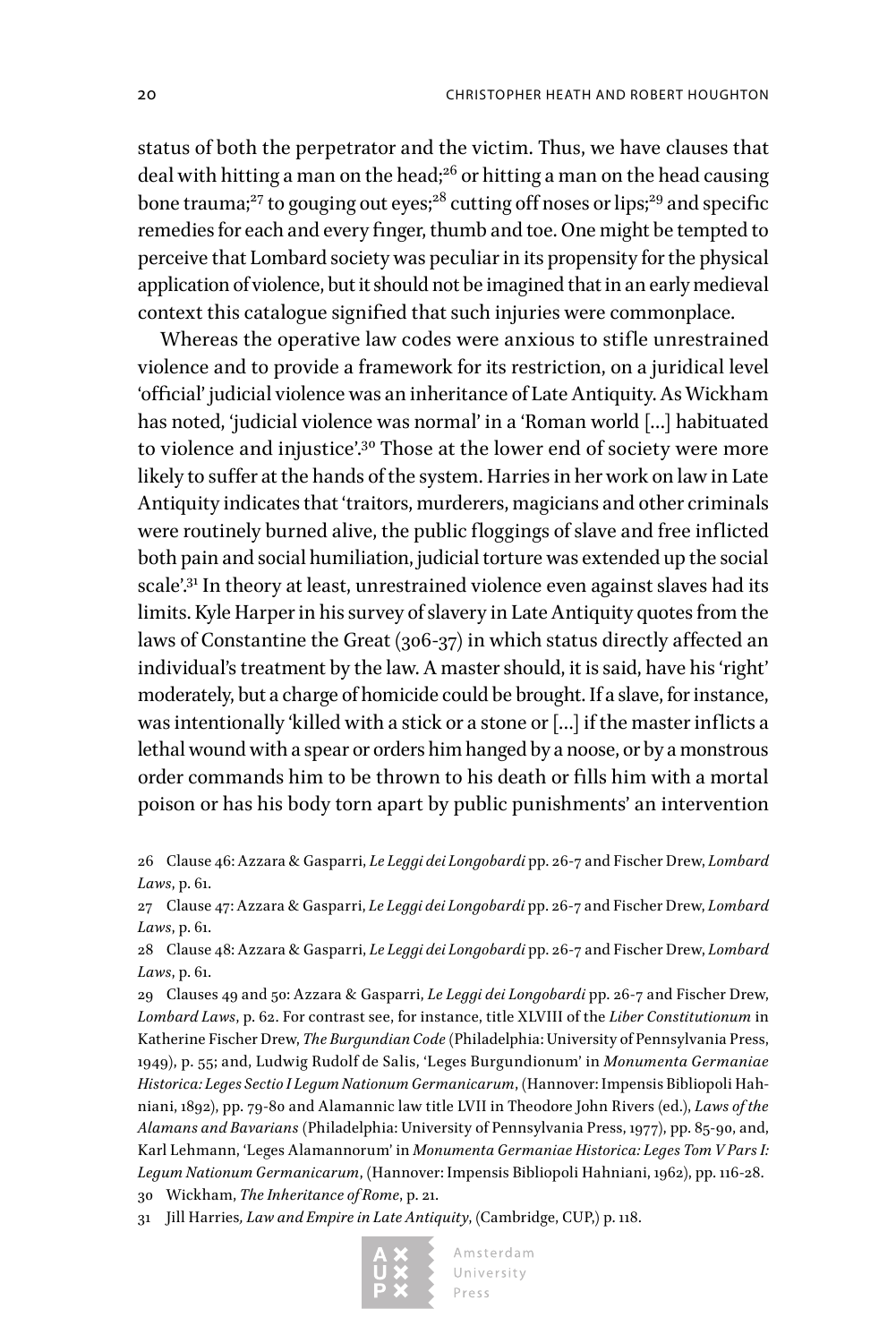status of both the perpetrator and the victim. Thus, we have clauses that deal with hitting a man on the head;[26] or hitting a man on the head causing bone trauma;[27] to gouging out eyes;[28] cutting off noses or lips;[29] and specific remedies for each and every finger, thumb and toe. One might be tempted to perceive that Lombard society was peculiar in its propensity for the physical application of violence, but it should not be imagined that in an early medieval context this catalogue signified that such injuries were commonplace.

Whereas the operative law codes were anxious to stifle unrestrained violence and to provide a framework for its restriction, on a juridical level 'official' judicial violence was an inheritance of Late Antiquity. As Wickham has noted, 'judicial violence was normal' in a 'Roman world […] habituated to violence and injustice'.[30] Those at the lower end of society were more likely to suffer at the hands of the system. Harries in her work on law in Late Antiquity indicates that 'traitors, murderers, magicians and other criminals were routinely burned alive, the public floggings of slave and free inflicted both pain and social humiliation, judicial torture was extended up the social scale'.[31] In theory at least, unrestrained violence even against slaves had its limits. Kyle Harper in his survey of slavery in Late Antiquity quotes from the laws of Constantine the Great (306-37) in which status directly affected an individual's treatment by the law. A master should, it is said, have his 'right' moderately, but a charge of homicide could be brought. If a slave, for instance, was intentionally 'killed with a stick or a stone or […] if the master inflicts a lethal wound with a spear or orders him hanged by a noose, or by a monstrous order commands him to be thrown to his death or fills him with a mortal poison or has his body torn apart by public punishments' an intervention

26 Clause 46: Azzara & Gasparri, *Le Leggi dei Longobardi* pp. 26-7 and Fischer Drew, *Lombard Laws*, p. 61.

27 Clause 47: Azzara & Gasparri, *Le Leggi dei Longobardi* pp. 26-7 and Fischer Drew, *Lombard Laws*, p. 61.

28 Clause 48: Azzara & Gasparri, *Le Leggi dei Longobardi* pp. 26-7 and Fischer Drew, *Lombard Laws*, p. 61.

29 Clauses 49 and 50: Azzara & Gasparri, *Le Leggi dei Longobardi* pp. 26-7 and Fischer Drew, *Lombard Laws*, p. 62. For contrast see, for instance, title XLVIII of the *Liber Constitutionum* in Katherine Fischer Drew, *The Burgundian Code* (Philadelphia: University of Pennsylvania Press, 1949), p. 55; and, Ludwig Rudolf de Salis, 'Leges Burgundionum' in *Monumenta Germaniae Historica: Leges Sectio I Legum Nationum Germanicarum*, (Hannover: Impensis Bibliopoli Hahniani, 1892), pp. 79-80 and Alamannic law title LVII in Theodore John Rivers (ed.), *Laws of the Alamans and Bavarians* (Philadelphia: University of Pennsylvania Press, 1977), pp. 85-90, and, Karl Lehmann, 'Leges Alamannorum' in *Monumenta Germaniae Historica: Leges Tom V Pars I: Legum Nationum Germanicarum*, (Hannover: Impensis Bibliopoli Hahniani, 1962), pp. 116-28.

30 Wickham, *The Inheritance of Rome*, p. 21.

31 Jill Harries*, Law and Empire in Late Antiquity*, (Cambridge, CUP,) p. 118.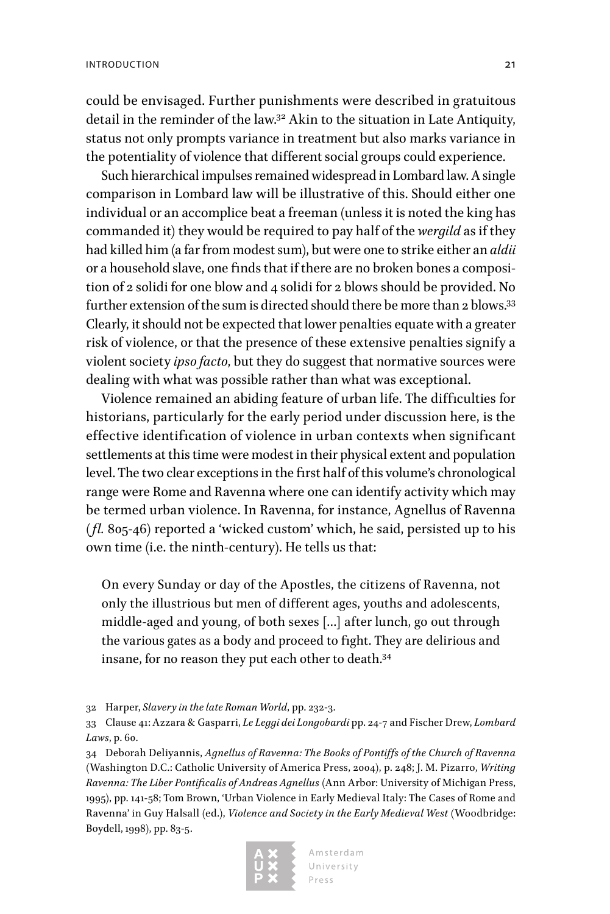could be envisaged. Further punishments were described in gratuitous detail in the reminder of the law.[32] Akin to the situation in Late Antiquity, status not only prompts variance in treatment but also marks variance in the potentiality of violence that different social groups could experience.

Such hierarchical impulses remained widespread in Lombard law. A single comparison in Lombard law will be illustrative of this. Should either one individual or an accomplice beat a freeman (unless it is noted the king has commanded it) they would be required to pay half of the *wergild* as if they had killed him (a far from modest sum), but were one to strike either an *aldii* or a household slave, one finds that if there are no broken bones a composition of 2 solidi for one blow and 4 solidi for 2 blows should be provided. No further extension of the sum is directed should there be more than 2 blows.[33] Clearly, it should not be expected that lower penalties equate with a greater risk of violence, or that the presence of these extensive penalties signify a violent society *ipso facto*, but they do suggest that normative sources were dealing with what was possible rather than what was exceptional.

Violence remained an abiding feature of urban life. The difficulties for historians, particularly for the early period under discussion here, is the effective identification of violence in urban contexts when significant settlements at this time were modest in their physical extent and population level. The two clear exceptions in the first half of this volume's chronological range were Rome and Ravenna where one can identify activity which may be termed urban violence. In Ravenna, for instance, Agnellus of Ravenna (*fl.* 805-46) reported a 'wicked custom' which, he said, persisted up to his own time (i.e. the ninth-century). He tells us that:

> On every Sunday or day of the Apostles, the citizens of Ravenna, not only the illustrious but men of different ages, youths and adolescents, middle-aged and young, of both sexes […] after lunch, go out through the various gates as a body and proceed to fight. They are delirious and insane, for no reason they put each other to death.[34]

---

32 Harper, *Slavery in the late Roman World*, pp. 232-3.

33 Clause 41: Azzara & Gasparri, *Le Leggi dei Longobardi* pp. 24-7 and Fischer Drew, *Lombard Laws*, p. 60.

34 Deborah Deliyannis, *Agnellus of Ravenna: The Books of Pontiffs of the Church of Ravenna* (Washington D.C.: Catholic University of America Press, 2004), p. 248; J. M. Pizarro, *Writing Ravenna: The Liber Pontificalis of Andreas Agnellus* (Ann Arbor: University of Michigan Press, 1995), pp. 141-58; Tom Brown, 'Urban Violence in Early Medieval Italy: The Cases of Rome and Ravenna' in Guy Halsall (ed.), *Violence and Society in the Early Medieval West* (Woodbridge: Boydell, 1998), pp. 83-5.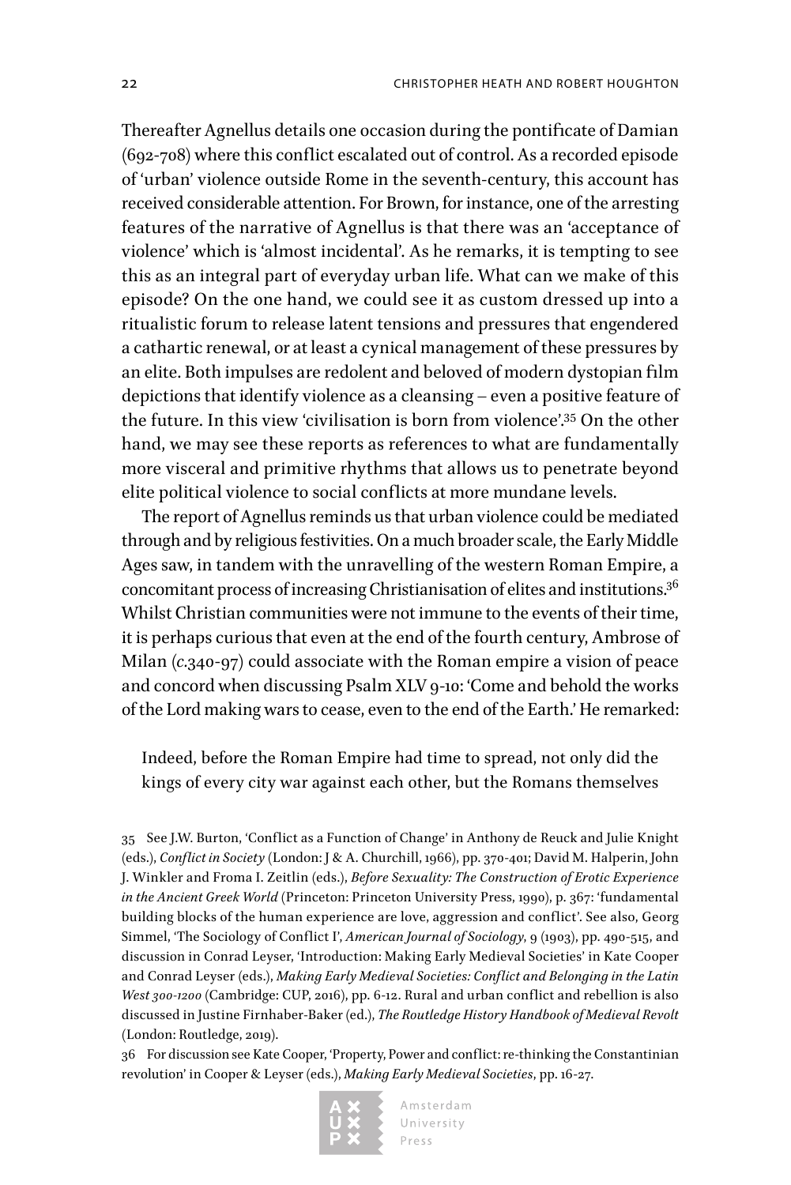Thereafter Agnellus details one occasion during the pontificate of Damian (692-708) where this conflict escalated out of control. As a recorded episode of 'urban' violence outside Rome in the seventh-century, this account has received considerable attention. For Brown, for instance, one of the arresting features of the narrative of Agnellus is that there was an 'acceptance of violence' which is 'almost incidental'. As he remarks, it is tempting to see this as an integral part of everyday urban life. What can we make of this episode? On the one hand, we could see it as custom dressed up into a ritualistic forum to release latent tensions and pressures that engendered a cathartic renewal, or at least a cynical management of these pressures by an elite. Both impulses are redolent and beloved of modern dystopian film depictions that identify violence as a cleansing – even a positive feature of the future. In this view 'civilisation is born from violence'.[35] On the other hand, we may see these reports as references to what are fundamentally more visceral and primitive rhythms that allows us to penetrate beyond elite political violence to social conflicts at more mundane levels.

The report of Agnellus reminds us that urban violence could be mediated through and by religious festivities. On a much broader scale, the Early Middle Ages saw, in tandem with the unravelling of the western Roman Empire, a concomitant process of increasing Christianisation of elites and institutions.[36] Whilst Christian communities were not immune to the events of their time, it is perhaps curious that even at the end of the fourth century, Ambrose of Milan (*c.*340-97) could associate with the Roman empire a vision of peace and concord when discussing Psalm XLV 9-10: 'Come and behold the works of the Lord making wars to cease, even to the end of the Earth.' He remarked:

> Indeed, before the Roman Empire had time to spread, not only did the kings of every city war against each other, but the Romans themselves

35 See J.W. Burton, 'Conflict as a Function of Change' in Anthony de Reuck and Julie Knight (eds.), *Conflict in Society* (London: J & A. Churchill, 1966), pp. 370-401; David M. Halperin, John J. Winkler and Froma I. Zeitlin (eds.), *Before Sexuality: The Construction of Erotic Experience in the Ancient Greek World* (Princeton: Princeton University Press, 1990), p. 367: 'fundamental building blocks of the human experience are love, aggression and conflict'. See also, Georg Simmel, 'The Sociology of Conflict I', *American Journal of Sociology*, 9 (1903), pp. 490-515, and discussion in Conrad Leyser, 'Introduction: Making Early Medieval Societies' in Kate Cooper and Conrad Leyser (eds.), *Making Early Medieval Societies: Conflict and Belonging in the Latin West 300-1200* (Cambridge: CUP, 2016), pp. 6-12. Rural and urban conflict and rebellion is also discussed in Justine Firnhaber-Baker (ed.), *The Routledge History Handbook of Medieval Revolt* (London: Routledge, 2019).

36 For discussion see Kate Cooper, 'Property, Power and conflict: re-thinking the Constantinian revolution' in Cooper & Leyser (eds.), *Making Early Medieval Societies*, pp. 16-27.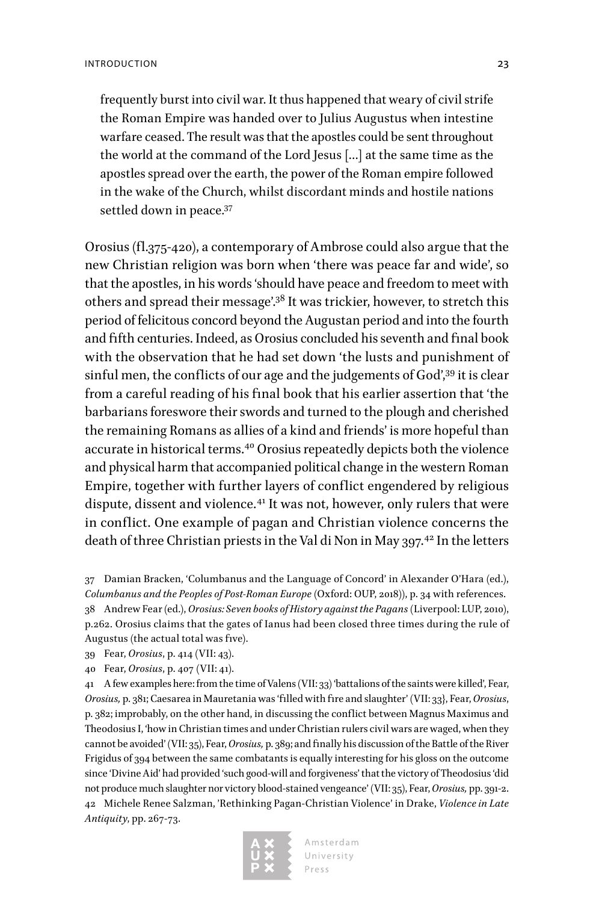> frequently burst into civil war. It thus happened that weary of civil strife the Roman Empire was handed over to Julius Augustus when intestine warfare ceased. The result was that the apostles could be sent throughout the world at the command of the Lord Jesus […] at the same time as the apostles spread over the earth, the power of the Roman empire followed in the wake of the Church, whilst discordant minds and hostile nations settled down in peace.[37]

Orosius (fl.375-420), a contemporary of Ambrose could also argue that the new Christian religion was born when 'there was peace far and wide', so that the apostles, in his words 'should have peace and freedom to meet with others and spread their message'.[38] It was trickier, however, to stretch this period of felicitous concord beyond the Augustan period and into the fourth and fifth centuries. Indeed, as Orosius concluded his seventh and final book with the observation that he had set down 'the lusts and punishment of sinful men, the conflicts of our age and the judgements of God',[39] it is clear from a careful reading of his final book that his earlier assertion that 'the barbarians foreswore their swords and turned to the plough and cherished the remaining Romans as allies of a kind and friends' is more hopeful than accurate in historical terms.[40] Orosius repeatedly depicts both the violence and physical harm that accompanied political change in the western Roman Empire, together with further layers of conflict engendered by religious dispute, dissent and violence.[41] It was not, however, only rulers that were in conflict. One example of pagan and Christian violence concerns the death of three Christian priests in the Val di Non in May 397.[42] In the letters

37 Damian Bracken, 'Columbanus and the Language of Concord' in Alexander O'Hara (ed.), *Columbanus and the Peoples of Post-Roman Europe* (Oxford: OUP, 2018)), p. 34 with references.

38 Andrew Fear (ed.), *Orosius: Seven books of History against the Pagans* (Liverpool: LUP, 2010), p.262. Orosius claims that the gates of Ianus had been closed three times during the rule of Augustus (the actual total was five).

39 Fear, *Orosius*, p. 414 (VII: 43).

40 Fear, *Orosius*, p. 407 (VII: 41).

41 A few examples here: from the time of Valens (VII: 33) 'battalions of the saints were killed', Fear, *Orosius,* p. 381; Caesarea in Mauretania was 'filled with fire and slaughter' (VII: 33}, Fear, *Orosius*, p. 382; improbably, on the other hand, in discussing the conflict between Magnus Maximus and Theodosius I, 'how in Christian times and under Christian rulers civil wars are waged, when they cannot be avoided' (VII: 35), Fear, *Orosius,* p. 389; and finally his discussion of the Battle of the River Frigidus of 394 between the same combatants is equally interesting for his gloss on the outcome since 'Divine Aid' had provided 'such good-will and forgiveness' that the victory of Theodosius 'did not produce much slaughter nor victory blood-stained vengeance' (VII: 35), Fear, *Orosius,* pp. 391-2.

42 Michele Renee Salzman, 'Rethinking Pagan-Christian Violence' in Drake, *Violence in Late Antiquity*, pp. 267-73.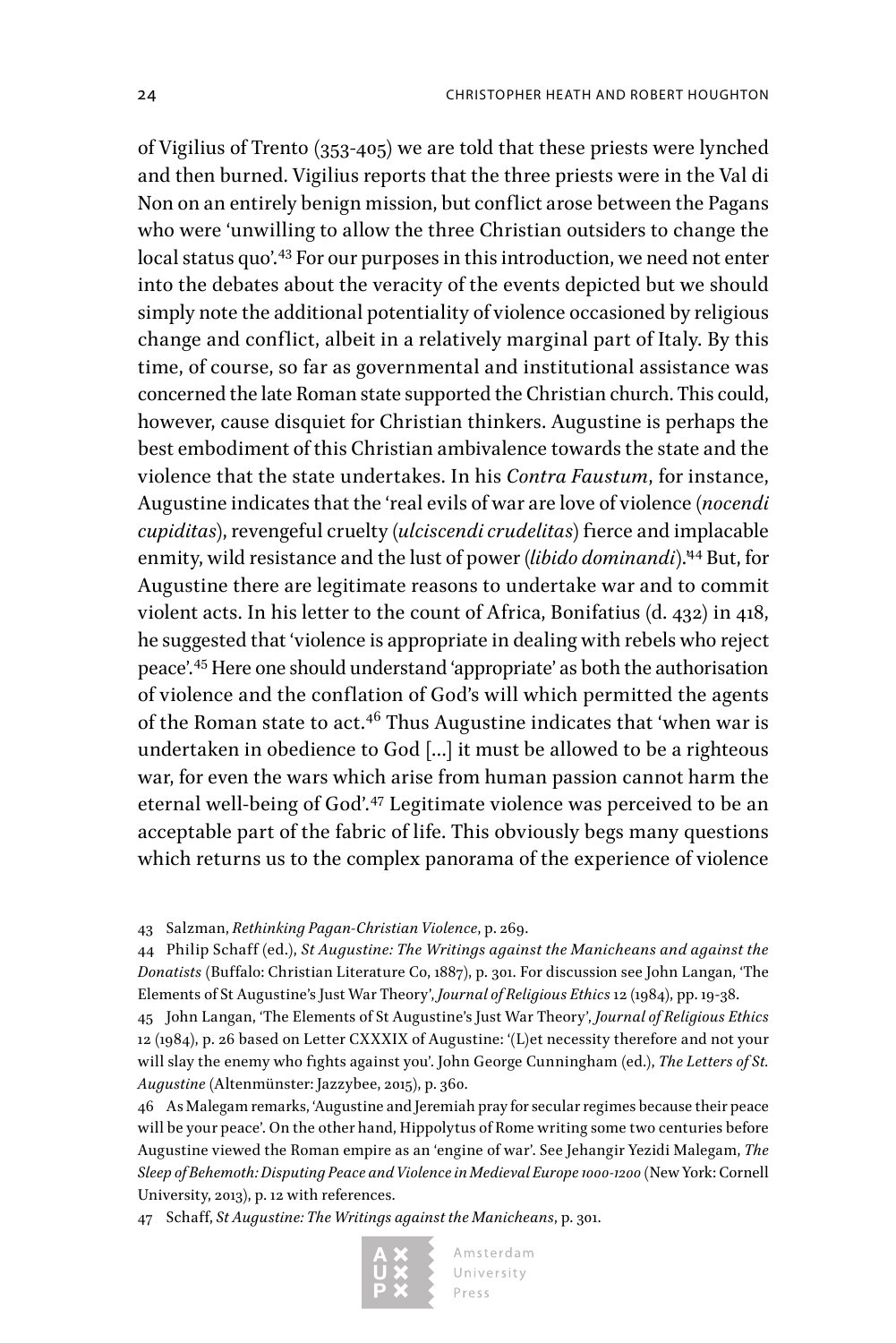of Vigilius of Trento (353-405) we are told that these priests were lynched and then burned. Vigilius reports that the three priests were in the Val di Non on an entirely benign mission, but conflict arose between the Pagans who were 'unwilling to allow the three Christian outsiders to change the local status quo'.[43] For our purposes in this introduction, we need not enter into the debates about the veracity of the events depicted but we should simply note the additional potentiality of violence occasioned by religious change and conflict, albeit in a relatively marginal part of Italy. By this time, of course, so far as governmental and institutional assistance was concerned the late Roman state supported the Christian church. This could, however, cause disquiet for Christian thinkers. Augustine is perhaps the best embodiment of this Christian ambivalence towards the state and the violence that the state undertakes. In his *Contra Faustum*, for instance, Augustine indicates that the 'real evils of war are love of violence (*nocendi cupiditas*), revengeful cruelty (*ulciscendi crudelitas*) fierce and implacable enmity, wild resistance and the lust of power (*libido dominandi*).'[44] But, for Augustine there are legitimate reasons to undertake war and to commit violent acts. In his letter to the count of Africa, Bonifatius (d. 432) in 418, he suggested that 'violence is appropriate in dealing with rebels who reject peace'.[45] Here one should understand 'appropriate' as both the authorisation of violence and the conflation of God's will which permitted the agents of the Roman state to act.[46] Thus Augustine indicates that 'when war is undertaken in obedience to God […] it must be allowed to be a righteous war, for even the wars which arise from human passion cannot harm the eternal well-being of God'.[47] Legitimate violence was perceived to be an acceptable part of the fabric of life. This obviously begs many questions which returns us to the complex panorama of the experience of violence

43 Salzman, *Rethinking Pagan-Christian Violence*, p. 269.

44 Philip Schaff (ed.), *St Augustine: The Writings against the Manicheans and against the Donatists* (Buffalo: Christian Literature Co, 1887), p. 301. For discussion see John Langan, 'The Elements of St Augustine's Just War Theory', *Journal of Religious Ethics* 12 (1984), pp. 19-38.

45 John Langan, 'The Elements of St Augustine's Just War Theory', *Journal of Religious Ethics* 12 (1984), p. 26 based on Letter CXXXIX of Augustine: '(L)et necessity therefore and not your will slay the enemy who fights against you'. John George Cunningham (ed.), *The Letters of St. Augustine* (Altenmünster: Jazzybee, 2015), p. 360.

46 As Malegam remarks, 'Augustine and Jeremiah pray for secular regimes because their peace will be your peace'. On the other hand, Hippolytus of Rome writing some two centuries before Augustine viewed the Roman empire as an 'engine of war'. See Jehangir Yezidi Malegam, *The Sleep of Behemoth: Disputing Peace and Violence in Medieval Europe 1000-1200* (New York: Cornell University, 2013), p. 12 with references.

47 Schaff, *St Augustine: The Writings against the Manicheans*, p. 301.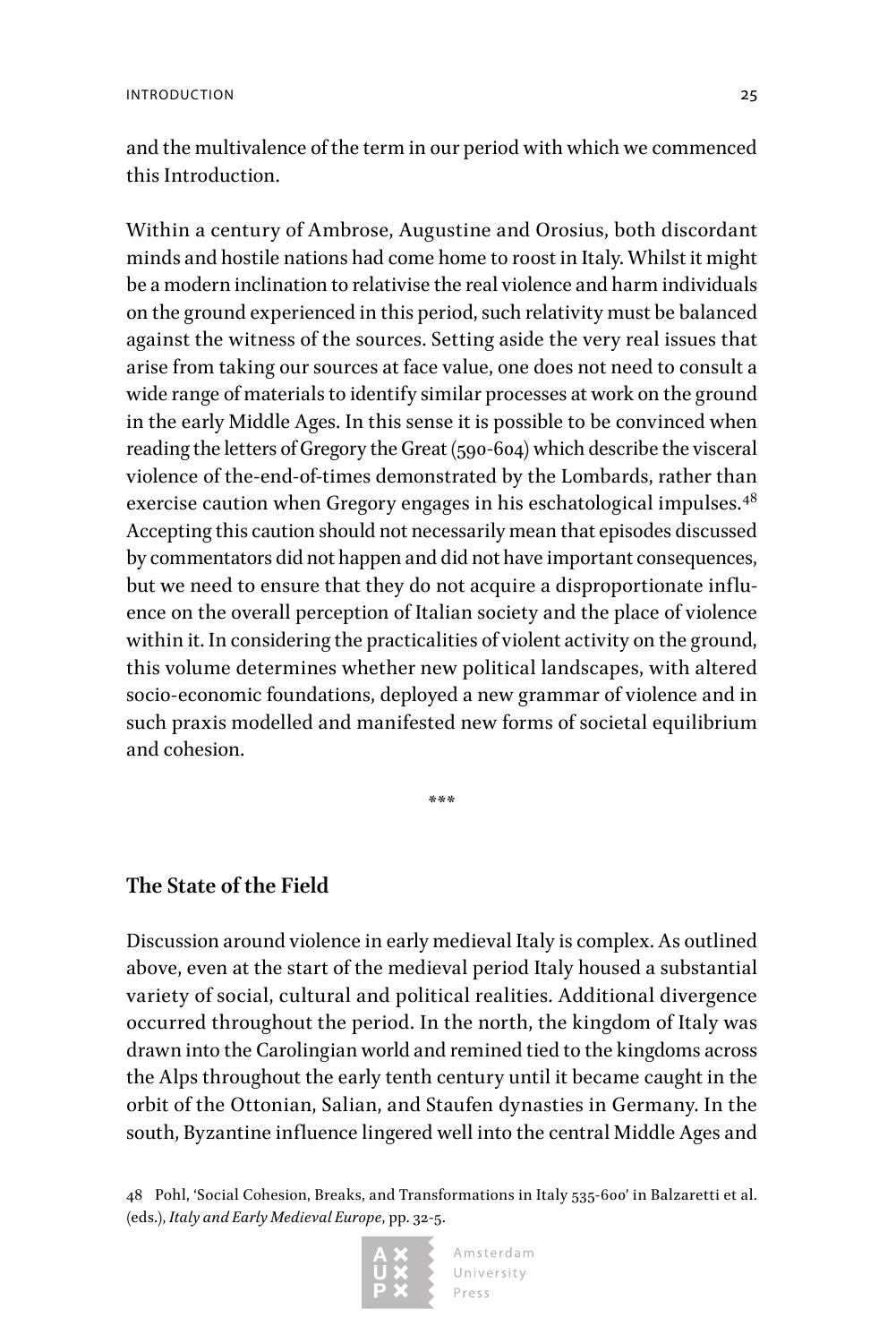and the multivalence of the term in our period with which we commenced this Introduction.

Within a century of Ambrose, Augustine and Orosius, both discordant minds and hostile nations had come home to roost in Italy. Whilst it might be a modern inclination to relativise the real violence and harm individuals on the ground experienced in this period, such relativity must be balanced against the witness of the sources. Setting aside the very real issues that arise from taking our sources at face value, one does not need to consult a wide range of materials to identify similar processes at work on the ground in the early Middle Ages. In this sense it is possible to be convinced when reading the letters of Gregory the Great (590-604) which describe the visceral violence of the-end-of-times demonstrated by the Lombards, rather than exercise caution when Gregory engages in his eschatological impulses.[48] Accepting this caution should not necessarily mean that episodes discussed by commentators did not happen and did not have important consequences, but we need to ensure that they do not acquire a disproportionate influence on the overall perception of Italian society and the place of violence within it. In considering the practicalities of violent activity on the ground, this volume determines whether new political landscapes, with altered socio-economic foundations, deployed a new grammar of violence and in such praxis modelled and manifested new forms of societal equilibrium and cohesion.

***

## The State of the Field

Discussion around violence in early medieval Italy is complex. As outlined above, even at the start of the medieval period Italy housed a substantial variety of social, cultural and political realities. Additional divergence occurred throughout the period. In the north, the kingdom of Italy was drawn into the Carolingian world and remined tied to the kingdoms across the Alps throughout the early tenth century until it became caught in the orbit of the Ottonian, Salian, and Staufen dynasties in Germany. In the south, Byzantine influence lingered well into the central Middle Ages and

48 Pohl, 'Social Cohesion, Breaks, and Transformations in Italy 535-600' in Balzaretti et al. (eds.), *Italy and Early Medieval Europe*, pp. 32-5.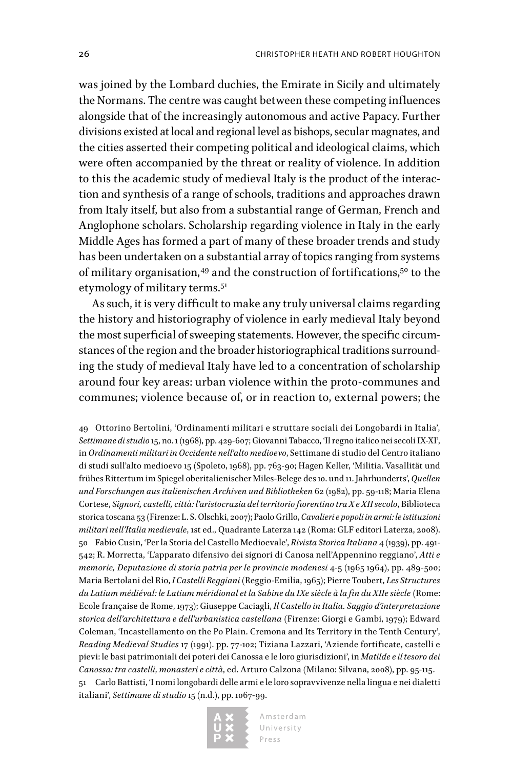was joined by the Lombard duchies, the Emirate in Sicily and ultimately the Normans. The centre was caught between these competing influences alongside that of the increasingly autonomous and active Papacy. Further divisions existed at local and regional level as bishops, secular magnates, and the cities asserted their competing political and ideological claims, which were often accompanied by the threat or reality of violence. In addition to this the academic study of medieval Italy is the product of the interaction and synthesis of a range of schools, traditions and approaches drawn from Italy itself, but also from a substantial range of German, French and Anglophone scholars. Scholarship regarding violence in Italy in the early Middle Ages has formed a part of many of these broader trends and study has been undertaken on a substantial array of topics ranging from systems of military organisation,[49] and the construction of fortifications,[50] to the etymology of military terms.[51]

As such, it is very difficult to make any truly universal claims regarding the history and historiography of violence in early medieval Italy beyond the most superficial of sweeping statements. However, the specific circumstances of the region and the broader historiographical traditions surrounding the study of medieval Italy have led to a concentration of scholarship around four key areas: urban violence within the proto-communes and communes; violence because of, or in reaction to, external powers; the

49 Ottorino Bertolini, 'Ordinamenti militari e struttare sociali dei Longobardi in Italia', *Settimane di studio* 15, no. 1 (1968), pp. 429-607; Giovanni Tabacco, 'Il regno italico nei secoli IX-XI', in *Ordinamenti militari in Occidente nell'alto medioevo*, Settimane di studio del Centro italiano di studi sull'alto medioevo 15 (Spoleto, 1968), pp. 763-90; Hagen Keller, 'Militia. Vasallität und frühes Rittertum im Spiegel oberitalienischer Miles-Belege des 10. und 11. Jahrhunderts', *Quellen und Forschungen aus italienischen Archiven und Bibliotheken* 62 (1982), pp. 59-118; Maria Elena Cortese, *Signori, castelli, città: l'aristocrazia del territorio fiorentino tra X e XII secolo*, Biblioteca storica toscana 53 (Firenze: L. S. Olschki, 2007); Paolo Grillo, *Cavalieri e popoli in armi: le istituzioni militari nell'Italia medievale*, 1st ed., Quadrante Laterza 142 (Roma: GLF editori Laterza, 2008).

50 Fabio Cusin, 'Per la Storia del Castello Medioevale', *Rivista Storica Italiana* 4 (1939), pp. 491-542; R. Morretta, 'L'apparato difensivo dei signori di Canosa nell'Appennino reggiano', *Atti e memorie, Deputazione di storia patria per le provincie modenesi* 4-5 (1965 1964), pp. 489-500; Maria Bertolani del Rio, *I Castelli Reggiani* (Reggio-Emilia, 1965); Pierre Toubert, *Les Structures du Latium médiéval: le Latium méridional et la Sabine du IXe siècle à la fin du XIIe siècle* (Rome: Ecole française de Rome, 1973); Giuseppe Caciagli, *Il Castello in Italia. Saggio d'interpretazione storica dell'architettura e dell'urbanistica castellana* (Firenze: Giorgi e Gambi, 1979); Edward Coleman, 'Incastellamento on the Po Plain. Cremona and Its Territory in the Tenth Century', *Reading Medieval Studies* 17 (1991). pp. 77-102; Tiziana Lazzari, 'Aziende fortificate, castelli e pievi: le basi patrimoniali dei poteri dei Canossa e le loro giurisdizioni', in *Matilde e il tesoro dei Canossa: tra castelli, monasteri e città*, ed. Arturo Calzona (Milano: Silvana, 2008), pp. 95-115.

51 Carlo Battisti, 'I nomi longobardi delle armi e le loro sopravvivenze nella lingua e nei dialetti italiani', *Settimane di studio* 15 (n.d.), pp. 1067-99.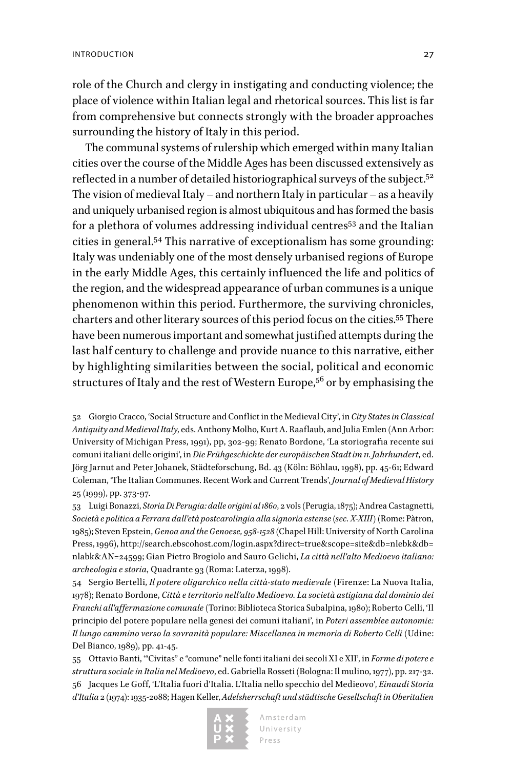role of the Church and clergy in instigating and conducting violence; the place of violence within Italian legal and rhetorical sources. This list is far from comprehensive but connects strongly with the broader approaches surrounding the history of Italy in this period.

The communal systems of rulership which emerged within many Italian cities over the course of the Middle Ages has been discussed extensively as reflected in a number of detailed historiographical surveys of the subject.[52] The vision of medieval Italy – and northern Italy in particular – as a heavily and uniquely urbanised region is almost ubiquitous and has formed the basis for a plethora of volumes addressing individual centres[53] and the Italian cities in general.[54] This narrative of exceptionalism has some grounding: Italy was undeniably one of the most densely urbanised regions of Europe in the early Middle Ages, this certainly influenced the life and politics of the region, and the widespread appearance of urban communes is a unique phenomenon within this period. Furthermore, the surviving chronicles, charters and other literary sources of this period focus on the cities.[55] There have been numerous important and somewhat justified attempts during the last half century to challenge and provide nuance to this narrative, either by highlighting similarities between the social, political and economic structures of Italy and the rest of Western Europe,[56] or by emphasising the

52 Giorgio Cracco, 'Social Structure and Conflict in the Medieval City', in *City States in Classical Antiquity and Medieval Italy*, eds. Anthony Molho, Kurt A. Raaflaub, and Julia Emlen (Ann Arbor: University of Michigan Press, 1991), pp. 302-99; Renato Bordone, 'La storiografia recente sui comuni italiani delle origini', in *Die Frühgeschichte der europäischen Stadt im 11. Jahrhundert*, ed. Jörg Jarnut and Peter Johanek, Städteforschung, Bd. 43 (Köln: Böhlau, 1998), pp. 45-61; Edward Coleman, 'The Italian Communes. Recent Work and Current Trends', *Journal of Medieval History* 25 (1999), pp. 373-97.

53 Luigi Bonazzi, *Storia Di Perugia: dalle origini al 1860*, 2 vols (Perugia, 1875); Andrea Castagnetti, *Società e politica a Ferrara dall'età postcarolingia alla signoria estense (sec. X-XIII)* (Rome: Pàtron, 1985); Steven Epstein, *Genoa and the Genoese, 958-1528* (Chapel Hill: University of North Carolina Press, 1996), http://search.ebscohost.com/login.aspx?direct=true&scope=site&db=nlebk&db=nlabk&AN=24599; Gian Pietro Brogiolo and Sauro Gelichi, *La città nell'alto Medioevo italiano: archeologia e storia*, Quadrante 93 (Roma: Laterza, 1998).

54 Sergio Bertelli, *Il potere oligarchico nella città-stato medievale* (Firenze: La Nuova Italia, 1978); Renato Bordone, *Città e territorio nell'alto Medioevo. La società astigiana dal dominio dei Franchi all'affermazione comunale* (Torino: Biblioteca Storica Subalpina, 1980); Roberto Celli, 'Il principio del potere popolare nella genesi dei comuni italiani', in *Poteri assemblee autonomie: Il lungo cammino verso la sovranità popolare: Miscellanea in memoria di Roberto Celli* (Udine: Del Bianco, 1989), pp. 41-45.

55 Ottavio Banti, '"Civitas" e "comune" nelle fonti italiani dei secoli XI e XII', in *Forme di potere e struttura sociale in Italia nel Medioevo*, ed. Gabriella Rosseti (Bologna: Il mulino, 1977), pp. 217-32.

56 Jacques Le Goff, 'L'Italia fuori d'Italia. L'Italia nello specchio del Medieovo', *Einaudi Storia d'Italia* 2 (1974): 1935-2088; Hagen Keller, *Adelsherrschaft und städtische Gesellschaft in Oberitalien*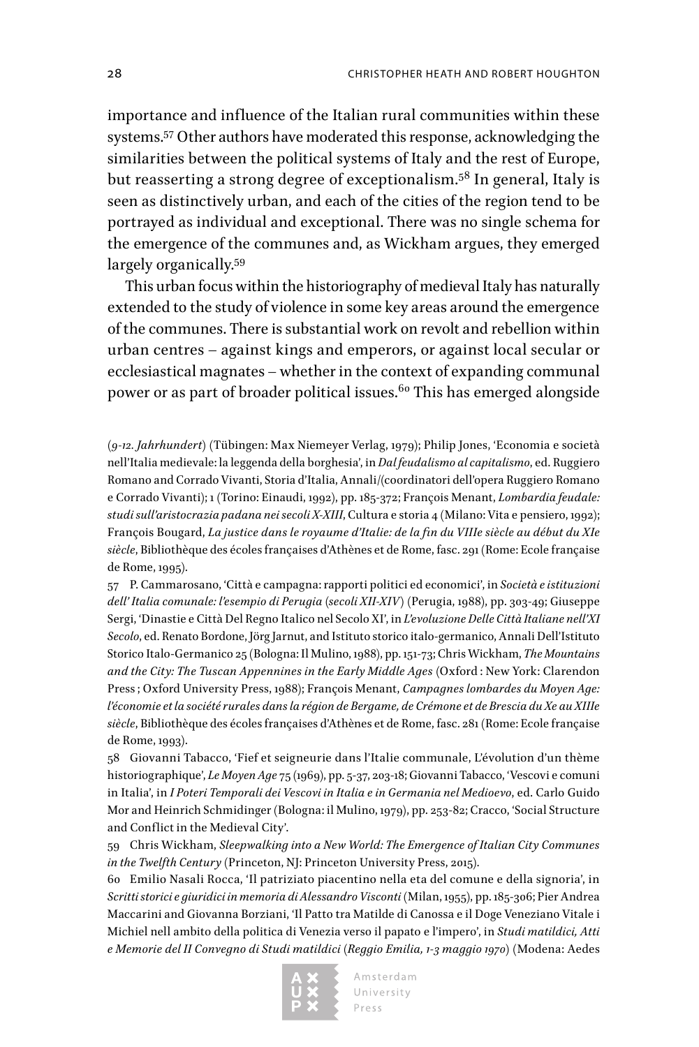importance and influence of the Italian rural communities within these systems.[57] Other authors have moderated this response, acknowledging the similarities between the political systems of Italy and the rest of Europe, but reasserting a strong degree of exceptionalism.[58] In general, Italy is seen as distinctively urban, and each of the cities of the region tend to be portrayed as individual and exceptional. There was no single schema for the emergence of the communes and, as Wickham argues, they emerged largely organically.[59]

This urban focus within the historiography of medieval Italy has naturally extended to the study of violence in some key areas around the emergence of the communes. There is substantial work on revolt and rebellion within urban centres – against kings and emperors, or against local secular or ecclesiastical magnates – whether in the context of expanding communal power or as part of broader political issues.[60] This has emerged alongside

(*9-12. Jahrhundert*) (Tübingen: Max Niemeyer Verlag, 1979); Philip Jones, 'Economia e società nell'Italia medievale: la leggenda della borghesia', in *Dal feudalismo al capitalismo*, ed. Ruggiero Romano and Corrado Vivanti, Storia d'Italia, Annali/(coordinatori dell'opera Ruggiero Romano e Corrado Vivanti); 1 (Torino: Einaudi, 1992), pp. 185-372; François Menant, *Lombardia feudale: studi sull'aristocrazia padana nei secoli X-XIII*, Cultura e storia 4 (Milano: Vita e pensiero, 1992); François Bougard, *La justice dans le royaume d'Italie: de la fin du VIIIe siècle au début du XIe siècle*, Bibliothèque des écoles françaises d'Athènes et de Rome, fasc. 291 (Rome: Ecole française de Rome, 1995).

57 P. Cammarosano, 'Città e campagna: rapporti politici ed economici', in *Società e istituzioni dell' Italia comunale: l'esempio di Perugia (secoli XII-XIV)* (Perugia, 1988), pp. 303-49; Giuseppe Sergi, 'Dinastie e Città Del Regno Italico nel Secolo XI', in *L'evoluzione Delle Città Italiane nell'XI Secolo*, ed. Renato Bordone, Jörg Jarnut, and Istituto storico italo-germanico, Annali Dell'Istituto Storico Italo-Germanico 25 (Bologna: Il Mulino, 1988), pp. 151-73; Chris Wickham, *The Mountains and the City: The Tuscan Appennines in the Early Middle Ages* (Oxford : New York: Clarendon Press ; Oxford University Press, 1988); François Menant, *Campagnes lombardes du Moyen Age: l'économie et la société rurales dans la région de Bergame, de Crémone et de Brescia du Xe au XIIIe siècle*, Bibliothèque des écoles françaises d'Athènes et de Rome, fasc. 281 (Rome: Ecole française de Rome, 1993).

58 Giovanni Tabacco, 'Fief et seigneurie dans l'Italie communale, L'évolution d'un thème historiographique', *Le Moyen Age* 75 (1969), pp. 5-37, 203-18; Giovanni Tabacco, 'Vescovi e comuni in Italia', in *I Poteri Temporali dei Vescovi in Italia e in Germania nel Medioevo*, ed. Carlo Guido Mor and Heinrich Schmidinger (Bologna: il Mulino, 1979), pp. 253-82; Cracco, 'Social Structure and Conflict in the Medieval City'.

59 Chris Wickham, *Sleepwalking into a New World: The Emergence of Italian City Communes in the Twelfth Century* (Princeton, NJ: Princeton University Press, 2015).

60 Emilio Nasali Rocca, 'Il patriziato piacentino nella eta del comune e della signoria', in *Scritti storici e giuridici in memoria di Alessandro Visconti* (Milan, 1955), pp. 185-306; Pier Andrea Maccarini and Giovanna Borziani, 'Il Patto tra Matilde di Canossa e il Doge Veneziano Vitale i Michiel nell ambito della politica di Venezia verso il papato e l'impero', in *Studi matildici, Atti e Memorie del II Convegno di Studi matildici (Reggio Emilia, 1-3 maggio 1970)* (Modena: Aedes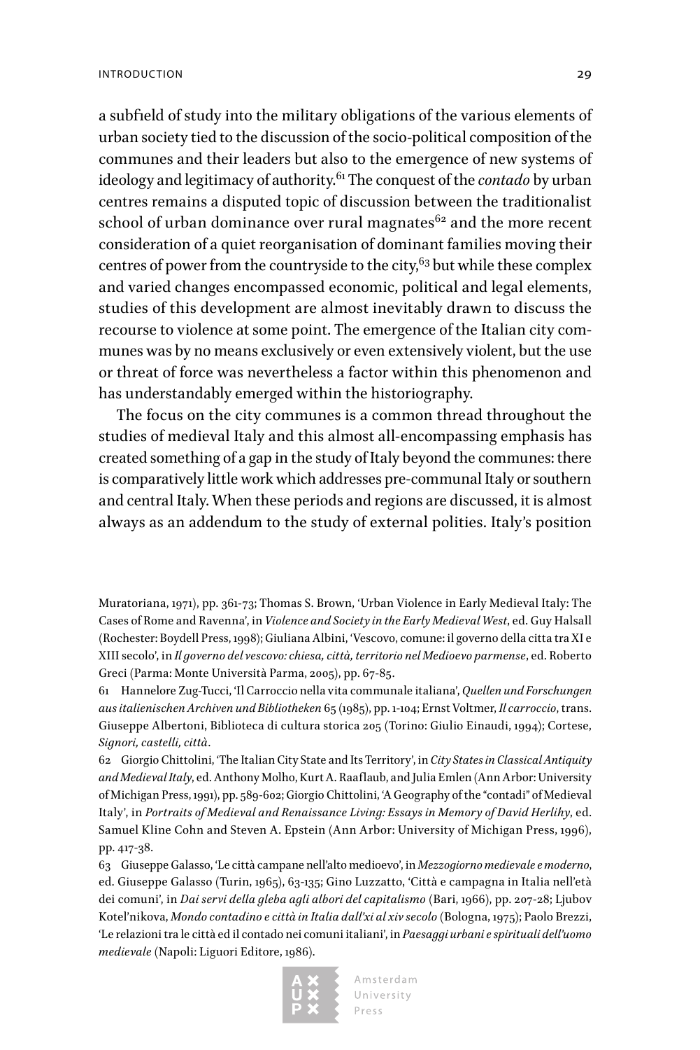a subfield of study into the military obligations of the various elements of urban society tied to the discussion of the socio-political composition of the communes and their leaders but also to the emergence of new systems of ideology and legitimacy of authority.[61] The conquest of the *contado* by urban centres remains a disputed topic of discussion between the traditionalist school of urban dominance over rural magnates[62] and the more recent consideration of a quiet reorganisation of dominant families moving their centres of power from the countryside to the city,[63] but while these complex and varied changes encompassed economic, political and legal elements, studies of this development are almost inevitably drawn to discuss the recourse to violence at some point. The emergence of the Italian city communes was by no means exclusively or even extensively violent, but the use or threat of force was nevertheless a factor within this phenomenon and has understandably emerged within the historiography.

The focus on the city communes is a common thread throughout the studies of medieval Italy and this almost all-encompassing emphasis has created something of a gap in the study of Italy beyond the communes: there is comparatively little work which addresses pre-communal Italy or southern and central Italy. When these periods and regions are discussed, it is almost always as an addendum to the study of external polities. Italy's position

Muratoriana, 1971), pp. 361-73; Thomas S. Brown, 'Urban Violence in Early Medieval Italy: The Cases of Rome and Ravenna', in *Violence and Society in the Early Medieval West*, ed. Guy Halsall (Rochester: Boydell Press, 1998); Giuliana Albini, 'Vescovo, comune: il governo della citta tra XI e XIII secolo', in *Il governo del vescovo: chiesa, città, territorio nel Medioevo parmense*, ed. Roberto Greci (Parma: Monte Università Parma, 2005), pp. 67-85.

61 Hannelore Zug-Tucci, 'Il Carroccio nella vita communale italiana', *Quellen und Forschungen aus italienischen Archiven und Bibliotheken* 65 (1985), pp. 1-104; Ernst Voltmer, *Il carroccio*, trans. Giuseppe Albertoni, Biblioteca di cultura storica 205 (Torino: Giulio Einaudi, 1994); Cortese, *Signori, castelli, città*.

62 Giorgio Chittolini, 'The Italian City State and Its Territory', in *City States in Classical Antiquity and Medieval Italy*, ed. Anthony Molho, Kurt A. Raaflaub, and Julia Emlen (Ann Arbor: University of Michigan Press, 1991), pp. 589-602; Giorgio Chittolini, 'A Geography of the "contadi" of Medieval Italy', in *Portraits of Medieval and Renaissance Living: Essays in Memory of David Herlihy*, ed. Samuel Kline Cohn and Steven A. Epstein (Ann Arbor: University of Michigan Press, 1996), pp. 417-38.

63 Giuseppe Galasso, 'Le città campane nell'alto medioevo', in *Mezzogiorno medievale e moderno*, ed. Giuseppe Galasso (Turin, 1965), 63-135; Gino Luzzatto, 'Città e campagna in Italia nell'età dei comuni', in *Dai servi della gleba agli albori del capitalismo* (Bari, 1966), pp. 207-28; Ljubov Kotel'nikova, *Mondo contadino e città in Italia dall'xi al xiv secolo* (Bologna, 1975); Paolo Brezzi, 'Le relazioni tra le città ed il contado nei comuni italiani', in *Paesaggi urbani e spirituali dell'uomo medievale* (Napoli: Liguori Editore, 1986).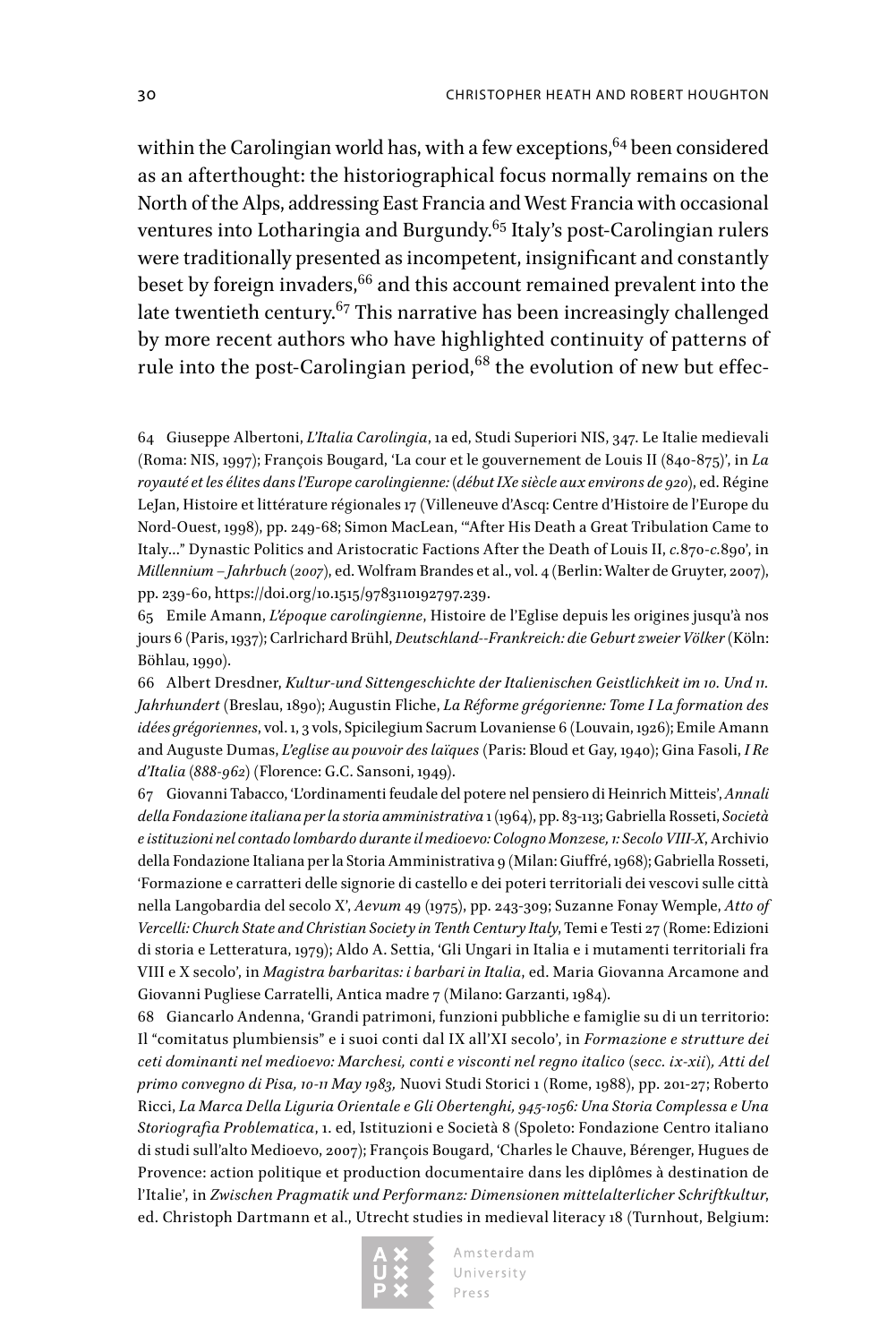within the Carolingian world has, with a few exceptions,[64] been considered as an afterthought: the historiographical focus normally remains on the North of the Alps, addressing East Francia and West Francia with occasional ventures into Lotharingia and Burgundy.[65] Italy's post-Carolingian rulers were traditionally presented as incompetent, insignificant and constantly beset by foreign invaders,[66] and this account remained prevalent into the late twentieth century.[67] This narrative has been increasingly challenged by more recent authors who have highlighted continuity of patterns of rule into the post-Carolingian period,[68] the evolution of new but effec-

64 Giuseppe Albertoni, *L'Italia Carolingia*, 1a ed, Studi Superiori NIS, 347. Le Italie medievali (Roma: NIS, 1997); François Bougard, 'La cour et le gouvernement de Louis II (840-875)', in *La royauté et les élites dans l'Europe carolingienne: (début IXe siècle aux environs de 920)*, ed. Régine LeJan, Histoire et littérature régionales 17 (Villeneuve d'Ascq: Centre d'Histoire de l'Europe du Nord-Ouest, 1998), pp. 249-68; Simon MacLean, '"After His Death a Great Tribulation Came to Italy…" Dynastic Politics and Aristocratic Factions After the Death of Louis II, *c.*870-*c.*890', in *Millennium – Jahrbuch (2007)*, ed. Wolfram Brandes et al., vol. 4 (Berlin: Walter de Gruyter, 2007), pp. 239-60, https://doi.org/10.1515/9783110192797.239.

65 Emile Amann, *L'époque carolingienne*, Histoire de l'Eglise depuis les origines jusqu'à nos jours 6 (Paris, 1937); Carlrichard Brühl, *Deutschland--Frankreich: die Geburt zweier Völker* (Köln: Böhlau, 1990).

66 Albert Dresdner, *Kultur-und Sittengeschichte der Italienischen Geistlichkeit im 10. Und 11. Jahrhundert* (Breslau, 1890); Augustin Fliche, *La Réforme grégorienne: Tome I La formation des idées grégoriennes*, vol. 1, 3 vols, Spicilegium Sacrum Lovaniense 6 (Louvain, 1926); Emile Amann and Auguste Dumas, *L'eglise au pouvoir des laïques* (Paris: Bloud et Gay, 1940); Gina Fasoli, *I Re d'Italia (888-962)* (Florence: G.C. Sansoni, 1949).

67 Giovanni Tabacco, 'L'ordinamenti feudale del potere nel pensiero di Heinrich Mitteis', *Annali della Fondazione italiana per la storia amministrativa* 1 (1964), pp. 83-113; Gabriella Rosseti, *Società e istituzioni nel contado lombardo durante il medioevo: Cologno Monzese, 1: Secolo VIII-X*, Archivio della Fondazione Italiana per la Storia Amministrativa 9 (Milan: Giuffré, 1968); Gabriella Rosseti, 'Formazione e carratteri delle signorie di castello e dei poteri territoriali dei vescovi sulle città nella Langobardia del secolo X', *Aevum* 49 (1975), pp. 243-309; Suzanne Fonay Wemple, *Atto of Vercelli: Church State and Christian Society in Tenth Century Italy*, Temi e Testi 27 (Rome: Edizioni di storia e Letteratura, 1979); Aldo A. Settia, 'Gli Ungari in Italia e i mutamenti territoriali fra VIII e X secolo', in *Magistra barbaritas: i barbari in Italia*, ed. Maria Giovanna Arcamone and Giovanni Pugliese Carratelli, Antica madre 7 (Milano: Garzanti, 1984).

68 Giancarlo Andenna, 'Grandi patrimoni, funzioni pubbliche e famiglie su di un territorio: Il "comitatus plumbiensis" e i suoi conti dal IX all'XI secolo', in *Formazione e strutture dei ceti dominanti nel medioevo: Marchesi, conti e visconti nel regno italico (secc. ix-xii), Atti del primo convegno di Pisa, 10-11 May 1983,* Nuovi Studi Storici 1 (Rome, 1988), pp. 201-27; Roberto Ricci, *La Marca Della Liguria Orientale e Gli Obertenghi, 945-1056: Una Storia Complessa e Una Storiografia Problematica*, 1. ed, Istituzioni e Società 8 (Spoleto: Fondazione Centro italiano di studi sull'alto Medioevo, 2007); François Bougard, 'Charles le Chauve, Bérenger, Hugues de Provence: action politique et production documentaire dans les diplômes à destination de l'Italie', in *Zwischen Pragmatik und Performanz: Dimensionen mittelalterlicher Schriftkultur*, ed. Christoph Dartmann et al., Utrecht studies in medieval literacy 18 (Turnhout, Belgium: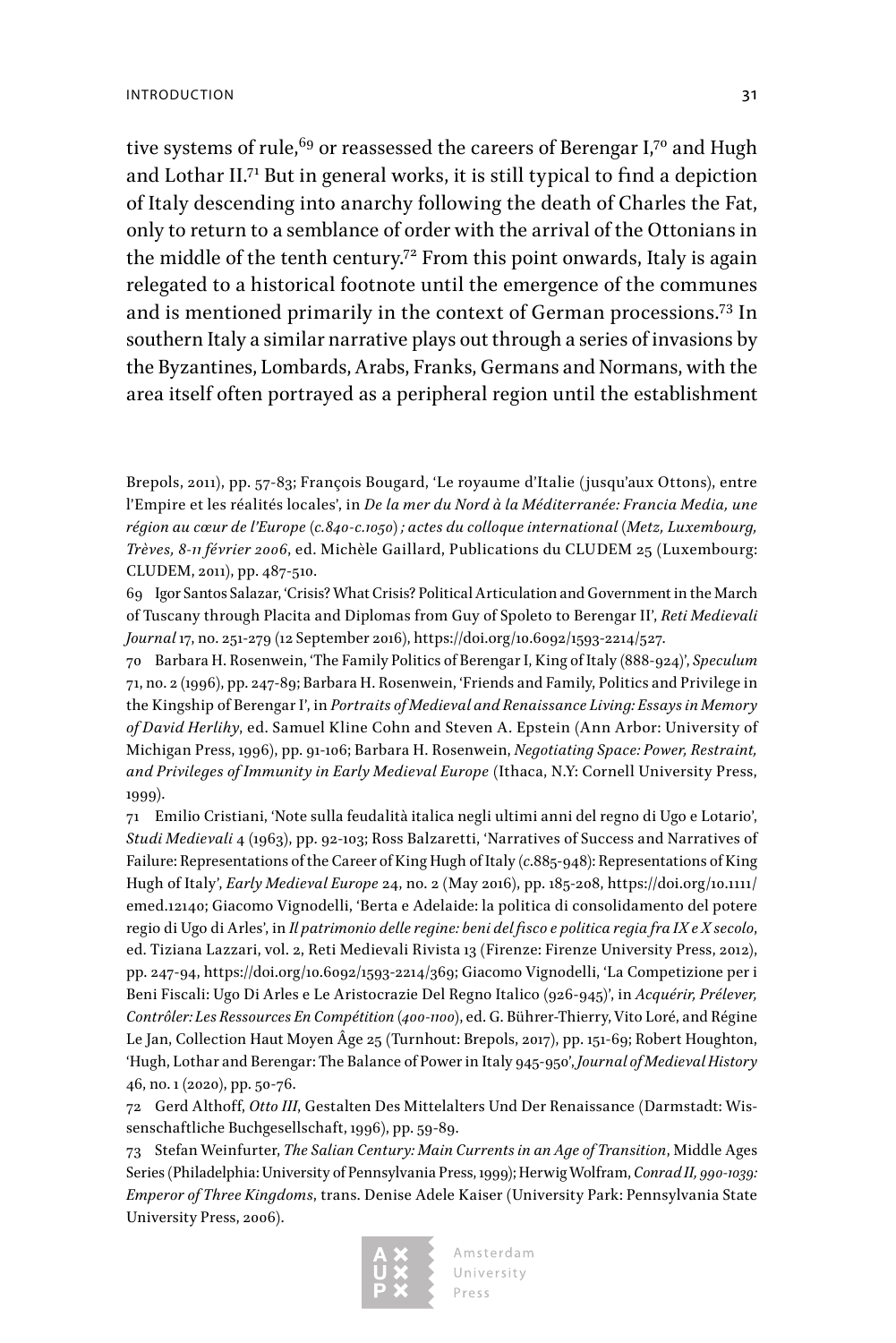tive systems of rule,[69] or reassessed the careers of Berengar I,[70] and Hugh and Lothar II.[71] But in general works, it is still typical to find a depiction of Italy descending into anarchy following the death of Charles the Fat, only to return to a semblance of order with the arrival of the Ottonians in the middle of the tenth century.[72] From this point onwards, Italy is again relegated to a historical footnote until the emergence of the communes and is mentioned primarily in the context of German processions.[73] In southern Italy a similar narrative plays out through a series of invasions by the Byzantines, Lombards, Arabs, Franks, Germans and Normans, with the area itself often portrayed as a peripheral region until the establishment

Brepols, 2011), pp. 57-83; François Bougard, 'Le royaume d'Italie (jusqu'aux Ottons), entre l'Empire et les réalités locales', in *De la mer du Nord à la Méditerranée: Francia Media, une région au cœur de l'Europe (c.840-c.1050) ; actes du colloque international (Metz, Luxembourg, Trèves, 8-11 février 2006*, ed. Michèle Gaillard, Publications du CLUDEM 25 (Luxembourg: CLUDEM, 2011), pp. 487-510.

69 Igor Santos Salazar, 'Crisis? What Crisis? Political Articulation and Government in the March of Tuscany through Placita and Diplomas from Guy of Spoleto to Berengar II', *Reti Medievali Journal* 17, no. 251-279 (12 September 2016), https://doi.org/10.6092/1593-2214/527.

70 Barbara H. Rosenwein, 'The Family Politics of Berengar I, King of Italy (888-924)', *Speculum* 71, no. 2 (1996), pp. 247-89; Barbara H. Rosenwein, 'Friends and Family, Politics and Privilege in the Kingship of Berengar I', in *Portraits of Medieval and Renaissance Living: Essays in Memory of David Herlihy*, ed. Samuel Kline Cohn and Steven A. Epstein (Ann Arbor: University of Michigan Press, 1996), pp. 91-106; Barbara H. Rosenwein, *Negotiating Space: Power, Restraint, and Privileges of Immunity in Early Medieval Europe* (Ithaca, N.Y: Cornell University Press, 1999).

71 Emilio Cristiani, 'Note sulla feudalità italica negli ultimi anni del regno di Ugo e Lotario', *Studi Medievali* 4 (1963), pp. 92-103; Ross Balzaretti, 'Narratives of Success and Narratives of Failure: Representations of the Career of King Hugh of Italy (*c*.885-948): Representations of King Hugh of Italy', *Early Medieval Europe* 24, no. 2 (May 2016), pp. 185-208, https://doi.org/10.1111/emed.12140; Giacomo Vignodelli, 'Berta e Adelaide: la politica di consolidamento del potere regio di Ugo di Arles', in *Il patrimonio delle regine: beni del fisco e politica regia fra IX e X secolo*, ed. Tiziana Lazzari, vol. 2, Reti Medievali Rivista 13 (Firenze: Firenze University Press, 2012), pp. 247-94, https://doi.org/10.6092/1593-2214/369; Giacomo Vignodelli, 'La Competizione per i Beni Fiscali: Ugo Di Arles e Le Aristocrazie Del Regno Italico (926-945)', in *Acquérir, Prélever, Contrôler: Les Ressources En Compétition (400-1100)*, ed. G. Bührer-Thierry, Vito Loré, and Régine Le Jan, Collection Haut Moyen Âge 25 (Turnhout: Brepols, 2017), pp. 151-69; Robert Houghton, 'Hugh, Lothar and Berengar: The Balance of Power in Italy 945-950', *Journal of Medieval History* 46, no. 1 (2020), pp. 50-76.

72 Gerd Althoff, *Otto III*, Gestalten Des Mittelalters Und Der Renaissance (Darmstadt: Wissenschaftliche Buchgesellschaft, 1996), pp. 59-89.

73 Stefan Weinfurter, *The Salian Century: Main Currents in an Age of Transition*, Middle Ages Series (Philadelphia: University of Pennsylvania Press, 1999); Herwig Wolfram, *Conrad II, 990-1039: Emperor of Three Kingdoms*, trans. Denise Adele Kaiser (University Park: Pennsylvania State University Press, 2006).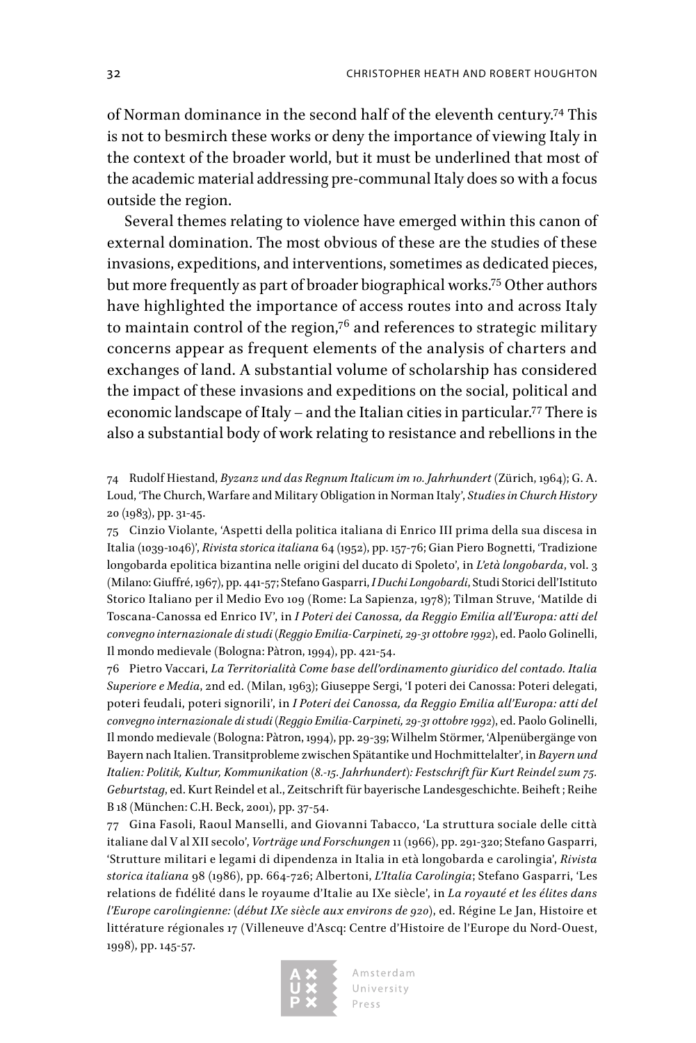of Norman dominance in the second half of the eleventh century.[74] This is not to besmirch these works or deny the importance of viewing Italy in the context of the broader world, but it must be underlined that most of the academic material addressing pre-communal Italy does so with a focus outside the region.

Several themes relating to violence have emerged within this canon of external domination. The most obvious of these are the studies of these invasions, expeditions, and interventions, sometimes as dedicated pieces, but more frequently as part of broader biographical works.[75] Other authors have highlighted the importance of access routes into and across Italy to maintain control of the region,[76] and references to strategic military concerns appear as frequent elements of the analysis of charters and exchanges of land. A substantial volume of scholarship has considered the impact of these invasions and expeditions on the social, political and economic landscape of Italy – and the Italian cities in particular.[77] There is also a substantial body of work relating to resistance and rebellions in the

74 Rudolf Hiestand, *Byzanz und das Regnum Italicum im 10. Jahrhundert* (Zürich, 1964); G. A. Loud, 'The Church, Warfare and Military Obligation in Norman Italy', *Studies in Church History* 20 (1983), pp. 31-45.

75 Cinzio Violante, 'Aspetti della politica italiana di Enrico III prima della sua discesa in Italia (1039-1046)', *Rivista storica italiana* 64 (1952), pp. 157-76; Gian Piero Bognetti, 'Tradizione longobarda epolitica bizantina nelle origini del ducato di Spoleto', in *L'età longobarda*, vol. 3 (Milano: Giuffré, 1967), pp. 441-57; Stefano Gasparri, *I Duchi Longobardi*, Studi Storici dell'Istituto Storico Italiano per il Medio Evo 109 (Rome: La Sapienza, 1978); Tilman Struve, 'Matilde di Toscana-Canossa ed Enrico IV', in *I Poteri dei Canossa, da Reggio Emilia all'Europa: atti del convegno internazionale di studi (Reggio Emilia-Carpineti, 29-31 ottobre 1992)*, ed. Paolo Golinelli, Il mondo medievale (Bologna: Pàtron, 1994), pp. 421-54.

76 Pietro Vaccari, *La Territorialità Come base dell'ordinamento giuridico del contado. Italia Superiore e Media*, 2nd ed. (Milan, 1963); Giuseppe Sergi, 'I poteri dei Canossa: Poteri delegati, poteri feudali, poteri signorili', in *I Poteri dei Canossa, da Reggio Emilia all'Europa: atti del convegno internazionale di studi (Reggio Emilia-Carpineti, 29-31 ottobre 1992)*, ed. Paolo Golinelli, Il mondo medievale (Bologna: Pàtron, 1994), pp. 29-39; Wilhelm Störmer, 'Alpenübergänge von Bayern nach Italien. Transitprobleme zwischen Spätantike und Hochmittelalter', in *Bayern und Italien: Politik, Kultur, Kommunikation (8.-15. Jahrhundert): Festschrift für Kurt Reindel zum 75. Geburtstag*, ed. Kurt Reindel et al., Zeitschrift für bayerische Landesgeschichte. Beiheft ; Reihe B 18 (München: C.H. Beck, 2001), pp. 37-54.

77 Gina Fasoli, Raoul Manselli, and Giovanni Tabacco, 'La struttura sociale delle città italiane dal V al XII secolo', *Vorträge und Forschungen* 11 (1966), pp. 291-320; Stefano Gasparri, 'Strutture militari e legami di dipendenza in Italia in età longobarda e carolingia', *Rivista storica italiana* 98 (1986), pp. 664-726; Albertoni, *L'Italia Carolingia*; Stefano Gasparri, 'Les relations de fidélité dans le royaume d'Italie au IXe siècle', in *La royauté et les élites dans l'Europe carolingienne: (début IXe siècle aux environs de 920)*, ed. Régine Le Jan, Histoire et littérature régionales 17 (Villeneuve d'Ascq: Centre d'Histoire de l'Europe du Nord-Ouest, 1998), pp. 145-57.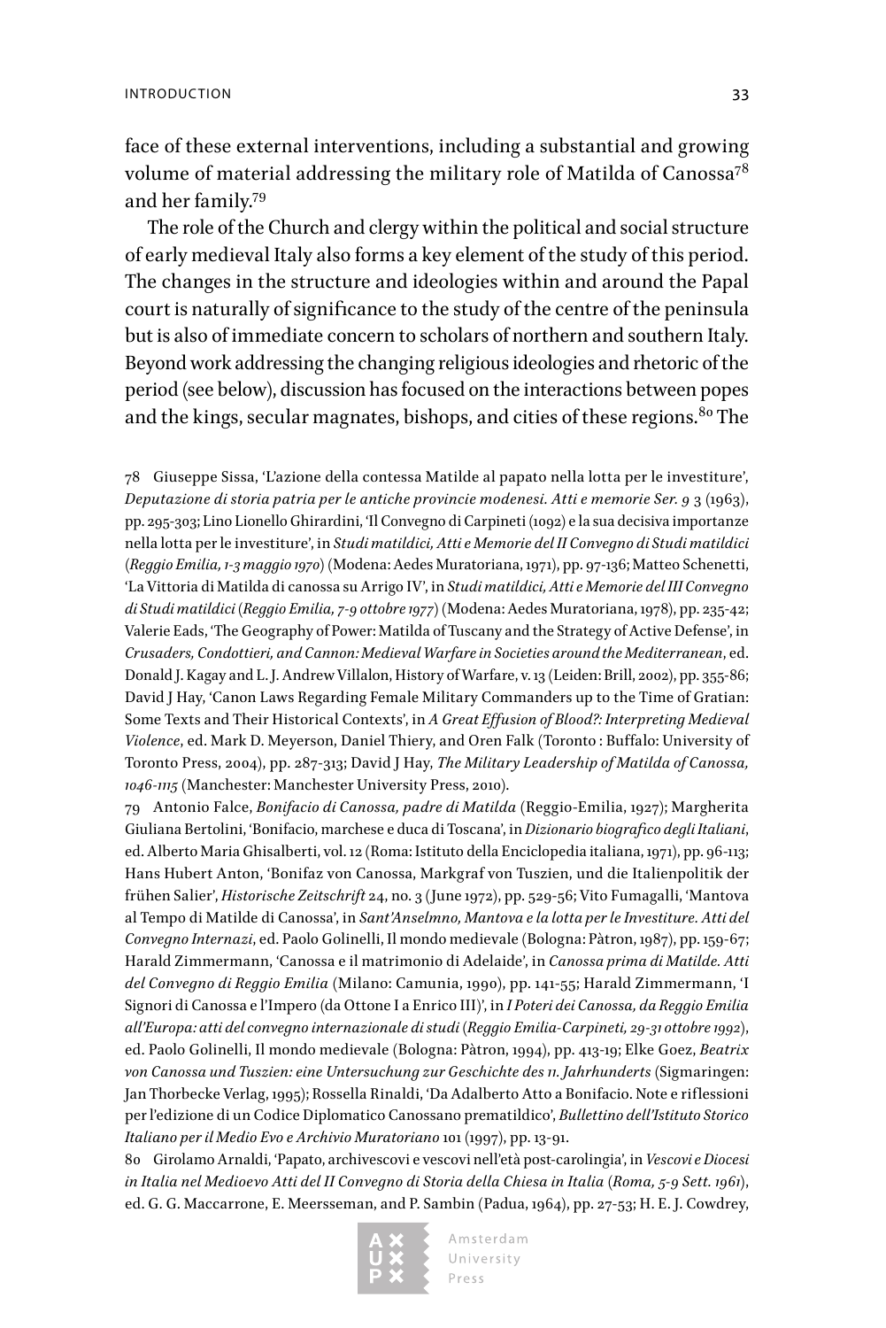face of these external interventions, including a substantial and growing volume of material addressing the military role of Matilda of Canossa[78] and her family.[79]

The role of the Church and clergy within the political and social structure of early medieval Italy also forms a key element of the study of this period. The changes in the structure and ideologies within and around the Papal court is naturally of significance to the study of the centre of the peninsula but is also of immediate concern to scholars of northern and southern Italy. Beyond work addressing the changing religious ideologies and rhetoric of the period (see below), discussion has focused on the interactions between popes and the kings, secular magnates, bishops, and cities of these regions.[80] The

78 Giuseppe Sissa, 'L'azione della contessa Matilde al papato nella lotta per le investiture', *Deputazione di storia patria per le antiche provincie modenesi. Atti e memorie Ser. 9* 3 (1963), pp. 295-303; Lino Lionello Ghirardini, 'Il Convegno di Carpineti (1092) e la sua decisiva importanze nella lotta per le investiture', in *Studi matildici, Atti e Memorie del II Convegno di Studi matildici (Reggio Emilia, 1-3 maggio 1970)* (Modena: Aedes Muratoriana, 1971), pp. 97-136; Matteo Schenetti, 'La Vittoria di Matilda di canossa su Arrigo IV', in *Studi matildici, Atti e Memorie del III Convegno di Studi matildici (Reggio Emilia, 7-9 ottobre 1977)* (Modena: Aedes Muratoriana, 1978), pp. 235-42; Valerie Eads, 'The Geography of Power: Matilda of Tuscany and the Strategy of Active Defense', in *Crusaders, Condottieri, and Cannon: Medieval Warfare in Societies around the Mediterranean*, ed. Donald J. Kagay and L. J. Andrew Villalon, History of Warfare, v. 13 (Leiden: Brill, 2002), pp. 355-86; David J Hay, 'Canon Laws Regarding Female Military Commanders up to the Time of Gratian: Some Texts and Their Historical Contexts', in *A Great Effusion of Blood?: Interpreting Medieval Violence*, ed. Mark D. Meyerson, Daniel Thiery, and Oren Falk (Toronto : Buffalo: University of Toronto Press, 2004), pp. 287-313; David J Hay, *The Military Leadership of Matilda of Canossa, 1046-1115* (Manchester: Manchester University Press, 2010).

79 Antonio Falce, *Bonifacio di Canossa, padre di Matilda* (Reggio-Emilia, 1927); Margherita Giuliana Bertolini, 'Bonifacio, marchese e duca di Toscana', in *Dizionario biografico degli Italiani*, ed. Alberto Maria Ghisalberti, vol. 12 (Roma: Istituto della Enciclopedia italiana, 1971), pp. 96-113; Hans Hubert Anton, 'Bonifaz von Canossa, Markgraf von Tuszien, und die Italienpolitik der frühen Salier', *Historische Zeitschrift* 24, no. 3 (June 1972), pp. 529-56; Vito Fumagalli, 'Mantova al Tempo di Matilde di Canossa', in *Sant'Anselmno, Mantova e la lotta per le Investiture. Atti del Convegno Internazi*, ed. Paolo Golinelli, Il mondo medievale (Bologna: Pàtron, 1987), pp. 159-67; Harald Zimmermann, 'Canossa e il matrimonio di Adelaide', in *Canossa prima di Matilde. Atti del Convegno di Reggio Emilia* (Milano: Camunia, 1990), pp. 141-55; Harald Zimmermann, 'I Signori di Canossa e l'Impero (da Ottone I a Enrico III)', in *I Poteri dei Canossa, da Reggio Emilia all'Europa: atti del convegno internazionale di studi (Reggio Emilia-Carpineti, 29-31 ottobre 1992)*, ed. Paolo Golinelli, Il mondo medievale (Bologna: Pàtron, 1994), pp. 413-19; Elke Goez, *Beatrix von Canossa und Tuszien: eine Untersuchung zur Geschichte des 11. Jahrhunderts* (Sigmaringen: Jan Thorbecke Verlag, 1995); Rossella Rinaldi, 'Da Adalberto Atto a Bonifacio. Note e riflessioni per l'edizione di un Codice Diplomatico Canossano prematildico', *Bullettino dell'Istituto Storico Italiano per il Medio Evo e Archivio Muratoriano* 101 (1997), pp. 13-91.

80 Girolamo Arnaldi, 'Papato, archivescovi e vescovi nell'età post-carolingia', in *Vescovi e Diocesi in Italia nel Medioevo Atti del II Convegno di Storia della Chiesa in Italia (Roma, 5-9 Sett. 1961)*, ed. G. G. Maccarrone, E. Meersseman, and P. Sambin (Padua, 1964), pp. 27-53; H. E. J. Cowdrey,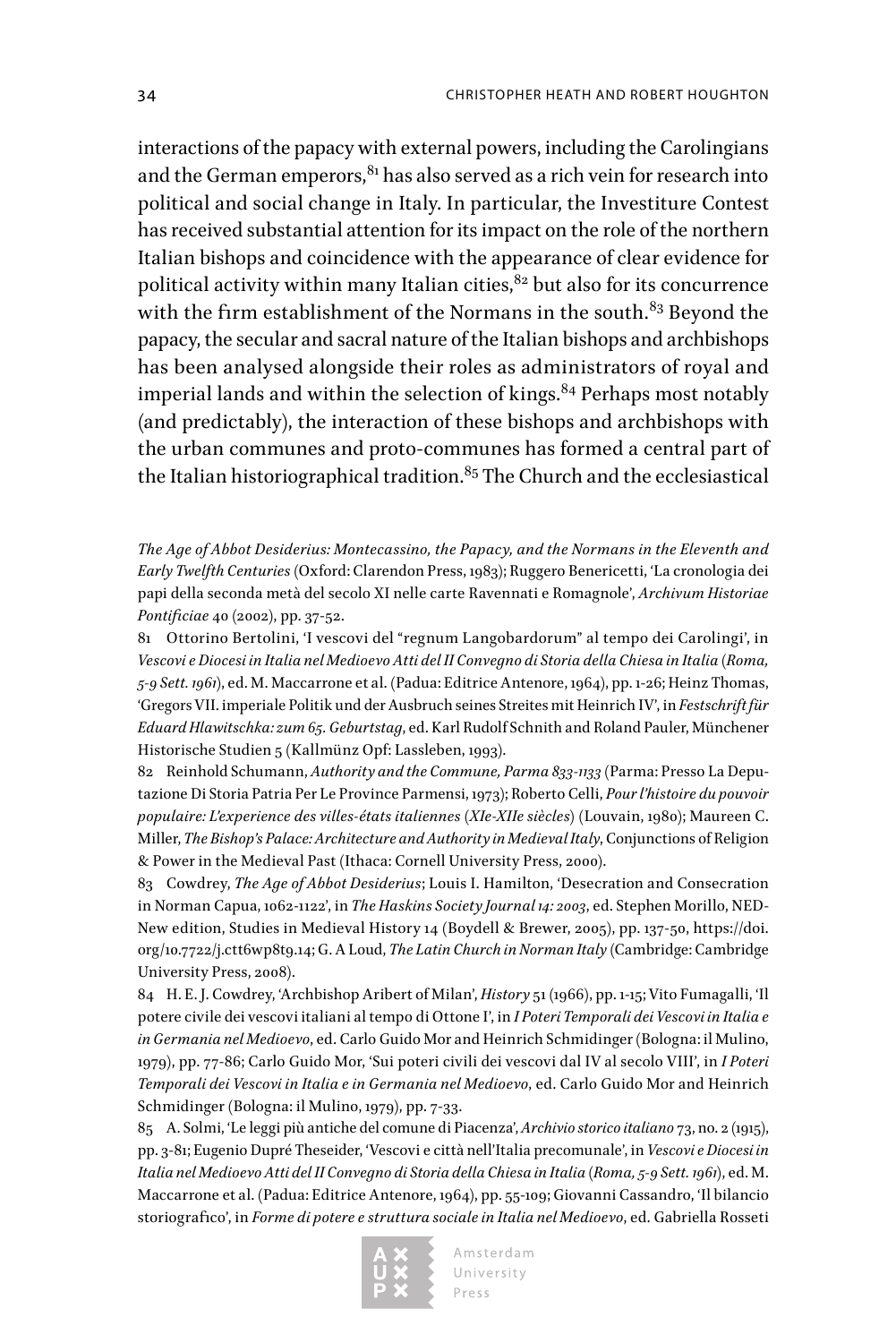interactions of the papacy with external powers, including the Carolingians and the German emperors,[81] has also served as a rich vein for research into political and social change in Italy. In particular, the Investiture Contest has received substantial attention for its impact on the role of the northern Italian bishops and coincidence with the appearance of clear evidence for political activity within many Italian cities,[82] but also for its concurrence with the firm establishment of the Normans in the south.[83] Beyond the papacy, the secular and sacral nature of the Italian bishops and archbishops has been analysed alongside their roles as administrators of royal and imperial lands and within the selection of kings.[84] Perhaps most notably (and predictably), the interaction of these bishops and archbishops with the urban communes and proto-communes has formed a central part of the Italian historiographical tradition.[85] The Church and the ecclesiastical

*The Age of Abbot Desiderius: Montecassino, the Papacy, and the Normans in the Eleventh and Early Twelfth Centuries* (Oxford: Clarendon Press, 1983); Ruggero Benericetti, 'La cronologia dei papi della seconda metà del secolo XI nelle carte Ravennati e Romagnole', *Archivum Historiae Pontificiae* 40 (2002), pp. 37-52.

81 Ottorino Bertolini, 'I vescovi del "regnum Langobardorum" al tempo dei Carolingi', in *Vescovi e Diocesi in Italia nel Medioevo Atti del II Convegno di Storia della Chiesa in Italia (Roma, 5-9 Sett. 1961)*, ed. M. Maccarrone et al. (Padua: Editrice Antenore, 1964), pp. 1-26; Heinz Thomas, 'Gregors VII. imperiale Politik und der Ausbruch seines Streites mit Heinrich IV', in *Festschrift für Eduard Hlawitschka: zum 65. Geburtstag*, ed. Karl Rudolf Schnith and Roland Pauler, Münchener Historische Studien 5 (Kallmünz Opf: Lassleben, 1993).

82 Reinhold Schumann, *Authority and the Commune, Parma 833-1133* (Parma: Presso La Deputazione Di Storia Patria Per Le Province Parmensi, 1973); Roberto Celli, *Pour l'histoire du pouvoir populaire: L'experience des villes-états italiennes (XIe-XIIe siècles)* (Louvain, 1980); Maureen C. Miller, *The Bishop's Palace: Architecture and Authority in Medieval Italy*, Conjunctions of Religion & Power in the Medieval Past (Ithaca: Cornell University Press, 2000).

83 Cowdrey, *The Age of Abbot Desiderius*; Louis I. Hamilton, 'Desecration and Consecration in Norman Capua, 1062-1122', in *The Haskins Society Journal 14: 2003*, ed. Stephen Morillo, NED-New edition, Studies in Medieval History 14 (Boydell & Brewer, 2005), pp. 137-50, https://doi.org/10.7722/j.ctt6wp8t9.14; G. A Loud, *The Latin Church in Norman Italy* (Cambridge: Cambridge University Press, 2008).

84 H. E. J. Cowdrey, 'Archbishop Aribert of Milan', *History* 51 (1966), pp. 1-15; Vito Fumagalli, 'Il potere civile dei vescovi italiani al tempo di Ottone I', in *I Poteri Temporali dei Vescovi in Italia e in Germania nel Medioevo*, ed. Carlo Guido Mor and Heinrich Schmidinger (Bologna: il Mulino, 1979), pp. 77-86; Carlo Guido Mor, 'Sui poteri civili dei vescovi dal IV al secolo VIII', in *I Poteri Temporali dei Vescovi in Italia e in Germania nel Medioevo*, ed. Carlo Guido Mor and Heinrich Schmidinger (Bologna: il Mulino, 1979), pp. 7-33.

85 A. Solmi, 'Le leggi più antiche del comune di Piacenza', *Archivio storico italiano* 73, no. 2 (1915), pp. 3-81; Eugenio Dupré Theseider, 'Vescovi e città nell'Italia precomunale', in *Vescovi e Diocesi in Italia nel Medioevo Atti del II Convegno di Storia della Chiesa in Italia (Roma, 5-9 Sett. 1961)*, ed. M. Maccarrone et al. (Padua: Editrice Antenore, 1964), pp. 55-109; Giovanni Cassandro, 'Il bilancio storiografico', in *Forme di potere e struttura sociale in Italia nel Medioevo*, ed. Gabriella Rosseti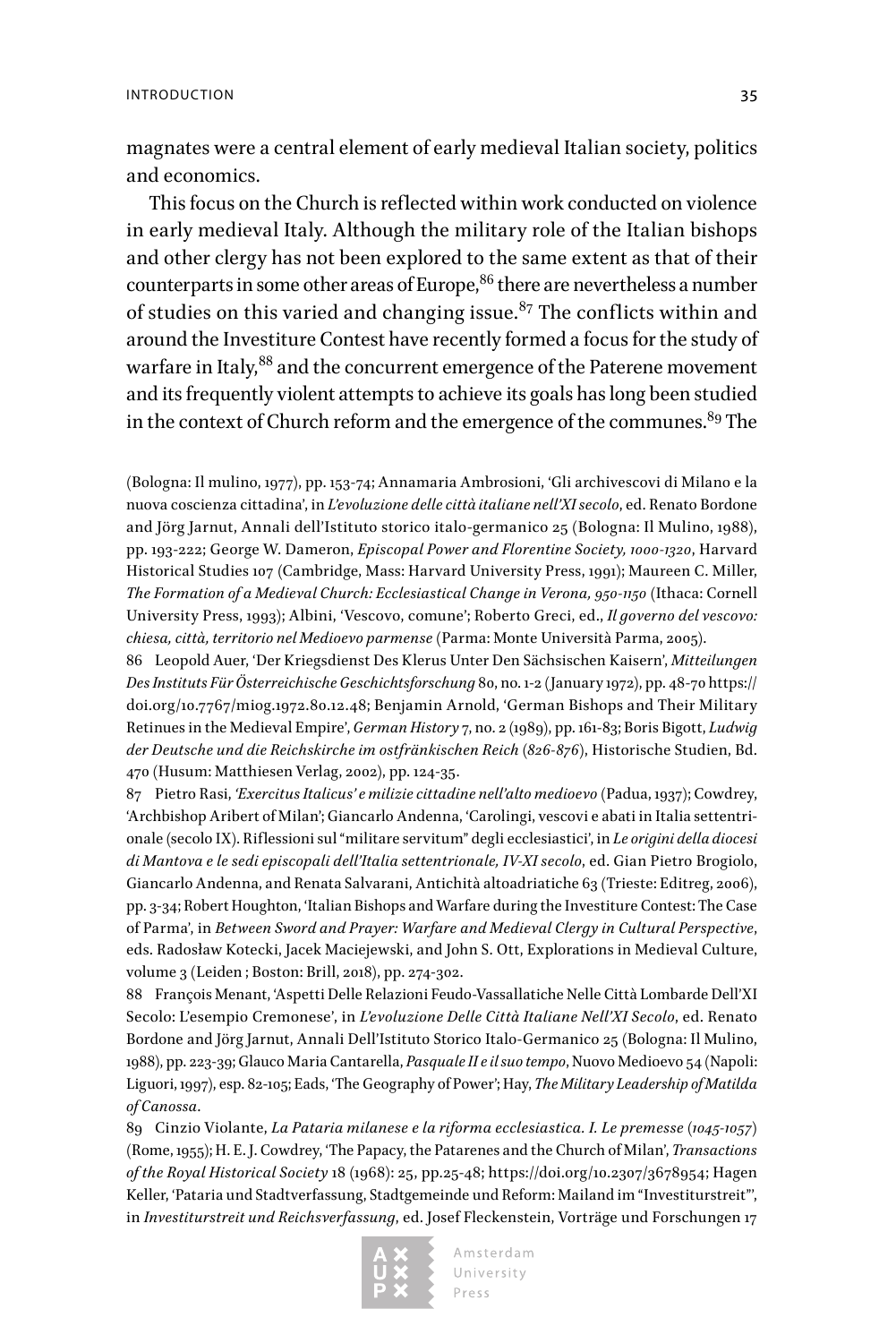magnates were a central element of early medieval Italian society, politics and economics.

This focus on the Church is reflected within work conducted on violence in early medieval Italy. Although the military role of the Italian bishops and other clergy has not been explored to the same extent as that of their counterparts in some other areas of Europe,[86] there are nevertheless a number of studies on this varied and changing issue.[87] The conflicts within and around the Investiture Contest have recently formed a focus for the study of warfare in Italy,[88] and the concurrent emergence of the Paterene movement and its frequently violent attempts to achieve its goals has long been studied in the context of Church reform and the emergence of the communes.[89] The

(Bologna: Il mulino, 1977), pp. 153-74; Annamaria Ambrosioni, 'Gli archivescovi di Milano e la nuova coscienza cittadina', in *L'evoluzione delle città italiane nell'XI secolo*, ed. Renato Bordone and Jörg Jarnut, Annali dell'Istituto storico italo-germanico 25 (Bologna: Il Mulino, 1988), pp. 193-222; George W. Dameron, *Episcopal Power and Florentine Society, 1000-1320*, Harvard Historical Studies 107 (Cambridge, Mass: Harvard University Press, 1991); Maureen C. Miller, *The Formation of a Medieval Church: Ecclesiastical Change in Verona, 950-1150* (Ithaca: Cornell University Press, 1993); Albini, 'Vescovo, comune'; Roberto Greci, ed., *Il governo del vescovo: chiesa, città, territorio nel Medioevo parmense* (Parma: Monte Università Parma, 2005).

86 Leopold Auer, 'Der Kriegsdienst Des Klerus Unter Den Sächsischen Kaisern', *Mitteilungen Des Instituts Für Österreichische Geschichtsforschung* 80, no. 1-2 (January 1972), pp. 48-70 https://doi.org/10.7767/miog.1972.80.12.48; Benjamin Arnold, 'German Bishops and Their Military Retinues in the Medieval Empire', *German History* 7, no. 2 (1989), pp. 161-83; Boris Bigott, *Ludwig der Deutsche und die Reichskirche im ostfränkischen Reich (826-876)*, Historische Studien, Bd. 470 (Husum: Matthiesen Verlag, 2002), pp. 124-35.

87 Pietro Rasi, *'Exercitus Italicus' e milizie cittadine nell'alto medioevo* (Padua, 1937); Cowdrey, 'Archbishop Aribert of Milan'; Giancarlo Andenna, 'Carolingi, vescovi e abati in Italia settentrionale (secolo IX). Riflessioni sul "militare servitum" degli ecclesiastici', in *Le origini della diocesi di Mantova e le sedi episcopali dell'Italia settentrionale, IV-XI secolo*, ed. Gian Pietro Brogiolo, Giancarlo Andenna, and Renata Salvarani, Antichità altoadriatiche 63 (Trieste: Editreg, 2006), pp. 3-34; Robert Houghton, 'Italian Bishops and Warfare during the Investiture Contest: The Case of Parma', in *Between Sword and Prayer: Warfare and Medieval Clergy in Cultural Perspective*, eds. Radosław Kotecki, Jacek Maciejewski, and John S. Ott, Explorations in Medieval Culture, volume 3 (Leiden ; Boston: Brill, 2018), pp. 274-302.

88 François Menant, 'Aspetti Delle Relazioni Feudo-Vassallatiche Nelle Città Lombarde Dell'XI Secolo: L'esempio Cremonese', in *L'evoluzione Delle Città Italiane Nell'XI Secolo*, ed. Renato Bordone and Jörg Jarnut, Annali Dell'Istituto Storico Italo-Germanico 25 (Bologna: Il Mulino, 1988), pp. 223-39; Glauco Maria Cantarella, *Pasquale II e il suo tempo*, Nuovo Medioevo 54 (Napoli: Liguori, 1997), esp. 82-105; Eads, 'The Geography of Power'; Hay, *The Military Leadership of Matilda of Canossa*.

89 Cinzio Violante, *La Pataria milanese e la riforma ecclesiastica. I. Le premesse (1045-1057)* (Rome, 1955); H. E. J. Cowdrey, 'The Papacy, the Patarenes and the Church of Milan', *Transactions of the Royal Historical Society* 18 (1968): 25, pp.25-48; https://doi.org/10.2307/3678954; Hagen Keller, 'Pataria und Stadtverfassung, Stadtgemeinde und Reform: Mailand im "Investiturstreit"', in *Investiturstreit und Reichsverfassung*, ed. Josef Fleckenstein, Vorträge und Forschungen 17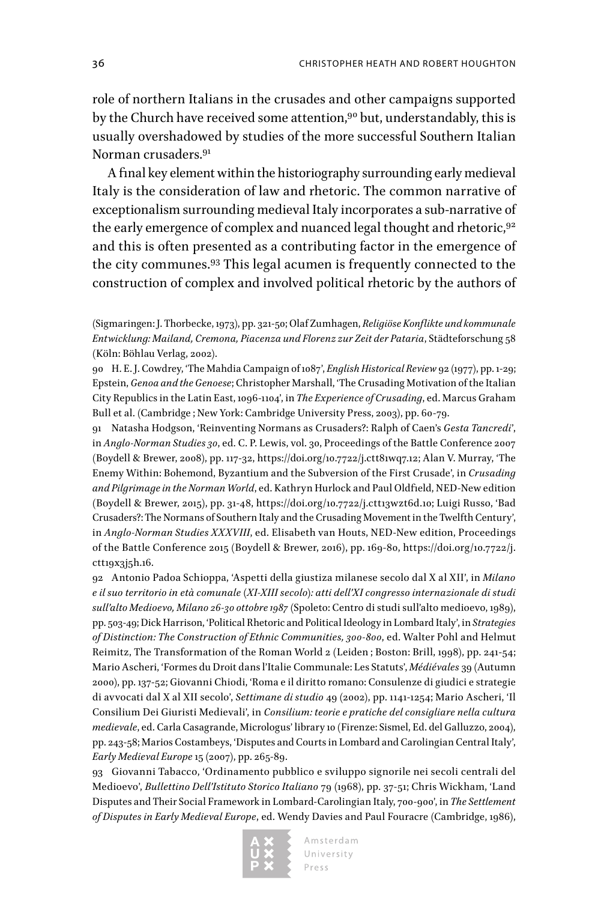role of northern Italians in the crusades and other campaigns supported by the Church have received some attention,[90] but, understandably, this is usually overshadowed by studies of the more successful Southern Italian Norman crusaders.[91]

A final key element within the historiography surrounding early medieval Italy is the consideration of law and rhetoric. The common narrative of exceptionalism surrounding medieval Italy incorporates a sub-narrative of the early emergence of complex and nuanced legal thought and rhetoric,[92] and this is often presented as a contributing factor in the emergence of the city communes.[93] This legal acumen is frequently connected to the construction of complex and involved political rhetoric by the authors of

(Sigmaringen: J. Thorbecke, 1973), pp. 321-50; Olaf Zumhagen, *Religiöse Konflikte und kommunale Entwicklung: Mailand, Cremona, Piacenza und Florenz zur Zeit der Pataria*, Städteforschung 58 (Köln: Böhlau Verlag, 2002).

90 H. E. J. Cowdrey, 'The Mahdia Campaign of 1087', *English Historical Review* 92 (1977), pp. 1-29; Epstein, *Genoa and the Genoese*; Christopher Marshall, 'The Crusading Motivation of the Italian City Republics in the Latin East, 1096-1104', in *The Experience of Crusading*, ed. Marcus Graham Bull et al. (Cambridge ; New York: Cambridge University Press, 2003), pp. 60-79.

91 Natasha Hodgson, 'Reinventing Normans as Crusaders?: Ralph of Caen's *Gesta Tancredi*', in *Anglo-Norman Studies 30*, ed. C. P. Lewis, vol. 30, Proceedings of the Battle Conference 2007 (Boydell & Brewer, 2008), pp. 117-32, https://doi.org/10.7722/j.ctt81wq7.12; Alan V. Murray, 'The Enemy Within: Bohemond, Byzantium and the Subversion of the First Crusade', in *Crusading and Pilgrimage in the Norman World*, ed. Kathryn Hurlock and Paul Oldfield, NED-New edition (Boydell & Brewer, 2015), pp. 31-48, https://doi.org/10.7722/j.ctt13wzt6d.10; Luigi Russo, 'Bad Crusaders?: The Normans of Southern Italy and the Crusading Movement in the Twelfth Century', in *Anglo-Norman Studies XXXVIII*, ed. Elisabeth van Houts, NED-New edition, Proceedings of the Battle Conference 2015 (Boydell & Brewer, 2016), pp. 169-80, https://doi.org/10.7722/j.ctt19x3j5h.16.

92 Antonio Padoa Schioppa, 'Aspetti della giustiza milanese secolo dal X al XII', in *Milano e il suo territorio in età comunale (XI-XIII secolo): atti dell'XI congresso internazionale di studi sull'alto Medioevo, Milano 26-30 ottobre 1987* (Spoleto: Centro di studi sull'alto medioevo, 1989), pp. 503-49; Dick Harrison, 'Political Rhetoric and Political Ideology in Lombard Italy', in *Strategies of Distinction: The Construction of Ethnic Communities, 300-800*, ed. Walter Pohl and Helmut Reimitz, The Transformation of the Roman World 2 (Leiden ; Boston: Brill, 1998), pp. 241-54; Mario Ascheri, 'Formes du Droit dans l'Italie Communale: Les Statuts', *Médiévales* 39 (Autumn 2000), pp. 137-52; Giovanni Chiodi, 'Roma e il diritto romano: Consulenze di giudici e strategie di avvocati dal X al XII secolo', *Settimane di studio* 49 (2002), pp. 1141-1254; Mario Ascheri, 'Il Consilium Dei Giuristi Medievali', in *Consilium: teorie e pratiche del consigliare nella cultura medievale*, ed. Carla Casagrande, Micrologus' library 10 (Firenze: Sismel, Ed. del Galluzzo, 2004), pp. 243-58; Marios Costambeys, 'Disputes and Courts in Lombard and Carolingian Central Italy', *Early Medieval Europe* 15 (2007), pp. 265-89.

93 Giovanni Tabacco, 'Ordinamento pubblico e sviluppo signorile nei secoli centrali del Medioevo', *Bullettino Dell'Istituto Storico Italiano* 79 (1968), pp. 37-51; Chris Wickham, 'Land Disputes and Their Social Framework in Lombard-Carolingian Italy, 700-900', in *The Settlement of Disputes in Early Medieval Europe*, ed. Wendy Davies and Paul Fouracre (Cambridge, 1986),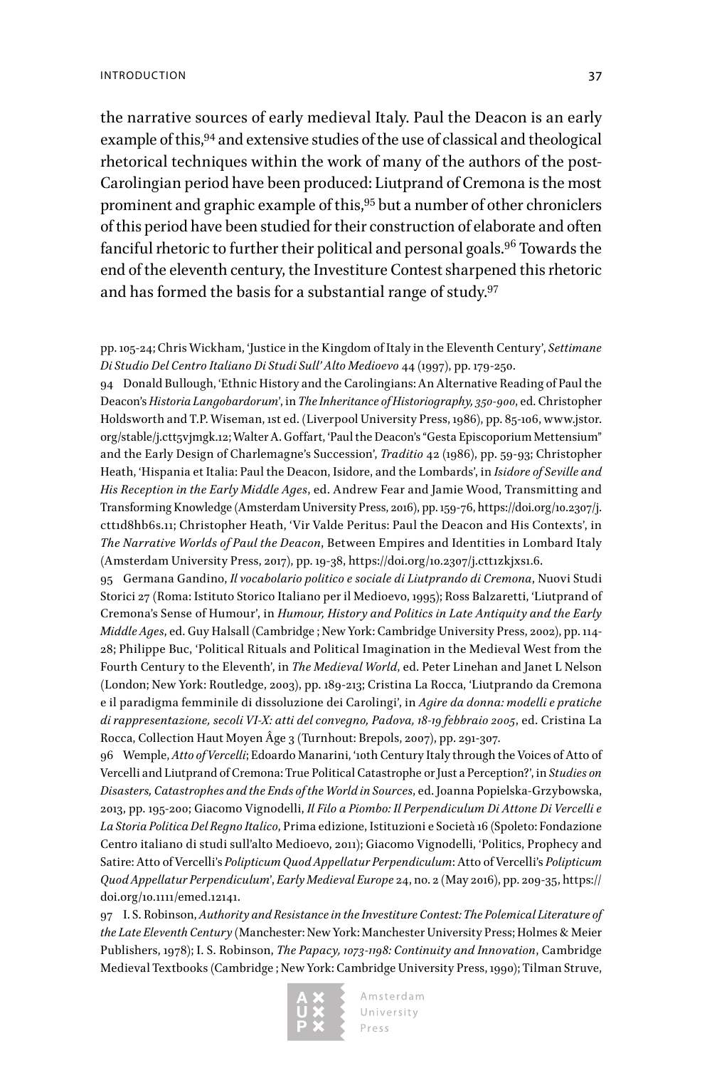the narrative sources of early medieval Italy. Paul the Deacon is an early example of this,[94] and extensive studies of the use of classical and theological rhetorical techniques within the work of many of the authors of the post-Carolingian period have been produced: Liutprand of Cremona is the most prominent and graphic example of this,[95] but a number of other chroniclers of this period have been studied for their construction of elaborate and often fanciful rhetoric to further their political and personal goals.[96] Towards the end of the eleventh century, the Investiture Contest sharpened this rhetoric and has formed the basis for a substantial range of study.[97]

pp. 105-24; Chris Wickham, 'Justice in the Kingdom of Italy in the Eleventh Century', *Settimane Di Studio Del Centro Italiano Di Studi Sull' Alto Medioevo* 44 (1997), pp. 179-250.

94 Donald Bullough, 'Ethnic History and the Carolingians: An Alternative Reading of Paul the Deacon's *Historia Langobardorum*', in *The Inheritance of Historiography, 350-900*, ed. Christopher Holdsworth and T.P. Wiseman, 1st ed. (Liverpool University Press, 1986), pp. 85-106, www.jstor.org/stable/j.ctt5vjmgk.12; Walter A. Goffart, 'Paul the Deacon's "Gesta Episcoporium Mettensium" and the Early Design of Charlemagne's Succession', *Traditio* 42 (1986), pp. 59-93; Christopher Heath, 'Hispania et Italia: Paul the Deacon, Isidore, and the Lombards', in *Isidore of Seville and His Reception in the Early Middle Ages*, ed. Andrew Fear and Jamie Wood, Transmitting and Transforming Knowledge (Amsterdam University Press, 2016), pp. 159-76, https://doi.org/10.2307/j.ctt1d8hb6s.11; Christopher Heath, 'Vir Valde Peritus: Paul the Deacon and His Contexts', in *The Narrative Worlds of Paul the Deacon*, Between Empires and Identities in Lombard Italy (Amsterdam University Press, 2017), pp. 19-38, https://doi.org/10.2307/j.ctt1zkjxs1.6.

95 Germana Gandino, *Il vocabolario politico e sociale di Liutprando di Cremona*, Nuovi Studi Storici 27 (Roma: Istituto Storico Italiano per il Medioevo, 1995); Ross Balzaretti, 'Liutprand of Cremona's Sense of Humour', in *Humour, History and Politics in Late Antiquity and the Early Middle Ages*, ed. Guy Halsall (Cambridge ; New York: Cambridge University Press, 2002), pp. 114-28; Philippe Buc, 'Political Rituals and Political Imagination in the Medieval West from the Fourth Century to the Eleventh', in *The Medieval World*, ed. Peter Linehan and Janet L Nelson (London; New York: Routledge, 2003), pp. 189-213; Cristina La Rocca, 'Liutprando da Cremona e il paradigma femminile di dissoluzione dei Carolingi', in *Agire da donna: modelli e pratiche di rappresentazione, secoli VI-X: atti del convegno, Padova, 18-19 febbraio 2005*, ed. Cristina La Rocca, Collection Haut Moyen Âge 3 (Turnhout: Brepols, 2007), pp. 291-307.

96 Wemple, *Atto of Vercelli*; Edoardo Manarini, '10th Century Italy through the Voices of Atto of Vercelli and Liutprand of Cremona: True Political Catastrophe or Just a Perception?', in *Studies on Disasters, Catastrophes and the Ends of the World in Sources*, ed. Joanna Popielska-Grzybowska, 2013, pp. 195-200; Giacomo Vignodelli, *Il Filo a Piombo: Il Perpendiculum Di Attone Di Vercelli e La Storia Politica Del Regno Italico*, Prima edizione, Istituzioni e Società 16 (Spoleto: Fondazione Centro italiano di studi sull'alto Medioevo, 2011); Giacomo Vignodelli, 'Politics, Prophecy and Satire: Atto of Vercelli's *Polipticum Quod Appellatur Perpendiculum*: Atto of Vercelli's *Polipticum Quod Appellatur Perpendiculum*', *Early Medieval Europe* 24, no. 2 (May 2016), pp. 209-35, https://doi.org/10.1111/emed.12141.

97 I. S. Robinson, *Authority and Resistance in the Investiture Contest: The Polemical Literature of the Late Eleventh Century* (Manchester: New York: Manchester University Press; Holmes & Meier Publishers, 1978); I. S. Robinson, *The Papacy, 1073-1198: Continuity and Innovation*, Cambridge Medieval Textbooks (Cambridge ; New York: Cambridge University Press, 1990); Tilman Struve,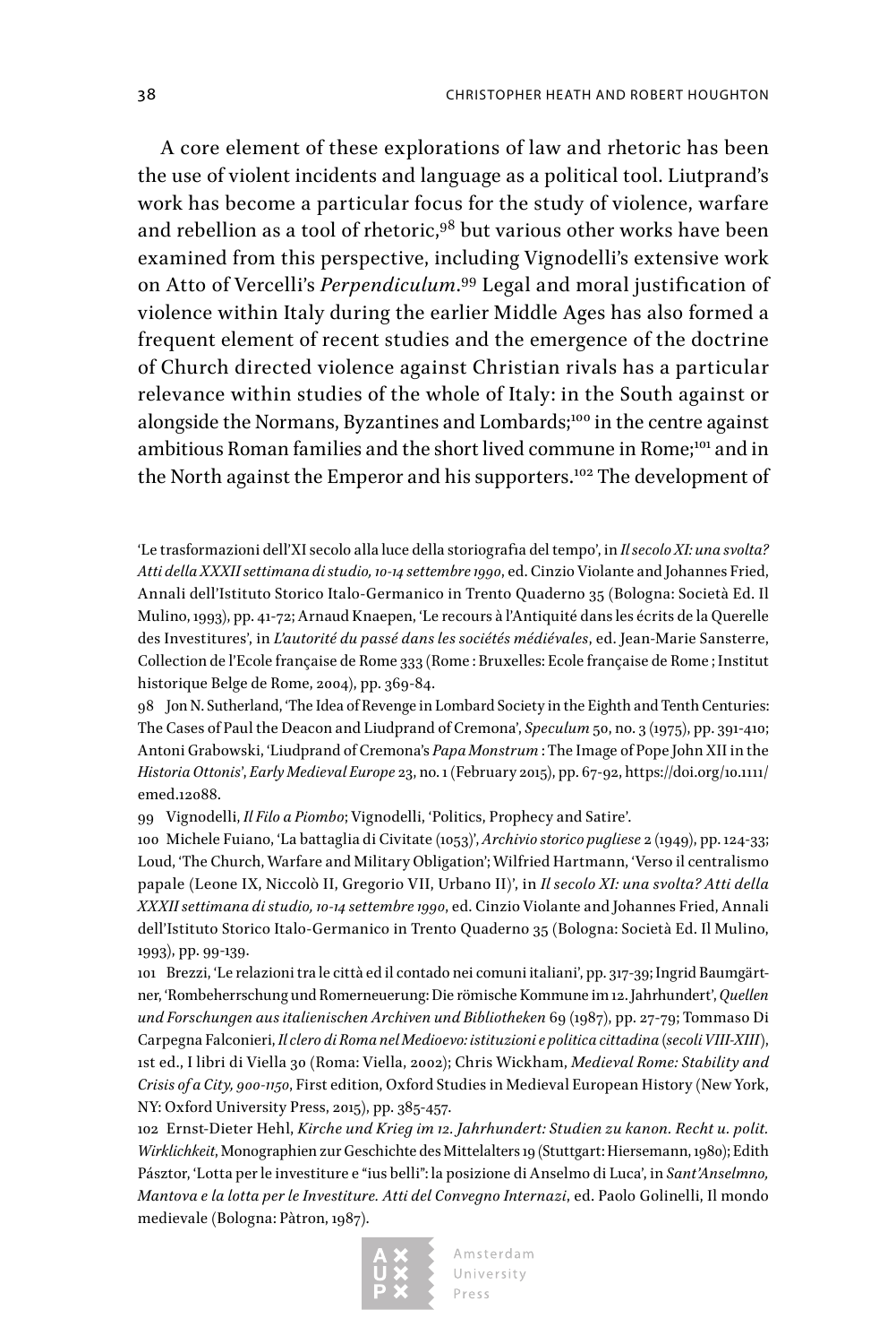A core element of these explorations of law and rhetoric has been the use of violent incidents and language as a political tool. Liutprand's work has become a particular focus for the study of violence, warfare and rebellion as a tool of rhetoric,[98] but various other works have been examined from this perspective, including Vignodelli's extensive work on Atto of Vercelli's *Perpendiculum*.[99] Legal and moral justification of violence within Italy during the earlier Middle Ages has also formed a frequent element of recent studies and the emergence of the doctrine of Church directed violence against Christian rivals has a particular relevance within studies of the whole of Italy: in the South against or alongside the Normans, Byzantines and Lombards;[100] in the centre against ambitious Roman families and the short lived commune in Rome;[101] and in the North against the Emperor and his supporters.[102] The development of

---

'Le trasformazioni dell'XI secolo alla luce della storiografia del tempo', in *Il secolo XI: una svolta? Atti della XXXII settimana di studio, 10-14 settembre 1990*, ed. Cinzio Violante and Johannes Fried, Annali dell'Istituto Storico Italo-Germanico in Trento Quaderno 35 (Bologna: Società Ed. Il Mulino, 1993), pp. 41-72; Arnaud Knaepen, 'Le recours à l'Antiquité dans les écrits de la Querelle des Investitures', in *L'autorité du passé dans les sociétés médiévales*, ed. Jean-Marie Sansterre, Collection de l'Ecole française de Rome 333 (Rome : Bruxelles: Ecole française de Rome ; Institut historique Belge de Rome, 2004), pp. 369-84.

98 Jon N. Sutherland, 'The Idea of Revenge in Lombard Society in the Eighth and Tenth Centuries: The Cases of Paul the Deacon and Liudprand of Cremona', *Speculum* 50, no. 3 (1975), pp. 391-410; Antoni Grabowski, 'Liudprand of Cremona's *Papa Monstrum* : The Image of Pope John XII in the *Historia Ottonis*', *Early Medieval Europe* 23, no. 1 (February 2015), pp. 67-92, https://doi.org/10.1111/emed.12088.

99 Vignodelli, *Il Filo a Piombo*; Vignodelli, 'Politics, Prophecy and Satire'.

100 Michele Fuiano, 'La battaglia di Civitate (1053)', *Archivio storico pugliese* 2 (1949), pp. 124-33; Loud, 'The Church, Warfare and Military Obligation'; Wilfried Hartmann, 'Verso il centralismo papale (Leone IX, Niccolò II, Gregorio VII, Urbano II)', in *Il secolo XI: una svolta? Atti della XXXII settimana di studio, 10-14 settembre 1990*, ed. Cinzio Violante and Johannes Fried, Annali dell'Istituto Storico Italo-Germanico in Trento Quaderno 35 (Bologna: Società Ed. Il Mulino, 1993), pp. 99-139.

101 Brezzi, 'Le relazioni tra le città ed il contado nei comuni italiani', pp. 317-39; Ingrid Baumgärtner, 'Rombeherrschung und Romerneuerung: Die römische Kommune im 12. Jahrhundert', *Quellen und Forschungen aus italienischen Archiven und Bibliotheken* 69 (1987), pp. 27-79; Tommaso Di Carpegna Falconieri, *Il clero di Roma nel Medioevo: istituzioni e politica cittadina (secoli VIII-XIII)*, 1st ed., I libri di Viella 30 (Roma: Viella, 2002); Chris Wickham, *Medieval Rome: Stability and Crisis of a City, 900-1150*, First edition, Oxford Studies in Medieval European History (New York, NY: Oxford University Press, 2015), pp. 385-457.

102 Ernst-Dieter Hehl, *Kirche und Krieg im 12. Jahrhundert: Studien zu kanon. Recht u. polit. Wirklichkeit*, Monographien zur Geschichte des Mittelalters 19 (Stuttgart: Hiersemann, 1980); Edith Pásztor, 'Lotta per le investiture e "ius belli": la posizione di Anselmo di Luca', in *Sant'Anselmno, Mantova e la lotta per le Investiture. Atti del Convegno Internazi*, ed. Paolo Golinelli, Il mondo medievale (Bologna: Pàtron, 1987).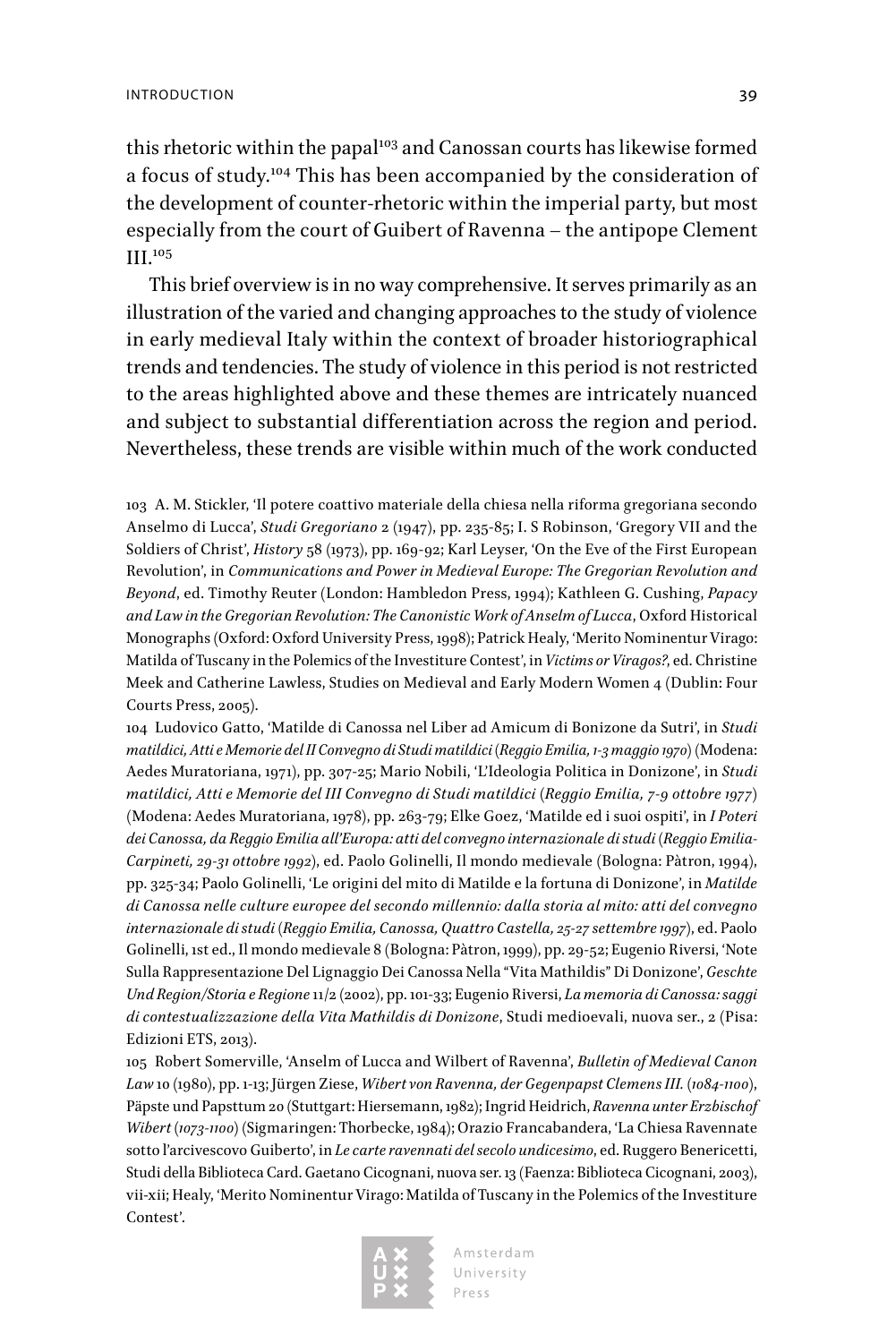this rhetoric within the papal[103] and Canossan courts has likewise formed a focus of study.[104] This has been accompanied by the consideration of the development of counter-rhetoric within the imperial party, but most especially from the court of Guibert of Ravenna – the antipope Clement III.[105]

This brief overview is in no way comprehensive. It serves primarily as an illustration of the varied and changing approaches to the study of violence in early medieval Italy within the context of broader historiographical trends and tendencies. The study of violence in this period is not restricted to the areas highlighted above and these themes are intricately nuanced and subject to substantial differentiation across the region and period. Nevertheless, these trends are visible within much of the work conducted

103 A. M. Stickler, 'Il potere coattivo materiale della chiesa nella riforma gregoriana secondo Anselmo di Lucca', *Studi Gregoriano* 2 (1947), pp. 235-85; I. S Robinson, 'Gregory VII and the Soldiers of Christ', *History* 58 (1973), pp. 169-92; Karl Leyser, 'On the Eve of the First European Revolution', in *Communications and Power in Medieval Europe: The Gregorian Revolution and Beyond*, ed. Timothy Reuter (London: Hambledon Press, 1994); Kathleen G. Cushing, *Papacy and Law in the Gregorian Revolution: The Canonistic Work of Anselm of Lucca*, Oxford Historical Monographs (Oxford: Oxford University Press, 1998); Patrick Healy, 'Merito Nominentur Virago: Matilda of Tuscany in the Polemics of the Investiture Contest', in *Victims or Viragos?*, ed. Christine Meek and Catherine Lawless, Studies on Medieval and Early Modern Women 4 (Dublin: Four Courts Press, 2005).

104 Ludovico Gatto, 'Matilde di Canossa nel Liber ad Amicum di Bonizone da Sutri', in *Studi matildici, Atti e Memorie del II Convegno di Studi matildici (Reggio Emilia, 1-3 maggio 1970)* (Modena: Aedes Muratoriana, 1971), pp. 307-25; Mario Nobili, 'L'Ideologia Politica in Donizone', in *Studi matildici, Atti e Memorie del III Convegno di Studi matildici (Reggio Emilia, 7-9 ottobre 1977)* (Modena: Aedes Muratoriana, 1978), pp. 263-79; Elke Goez, 'Matilde ed i suoi ospiti', in *I Poteri dei Canossa, da Reggio Emilia all'Europa: atti del convegno internazionale di studi (Reggio Emilia-Carpineti, 29-31 ottobre 1992)*, ed. Paolo Golinelli, Il mondo medievale (Bologna: Pàtron, 1994), pp. 325-34; Paolo Golinelli, 'Le origini del mito di Matilde e la fortuna di Donizone', in *Matilde di Canossa nelle culture europee del secondo millennio: dalla storia al mito: atti del convegno internazionale di studi (Reggio Emilia, Canossa, Quattro Castella, 25-27 settembre 1997)*, ed. Paolo Golinelli, 1st ed., Il mondo medievale 8 (Bologna: Pàtron, 1999), pp. 29-52; Eugenio Riversi, 'Note Sulla Rappresentazione Del Lignaggio Dei Canossa Nella "Vita Mathildis" Di Donizone', *Geschte Und Region/Storia e Regione* 11/2 (2002), pp. 101-33; Eugenio Riversi, *La memoria di Canossa: saggi di contestualizzazione della Vita Mathildis di Donizone*, Studi medioevali, nuova ser., 2 (Pisa: Edizioni ETS, 2013).

105 Robert Somerville, 'Anselm of Lucca and Wilbert of Ravenna', *Bulletin of Medieval Canon Law* 10 (1980), pp. 1-13; Jürgen Ziese, *Wibert von Ravenna, der Gegenpapst Clemens III. (1084-1100)*, Päpste und Papsttum 20 (Stuttgart: Hiersemann, 1982); Ingrid Heidrich, *Ravenna unter Erzbischof Wibert (1073-1100)* (Sigmaringen: Thorbecke, 1984); Orazio Francabandera, 'La Chiesa Ravennate sotto l'arcivescovo Guiberto', in *Le carte ravennati del secolo undicesimo*, ed. Ruggero Benericetti, Studi della Biblioteca Card. Gaetano Cicognani, nuova ser. 13 (Faenza: Biblioteca Cicognani, 2003), vii-xii; Healy, 'Merito Nominentur Virago: Matilda of Tuscany in the Polemics of the Investiture Contest'.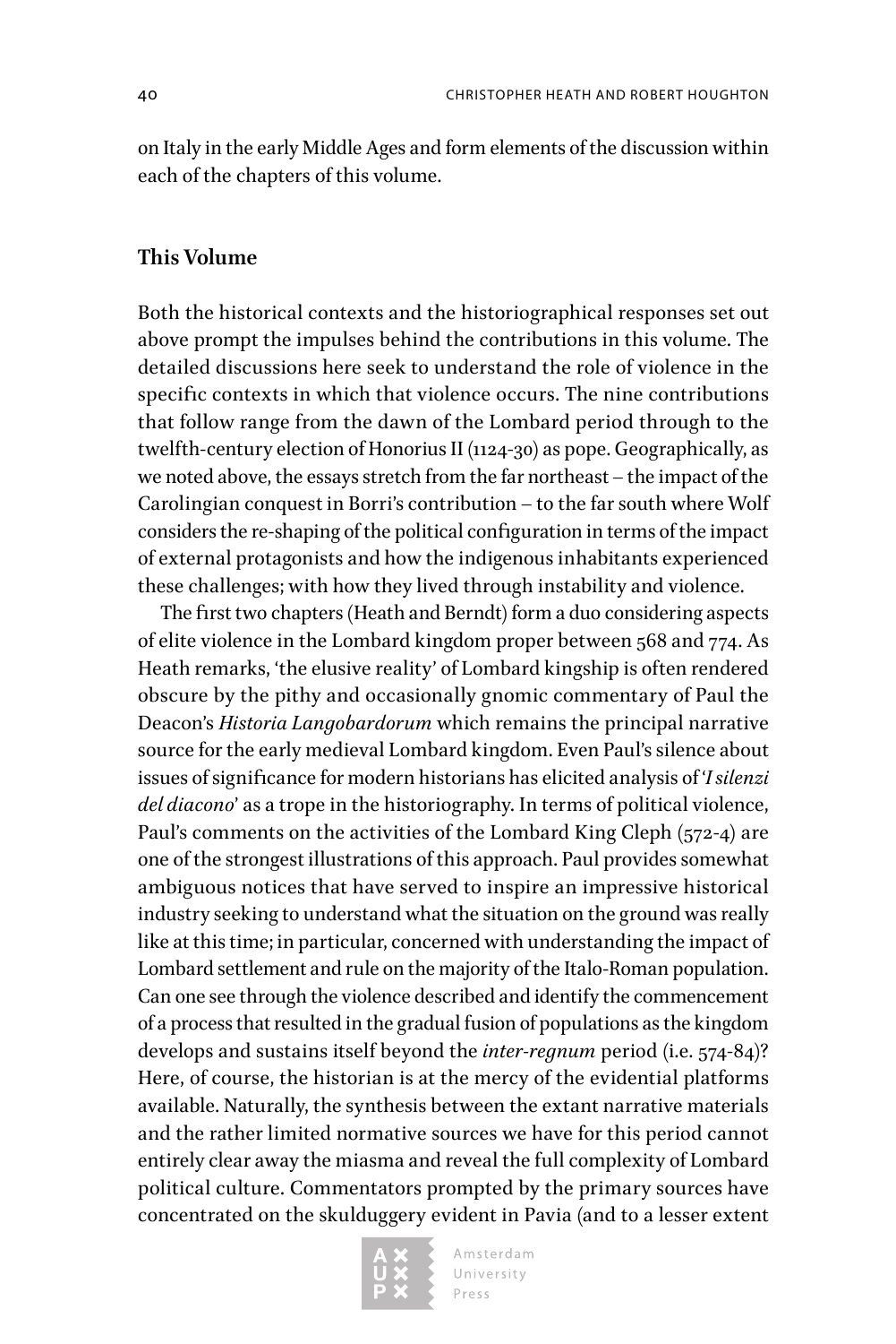on Italy in the early Middle Ages and form elements of the discussion within each of the chapters of this volume.

## This Volume

Both the historical contexts and the historiographical responses set out above prompt the impulses behind the contributions in this volume. The detailed discussions here seek to understand the role of violence in the specific contexts in which that violence occurs. The nine contributions that follow range from the dawn of the Lombard period through to the twelfth-century election of Honorius II (1124-30) as pope. Geographically, as we noted above, the essays stretch from the far northeast – the impact of the Carolingian conquest in Borri's contribution – to the far south where Wolf considers the re-shaping of the political configuration in terms of the impact of external protagonists and how the indigenous inhabitants experienced these challenges; with how they lived through instability and violence.

The first two chapters (Heath and Berndt) form a duo considering aspects of elite violence in the Lombard kingdom proper between 568 and 774. As Heath remarks, 'the elusive reality' of Lombard kingship is often rendered obscure by the pithy and occasionally gnomic commentary of Paul the Deacon's *Historia Langobardorum* which remains the principal narrative source for the early medieval Lombard kingdom. Even Paul's silence about issues of significance for modern historians has elicited analysis of '*I silenzi del diacono*' as a trope in the historiography. In terms of political violence, Paul's comments on the activities of the Lombard King Cleph (572-4) are one of the strongest illustrations of this approach. Paul provides somewhat ambiguous notices that have served to inspire an impressive historical industry seeking to understand what the situation on the ground was really like at this time; in particular, concerned with understanding the impact of Lombard settlement and rule on the majority of the Italo-Roman population. Can one see through the violence described and identify the commencement of a process that resulted in the gradual fusion of populations as the kingdom develops and sustains itself beyond the *inter-regnum* period (i.e. 574-84)? Here, of course, the historian is at the mercy of the evidential platforms available. Naturally, the synthesis between the extant narrative materials and the rather limited normative sources we have for this period cannot entirely clear away the miasma and reveal the full complexity of Lombard political culture. Commentators prompted by the primary sources have concentrated on the skulduggery evident in Pavia (and to a lesser extent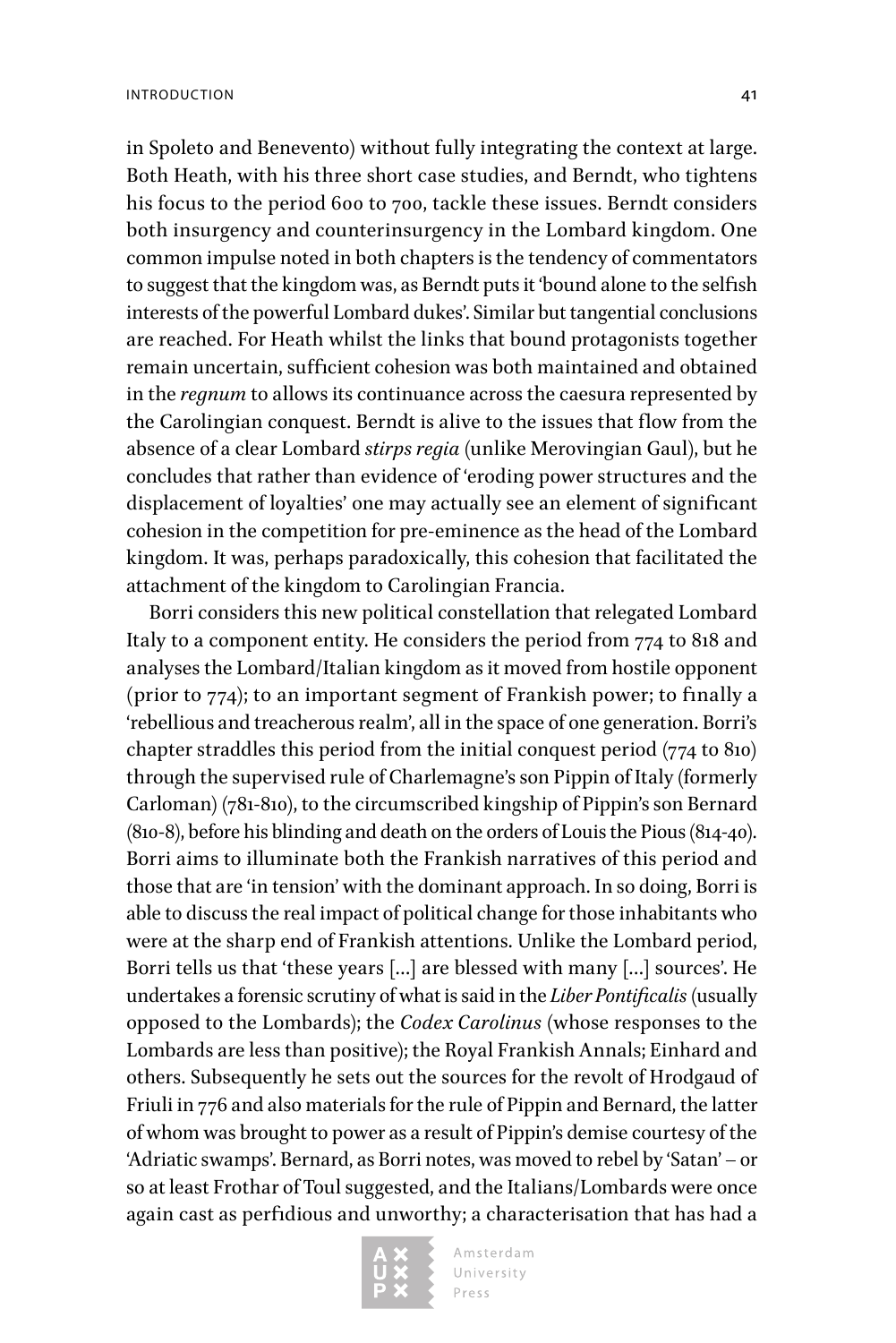in Spoleto and Benevento) without fully integrating the context at large. Both Heath, with his three short case studies, and Berndt, who tightens his focus to the period 600 to 700, tackle these issues. Berndt considers both insurgency and counterinsurgency in the Lombard kingdom. One common impulse noted in both chapters is the tendency of commentators to suggest that the kingdom was, as Berndt puts it 'bound alone to the selfish interests of the powerful Lombard dukes'. Similar but tangential conclusions are reached. For Heath whilst the links that bound protagonists together remain uncertain, sufficient cohesion was both maintained and obtained in the *regnum* to allows its continuance across the caesura represented by the Carolingian conquest. Berndt is alive to the issues that flow from the absence of a clear Lombard *stirps regia* (unlike Merovingian Gaul), but he concludes that rather than evidence of 'eroding power structures and the displacement of loyalties' one may actually see an element of significant cohesion in the competition for pre-eminence as the head of the Lombard kingdom. It was, perhaps paradoxically, this cohesion that facilitated the attachment of the kingdom to Carolingian Francia.

Borri considers this new political constellation that relegated Lombard Italy to a component entity. He considers the period from 774 to 818 and analyses the Lombard/Italian kingdom as it moved from hostile opponent (prior to 774); to an important segment of Frankish power; to finally a 'rebellious and treacherous realm', all in the space of one generation. Borri's chapter straddles this period from the initial conquest period (774 to 810) through the supervised rule of Charlemagne's son Pippin of Italy (formerly Carloman) (781-810), to the circumscribed kingship of Pippin's son Bernard (810-8), before his blinding and death on the orders of Louis the Pious (814-40). Borri aims to illuminate both the Frankish narratives of this period and those that are 'in tension' with the dominant approach. In so doing, Borri is able to discuss the real impact of political change for those inhabitants who were at the sharp end of Frankish attentions. Unlike the Lombard period, Borri tells us that 'these years […] are blessed with many […] sources'. He undertakes a forensic scrutiny of what is said in the *Liber Pontificalis* (usually opposed to the Lombards); the *Codex Carolinus* (whose responses to the Lombards are less than positive); the Royal Frankish Annals; Einhard and others. Subsequently he sets out the sources for the revolt of Hrodgaud of Friuli in 776 and also materials for the rule of Pippin and Bernard, the latter of whom was brought to power as a result of Pippin's demise courtesy of the 'Adriatic swamps'. Bernard, as Borri notes, was moved to rebel by 'Satan' – or so at least Frothar of Toul suggested, and the Italians/Lombards were once again cast as perfidious and unworthy; a characterisation that has had a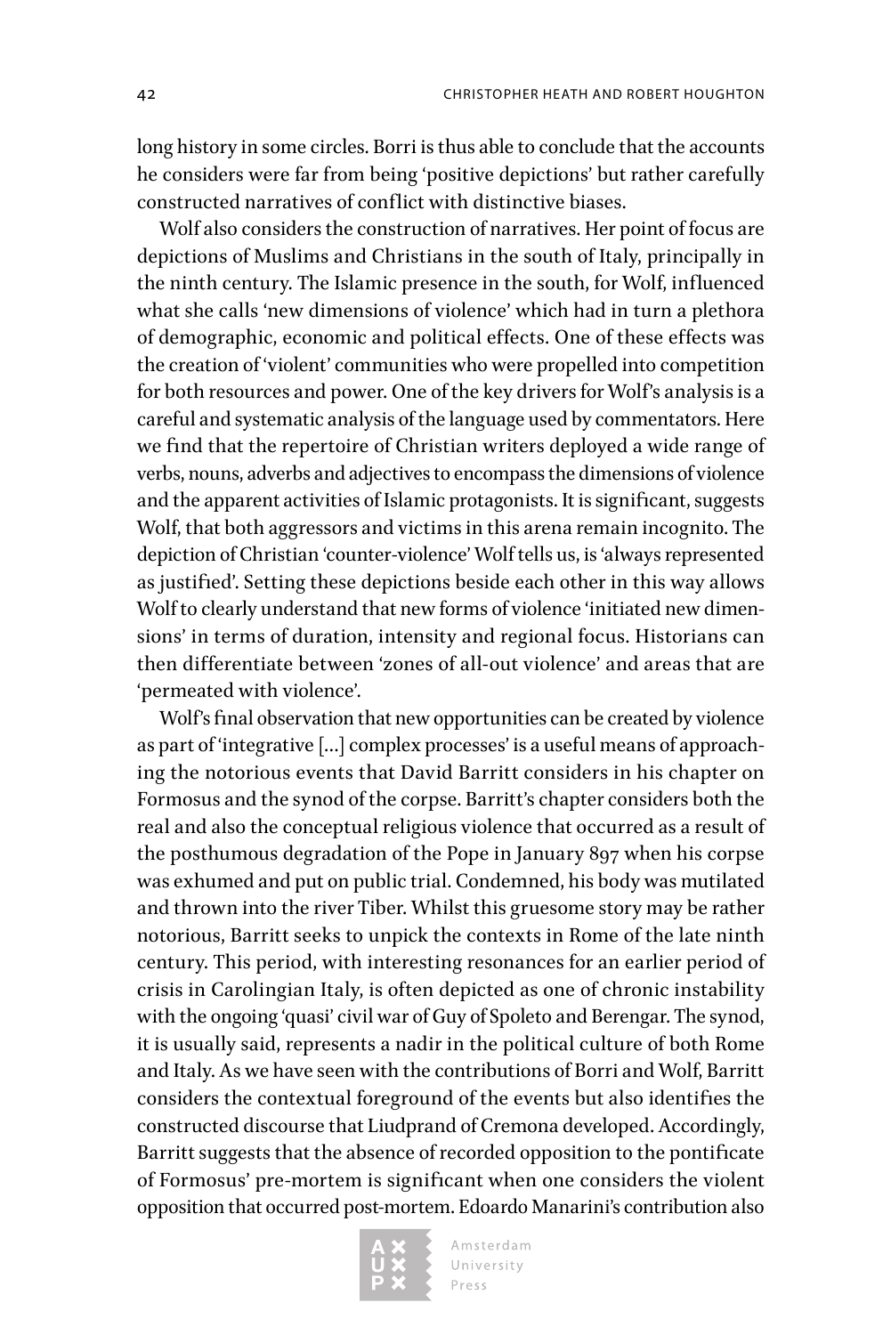long history in some circles. Borri is thus able to conclude that the accounts he considers were far from being 'positive depictions' but rather carefully constructed narratives of conflict with distinctive biases.

Wolf also considers the construction of narratives. Her point of focus are depictions of Muslims and Christians in the south of Italy, principally in the ninth century. The Islamic presence in the south, for Wolf, influenced what she calls 'new dimensions of violence' which had in turn a plethora of demographic, economic and political effects. One of these effects was the creation of 'violent' communities who were propelled into competition for both resources and power. One of the key drivers for Wolf's analysis is a careful and systematic analysis of the language used by commentators. Here we find that the repertoire of Christian writers deployed a wide range of verbs, nouns, adverbs and adjectives to encompass the dimensions of violence and the apparent activities of Islamic protagonists. It is significant, suggests Wolf, that both aggressors and victims in this arena remain incognito. The depiction of Christian 'counter-violence' Wolf tells us, is 'always represented as justified'. Setting these depictions beside each other in this way allows Wolf to clearly understand that new forms of violence 'initiated new dimensions' in terms of duration, intensity and regional focus. Historians can then differentiate between 'zones of all-out violence' and areas that are 'permeated with violence'.

Wolf's final observation that new opportunities can be created by violence as part of 'integrative […] complex processes' is a useful means of approaching the notorious events that David Barritt considers in his chapter on Formosus and the synod of the corpse. Barritt's chapter considers both the real and also the conceptual religious violence that occurred as a result of the posthumous degradation of the Pope in January 897 when his corpse was exhumed and put on public trial. Condemned, his body was mutilated and thrown into the river Tiber. Whilst this gruesome story may be rather notorious, Barritt seeks to unpick the contexts in Rome of the late ninth century. This period, with interesting resonances for an earlier period of crisis in Carolingian Italy, is often depicted as one of chronic instability with the ongoing 'quasi' civil war of Guy of Spoleto and Berengar. The synod, it is usually said, represents a nadir in the political culture of both Rome and Italy. As we have seen with the contributions of Borri and Wolf, Barritt considers the contextual foreground of the events but also identifies the constructed discourse that Liudprand of Cremona developed. Accordingly, Barritt suggests that the absence of recorded opposition to the pontificate of Formosus' pre-mortem is significant when one considers the violent opposition that occurred post-mortem. Edoardo Manarini's contribution also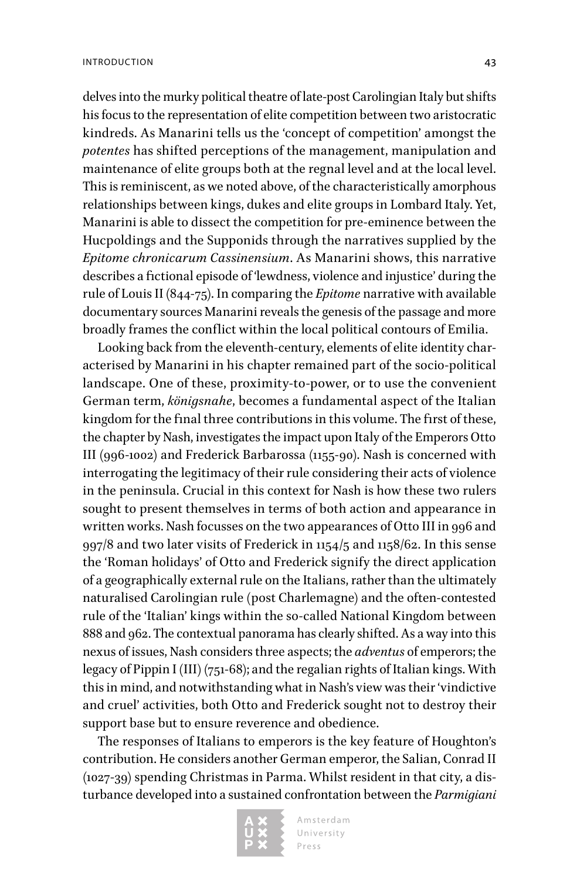delves into the murky political theatre of late-post Carolingian Italy but shifts his focus to the representation of elite competition between two aristocratic kindreds. As Manarini tells us the 'concept of competition' amongst the *potentes* has shifted perceptions of the management, manipulation and maintenance of elite groups both at the regnal level and at the local level. This is reminiscent, as we noted above, of the characteristically amorphous relationships between kings, dukes and elite groups in Lombard Italy. Yet, Manarini is able to dissect the competition for pre-eminence between the Hucpoldings and the Supponids through the narratives supplied by the *Epitome chronicarum Cassinensium*. As Manarini shows, this narrative describes a fictional episode of 'lewdness, violence and injustice' during the rule of Louis II (844-75). In comparing the *Epitome* narrative with available documentary sources Manarini reveals the genesis of the passage and more broadly frames the conflict within the local political contours of Emilia.

Looking back from the eleventh-century, elements of elite identity characterised by Manarini in his chapter remained part of the socio-political landscape. One of these, proximity-to-power, or to use the convenient German term, *königsnahe*, becomes a fundamental aspect of the Italian kingdom for the final three contributions in this volume. The first of these, the chapter by Nash, investigates the impact upon Italy of the Emperors Otto III (996-1002) and Frederick Barbarossa (1155-90). Nash is concerned with interrogating the legitimacy of their rule considering their acts of violence in the peninsula. Crucial in this context for Nash is how these two rulers sought to present themselves in terms of both action and appearance in written works. Nash focusses on the two appearances of Otto III in 996 and 997/8 and two later visits of Frederick in 1154/5 and 1158/62. In this sense the 'Roman holidays' of Otto and Frederick signify the direct application of a geographically external rule on the Italians, rather than the ultimately naturalised Carolingian rule (post Charlemagne) and the often-contested rule of the 'Italian' kings within the so-called National Kingdom between 888 and 962. The contextual panorama has clearly shifted. As a way into this nexus of issues, Nash considers three aspects; the *adventus* of emperors; the legacy of Pippin I (III) (751-68); and the regalian rights of Italian kings. With this in mind, and notwithstanding what in Nash's view was their 'vindictive and cruel' activities, both Otto and Frederick sought not to destroy their support base but to ensure reverence and obedience.

The responses of Italians to emperors is the key feature of Houghton's contribution. He considers another German emperor, the Salian, Conrad II (1027-39) spending Christmas in Parma. Whilst resident in that city, a disturbance developed into a sustained confrontation between the *Parmigiani*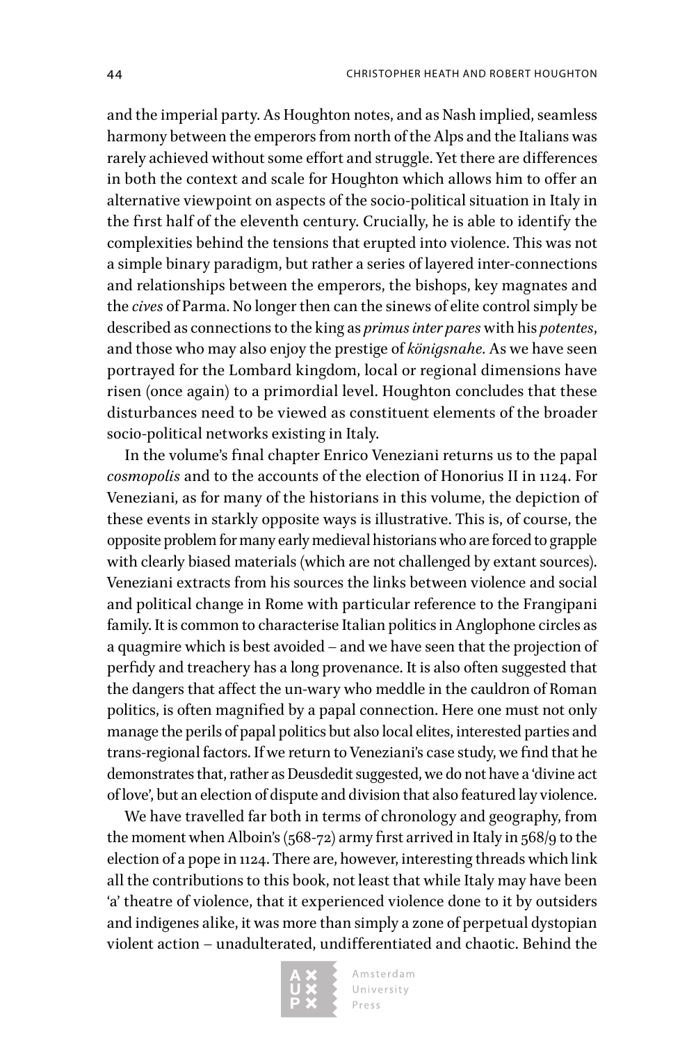and the imperial party. As Houghton notes, and as Nash implied, seamless harmony between the emperors from north of the Alps and the Italians was rarely achieved without some effort and struggle. Yet there are differences in both the context and scale for Houghton which allows him to offer an alternative viewpoint on aspects of the socio-political situation in Italy in the first half of the eleventh century. Crucially, he is able to identify the complexities behind the tensions that erupted into violence. This was not a simple binary paradigm, but rather a series of layered inter-connections and relationships between the emperors, the bishops, key magnates and the *cives* of Parma. No longer then can the sinews of elite control simply be described as connections to the king as *primus inter pares* with his *potentes*, and those who may also enjoy the prestige of *königsnahe*. As we have seen portrayed for the Lombard kingdom, local or regional dimensions have risen (once again) to a primordial level. Houghton concludes that these disturbances need to be viewed as constituent elements of the broader socio-political networks existing in Italy.

In the volume's final chapter Enrico Veneziani returns us to the papal *cosmopolis* and to the accounts of the election of Honorius II in 1124. For Veneziani, as for many of the historians in this volume, the depiction of these events in starkly opposite ways is illustrative. This is, of course, the opposite problem for many early medieval historians who are forced to grapple with clearly biased materials (which are not challenged by extant sources). Veneziani extracts from his sources the links between violence and social and political change in Rome with particular reference to the Frangipani family. It is common to characterise Italian politics in Anglophone circles as a quagmire which is best avoided – and we have seen that the projection of perfidy and treachery has a long provenance. It is also often suggested that the dangers that affect the un-wary who meddle in the cauldron of Roman politics, is often magnified by a papal connection. Here one must not only manage the perils of papal politics but also local elites, interested parties and trans-regional factors. If we return to Veneziani's case study, we find that he demonstrates that, rather as Deusdedit suggested, we do not have a 'divine act of love', but an election of dispute and division that also featured lay violence.

We have travelled far both in terms of chronology and geography, from the moment when Alboin's (568-72) army first arrived in Italy in 568/9 to the election of a pope in 1124. There are, however, interesting threads which link all the contributions to this book, not least that while Italy may have been 'a' theatre of violence, that it experienced violence done to it by outsiders and indigenes alike, it was more than simply a zone of perpetual dystopian violent action – unadulterated, undifferentiated and chaotic. Behind the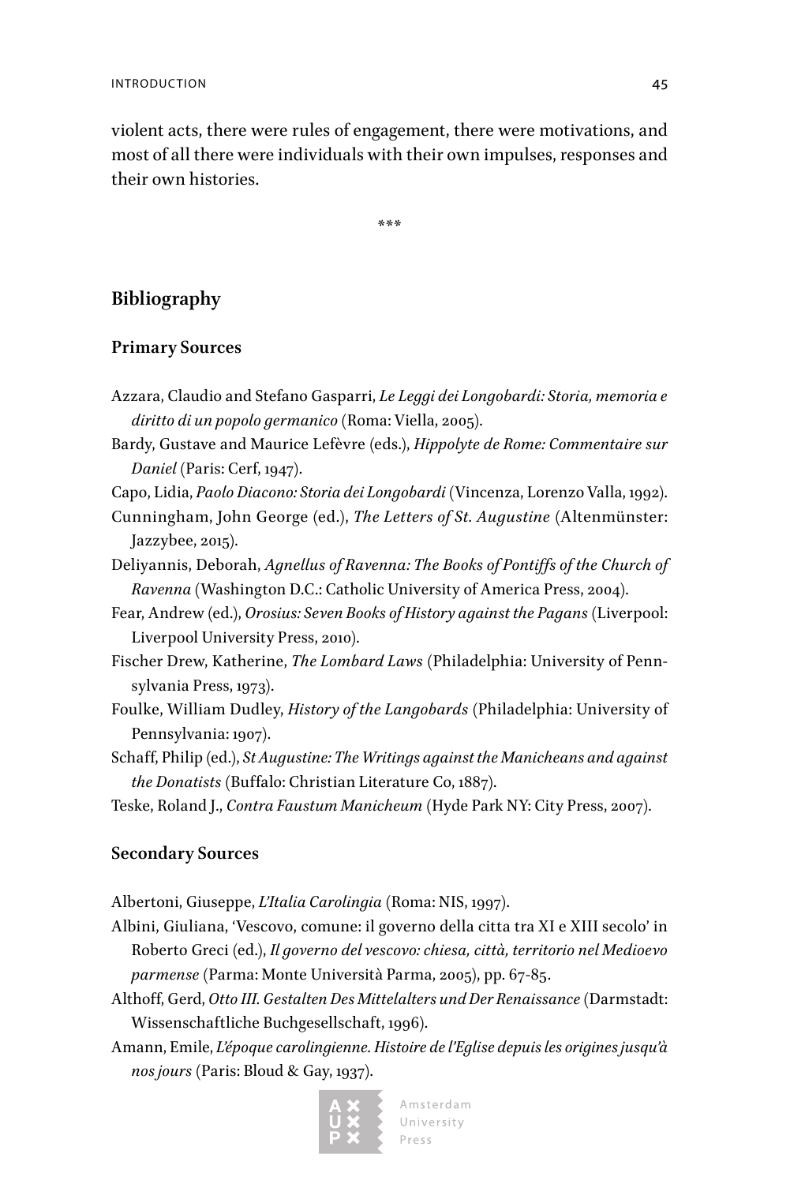violent acts, there were rules of engagement, there were motivations, and most of all there were individuals with their own impulses, responses and their own histories.

***

## Bibliography

### Primary Sources

Azzara, Claudio and Stefano Gasparri, *Le Leggi dei Longobardi: Storia, memoria e diritto di un popolo germanico* (Roma: Viella, 2005).

Bardy, Gustave and Maurice Lefèvre (eds.), *Hippolyte de Rome: Commentaire sur Daniel* (Paris: Cerf, 1947).

Capo, Lidia, *Paolo Diacono: Storia dei Longobardi* (Vincenza, Lorenzo Valla, 1992).

Cunningham, John George (ed.), *The Letters of St. Augustine* (Altenmünster: Jazzybee, 2015).

Deliyannis, Deborah, *Agnellus of Ravenna: The Books of Pontiffs of the Church of Ravenna* (Washington D.C.: Catholic University of America Press, 2004).

Fear, Andrew (ed.), *Orosius: Seven Books of History against the Pagans* (Liverpool: Liverpool University Press, 2010).

Fischer Drew, Katherine, *The Lombard Laws* (Philadelphia: University of Pennsylvania Press, 1973).

Foulke, William Dudley, *History of the Langobards* (Philadelphia: University of Pennsylvania: 1907).

Schaff, Philip (ed.), *St Augustine: The Writings against the Manicheans and against the Donatists* (Buffalo: Christian Literature Co, 1887).

Teske, Roland J., *Contra Faustum Manicheum* (Hyde Park NY: City Press, 2007).

### Secondary Sources

Albertoni, Giuseppe, *L'Italia Carolingia* (Roma: NIS, 1997).

Albini, Giuliana, 'Vescovo, comune: il governo della citta tra XI e XIII secolo' in Roberto Greci (ed.), *Il governo del vescovo: chiesa, città, territorio nel Medioevo parmense* (Parma: Monte Università Parma, 2005), pp. 67-85.

Althoff, Gerd, *Otto III. Gestalten Des Mittelalters und Der Renaissance* (Darmstadt: Wissenschaftliche Buchgesellschaft, 1996).

Amann, Emile, *L'époque carolingienne. Histoire de l'Eglise depuis les origines jusqu'à nos jours* (Paris: Bloud & Gay, 1937).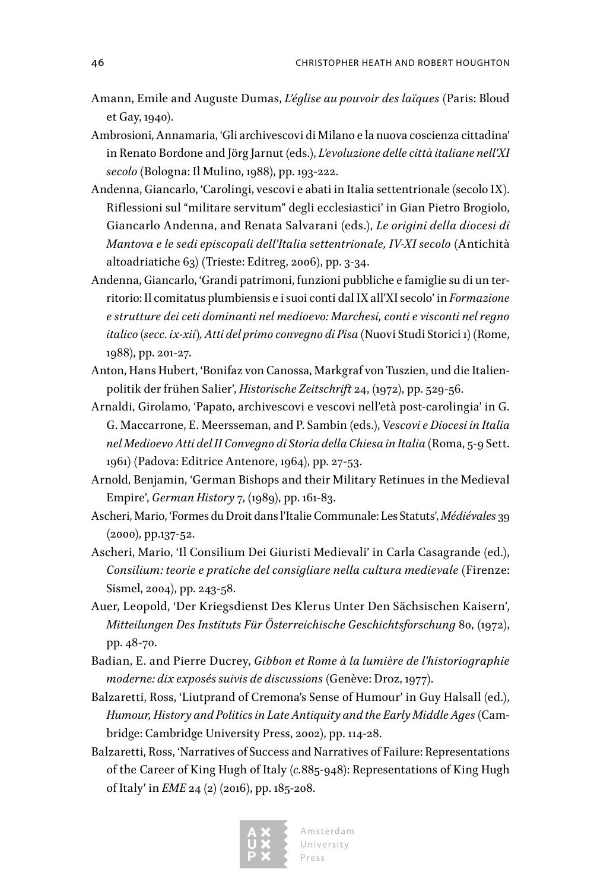Amann, Emile and Auguste Dumas, *L'église au pouvoir des laïques* (Paris: Bloud et Gay, 1940).

Ambrosioni, Annamaria, 'Gli archivescovi di Milano e la nuova coscienza cittadina' in Renato Bordone and Jörg Jarnut (eds.), *L'evoluzione delle città italiane nell'XI secolo* (Bologna: Il Mulino, 1988), pp. 193-222.

Andenna, Giancarlo, 'Carolingi, vescovi e abati in Italia settentrionale (secolo IX). Riflessioni sul "militare servitum" degli ecclesiastici' in Gian Pietro Brogiolo, Giancarlo Andenna, and Renata Salvarani (eds.), *Le origini della diocesi di Mantova e le sedi episcopali dell'Italia settentrionale, IV-XI secolo* (Antichità altoadriatiche 63) (Trieste: Editreg, 2006), pp. 3-34.

Andenna, Giancarlo, 'Grandi patrimoni, funzioni pubbliche e famiglie su di un territorio: Il comitatus plumbiensis e i suoi conti dal IX all'XI secolo' in *Formazione e strutture dei ceti dominanti nel medioevo: Marchesi, conti e visconti nel regno italico (secc. ix-xii), Atti del primo convegno di Pisa* (Nuovi Studi Storici 1) (Rome, 1988), pp. 201-27.

Anton, Hans Hubert, 'Bonifaz von Canossa, Markgraf von Tuszien, und die Italienpolitik der frühen Salier', *Historische Zeitschrift* 24, (1972), pp. 529-56.

Arnaldi, Girolamo, 'Papato, archivescovi e vescovi nell'età post-carolingia' in G. G. Maccarrone, E. Meersseman, and P. Sambin (eds.), *Vescovi e Diocesi in Italia nel Medioevo Atti del II Convegno di Storia della Chiesa in Italia* (Roma, 5-9 Sett. 1961) (Padova: Editrice Antenore, 1964), pp. 27-53.

Arnold, Benjamin, 'German Bishops and their Military Retinues in the Medieval Empire', *German History* 7, (1989), pp. 161-83.

Ascheri, Mario, 'Formes du Droit dans l'Italie Communale: Les Statuts', *Médiévales* 39 (2000), pp.137-52.

Ascheri, Mario, 'Il Consilium Dei Giuristi Medievali' in Carla Casagrande (ed.), *Consilium: teorie e pratiche del consigliare nella cultura medievale* (Firenze: Sismel, 2004), pp. 243-58.

Auer, Leopold, 'Der Kriegsdienst Des Klerus Unter Den Sächsischen Kaisern', *Mitteilungen Des Instituts Für Österreichische Geschichtsforschung* 80, (1972), pp. 48-70.

Badian, E. and Pierre Ducrey, *Gibbon et Rome à la lumière de l'historiographie moderne: dix exposés suivis de discussions* (Genève: Droz, 1977).

Balzaretti, Ross, 'Liutprand of Cremona's Sense of Humour' in Guy Halsall (ed.), *Humour, History and Politics in Late Antiquity and the Early Middle Ages* (Cambridge: Cambridge University Press, 2002), pp. 114-28.

Balzaretti, Ross, 'Narratives of Success and Narratives of Failure: Representations of the Career of King Hugh of Italy (*c.*885-948): Representations of King Hugh of Italy' in *EME* 24 (2) (2016), pp. 185-208.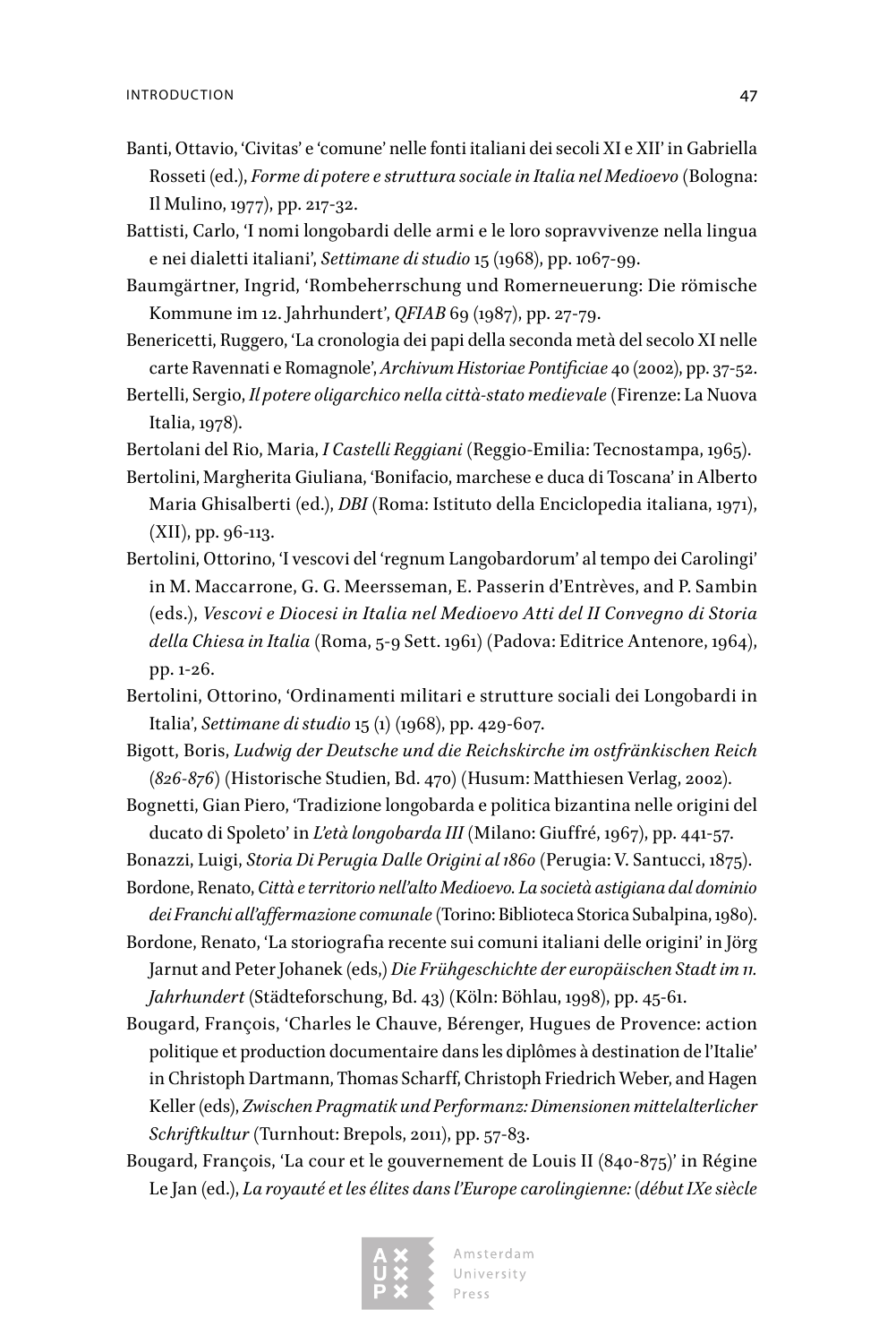Banti, Ottavio, 'Civitas' e 'comune' nelle fonti italiani dei secoli XI e XII' in Gabriella Rosseti (ed.), *Forme di potere e struttura sociale in Italia nel Medioevo* (Bologna: Il Mulino, 1977), pp. 217-32.

Battisti, Carlo, 'I nomi longobardi delle armi e le loro sopravvivenze nella lingua e nei dialetti italiani', *Settimane di studio* 15 (1968), pp. 1067-99.

Baumgärtner, Ingrid, 'Rombeherrschung und Romerneuerung: Die römische Kommune im 12. Jahrhundert', *QFIAB* 69 (1987), pp. 27-79.

Benericetti, Ruggero, 'La cronologia dei papi della seconda metà del secolo XI nelle carte Ravennati e Romagnole', *Archivum Historiae Pontificiae* 40 (2002), pp. 37-52.

Bertelli, Sergio, *Il potere oligarchico nella città-stato medievale* (Firenze: La Nuova Italia, 1978).

Bertolani del Rio, Maria, *I Castelli Reggiani* (Reggio-Emilia: Tecnostampa, 1965).

Bertolini, Margherita Giuliana, 'Bonifacio, marchese e duca di Toscana' in Alberto Maria Ghisalberti (ed.), *DBI* (Roma: Istituto della Enciclopedia italiana, 1971), (XII), pp. 96-113.

Bertolini, Ottorino, 'I vescovi del 'regnum Langobardorum' al tempo dei Carolingi' in M. Maccarrone, G. G. Meersseman, E. Passerin d'Entrèves, and P. Sambin (eds.), *Vescovi e Diocesi in Italia nel Medioevo Atti del II Convegno di Storia della Chiesa in Italia* (Roma, 5-9 Sett. 1961) (Padova: Editrice Antenore, 1964), pp. 1-26.

Bertolini, Ottorino, 'Ordinamenti militari e strutture sociali dei Longobardi in Italia', *Settimane di studio* 15 (1) (1968), pp. 429-607.

Bigott, Boris, *Ludwig der Deutsche und die Reichskirche im ostfränkischen Reich (826-876)* (Historische Studien, Bd. 470) (Husum: Matthiesen Verlag, 2002).

Bognetti, Gian Piero, 'Tradizione longobarda e politica bizantina nelle origini del ducato di Spoleto' in *L'età longobarda III* (Milano: Giuffré, 1967), pp. 441-57.

Bonazzi, Luigi, *Storia Di Perugia Dalle Origini al 1860* (Perugia: V. Santucci, 1875).

Bordone, Renato, *Città e territorio nell'alto Medioevo. La società astigiana dal dominio dei Franchi all'affermazione comunale* (Torino: Biblioteca Storica Subalpina, 1980).

Bordone, Renato, 'La storiografia recente sui comuni italiani delle origini' in Jörg Jarnut and Peter Johanek (eds,) *Die Frühgeschichte der europäischen Stadt im 11. Jahrhundert* (Städteforschung, Bd. 43) (Köln: Böhlau, 1998), pp. 45-61.

Bougard, François, 'Charles le Chauve, Bérenger, Hugues de Provence: action politique et production documentaire dans les diplômes à destination de l'Italie' in Christoph Dartmann, Thomas Scharff, Christoph Friedrich Weber, and Hagen Keller (eds), *Zwischen Pragmatik und Performanz: Dimensionen mittelalterlicher Schriftkultur* (Turnhout: Brepols, 2011), pp. 57-83.

Bougard, François, 'La cour et le gouvernement de Louis II (840-875)' in Régine Le Jan (ed.), *La royauté et les élites dans l'Europe carolingienne: (début IXe siècle*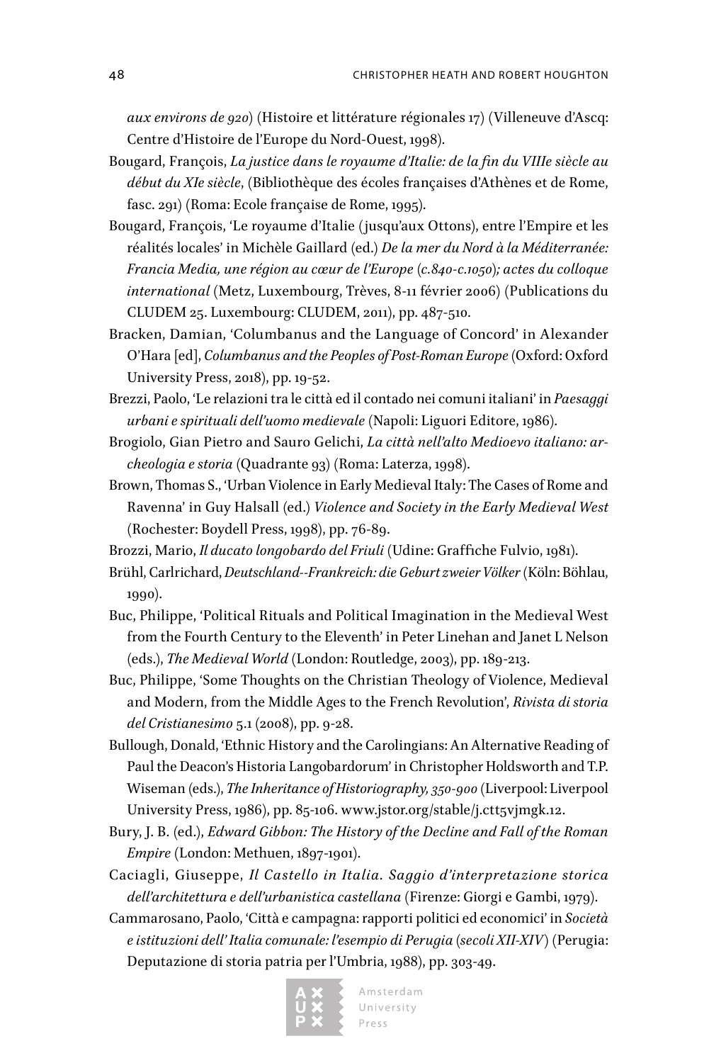*aux environs de 920*) (Histoire et littérature régionales 17) (Villeneuve d'Ascq: Centre d'Histoire de l'Europe du Nord-Ouest, 1998).

Bougard, François, *La justice dans le royaume d'Italie: de la fin du VIIIe siècle au début du XIe siècle*, (Bibliothèque des écoles françaises d'Athènes et de Rome, fasc. 291) (Roma: Ecole française de Rome, 1995).

Bougard, François, 'Le royaume d'Italie (jusqu'aux Ottons), entre l'Empire et les réalités locales' in Michèle Gaillard (ed.) *De la mer du Nord à la Méditerranée: Francia Media, une région au cœur de l'Europe (c.840-c.1050); actes du colloque international* (Metz, Luxembourg, Trèves, 8-11 février 2006) (Publications du CLUDEM 25. Luxembourg: CLUDEM, 2011), pp. 487-510.

Bracken, Damian, 'Columbanus and the Language of Concord' in Alexander O'Hara [ed], *Columbanus and the Peoples of Post-Roman Europe* (Oxford: Oxford University Press, 2018), pp. 19-52.

Brezzi, Paolo, 'Le relazioni tra le città ed il contado nei comuni italiani' in *Paesaggi urbani e spirituali dell'uomo medievale* (Napoli: Liguori Editore, 1986).

Brogiolo, Gian Pietro and Sauro Gelichi, *La città nell'alto Medioevo italiano: archeologia e storia* (Quadrante 93) (Roma: Laterza, 1998).

Brown, Thomas S., 'Urban Violence in Early Medieval Italy: The Cases of Rome and Ravenna' in Guy Halsall (ed.) *Violence and Society in the Early Medieval West* (Rochester: Boydell Press, 1998), pp. 76-89.

Brozzi, Mario, *Il ducato longobardo del Friuli* (Udine: Graffiche Fulvio, 1981).

Brühl, Carlrichard, *Deutschland--Frankreich: die Geburt zweier Völker* (Köln: Böhlau, 1990).

Buc, Philippe, 'Political Rituals and Political Imagination in the Medieval West from the Fourth Century to the Eleventh' in Peter Linehan and Janet L Nelson (eds.), *The Medieval World* (London: Routledge, 2003), pp. 189-213.

Buc, Philippe, 'Some Thoughts on the Christian Theology of Violence, Medieval and Modern, from the Middle Ages to the French Revolution', *Rivista di storia del Cristianesimo* 5.1 (2008), pp. 9-28.

Bullough, Donald, 'Ethnic History and the Carolingians: An Alternative Reading of Paul the Deacon's Historia Langobardorum' in Christopher Holdsworth and T.P. Wiseman (eds.), *The Inheritance of Historiography, 350-900* (Liverpool: Liverpool University Press, 1986), pp. 85-106. www.jstor.org/stable/j.ctt5vjmgk.12.

Bury, J. B. (ed.), *Edward Gibbon: The History of the Decline and Fall of the Roman Empire* (London: Methuen, 1897-1901).

Caciagli, Giuseppe, *Il Castello in Italia. Saggio d'interpretazione storica dell'architettura e dell'urbanistica castellana* (Firenze: Giorgi e Gambi, 1979).

Cammarosano, Paolo, 'Città e campagna: rapporti politici ed economici' in *Società e istituzioni dell' Italia comunale: l'esempio di Perugia (secoli XII-XIV)* (Perugia: Deputazione di storia patria per l'Umbria, 1988), pp. 303-49.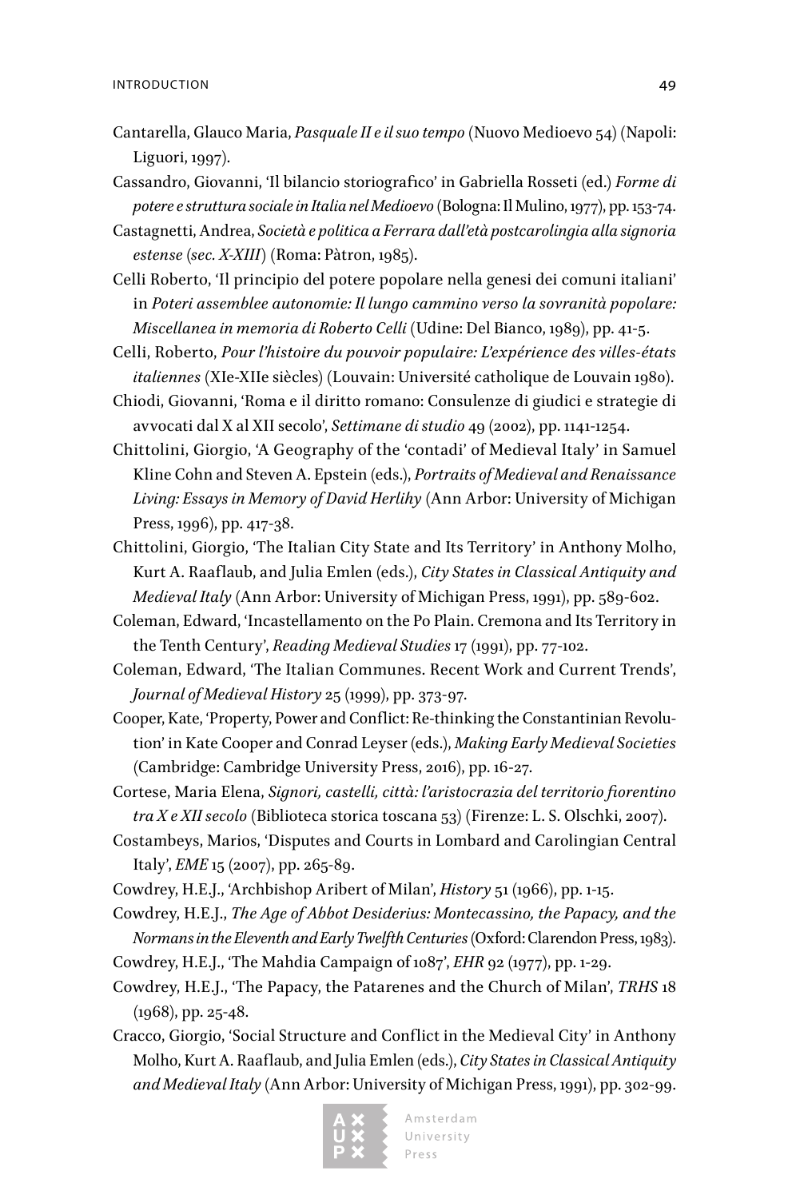Cantarella, Glauco Maria, *Pasquale II e il suo tempo* (Nuovo Medioevo 54) (Napoli: Liguori, 1997).

Cassandro, Giovanni, 'Il bilancio storiografico' in Gabriella Rosseti (ed.) *Forme di potere e struttura sociale in Italia nel Medioevo* (Bologna: Il Mulino, 1977), pp. 153-74.

Castagnetti, Andrea, *Società e politica a Ferrara dall'età postcarolingia alla signoria estense (sec. X-XIII)* (Roma: Pàtron, 1985).

Celli Roberto, 'Il principio del potere popolare nella genesi dei comuni italiani' in *Poteri assemblee autonomie: Il lungo cammino verso la sovranità popolare: Miscellanea in memoria di Roberto Celli* (Udine: Del Bianco, 1989), pp. 41-5.

Celli, Roberto, *Pour l'histoire du pouvoir populaire: L'expérience des villes-états italiennes* (XIe-XIIe siècles) (Louvain: Université catholique de Louvain 1980).

Chiodi, Giovanni, 'Roma e il diritto romano: Consulenze di giudici e strategie di avvocati dal X al XII secolo', *Settimane di studio* 49 (2002), pp. 1141-1254.

Chittolini, Giorgio, 'A Geography of the 'contadi' of Medieval Italy' in Samuel Kline Cohn and Steven A. Epstein (eds.), *Portraits of Medieval and Renaissance Living: Essays in Memory of David Herlihy* (Ann Arbor: University of Michigan Press, 1996), pp. 417-38.

Chittolini, Giorgio, 'The Italian City State and Its Territory' in Anthony Molho, Kurt A. Raaflaub, and Julia Emlen (eds.), *City States in Classical Antiquity and Medieval Italy* (Ann Arbor: University of Michigan Press, 1991), pp. 589-602.

Coleman, Edward, 'Incastellamento on the Po Plain. Cremona and Its Territory in the Tenth Century', *Reading Medieval Studies* 17 (1991), pp. 77-102.

Coleman, Edward, 'The Italian Communes. Recent Work and Current Trends', *Journal of Medieval History* 25 (1999), pp. 373-97.

Cooper, Kate, 'Property, Power and Conflict: Re-thinking the Constantinian Revolution' in Kate Cooper and Conrad Leyser (eds.), *Making Early Medieval Societies* (Cambridge: Cambridge University Press, 2016), pp. 16-27.

Cortese, Maria Elena, *Signori, castelli, città: l'aristocrazia del territorio fiorentino tra X e XII secolo* (Biblioteca storica toscana 53) (Firenze: L. S. Olschki, 2007).

Costambeys, Marios, 'Disputes and Courts in Lombard and Carolingian Central Italy', *EME* 15 (2007), pp. 265-89.

Cowdrey, H.E.J., 'Archbishop Aribert of Milan', *History* 51 (1966), pp. 1-15.

Cowdrey, H.E.J., *The Age of Abbot Desiderius: Montecassino, the Papacy, and the Normans in the Eleventh and Early Twelfth Centuries* (Oxford: Clarendon Press, 1983).

Cowdrey, H.E.J., 'The Mahdia Campaign of 1087', *EHR* 92 (1977), pp. 1-29.

Cowdrey, H.E.J., 'The Papacy, the Patarenes and the Church of Milan', *TRHS* 18 (1968), pp. 25-48.

Cracco, Giorgio, 'Social Structure and Conflict in the Medieval City' in Anthony Molho, Kurt A. Raaflaub, and Julia Emlen (eds.), *City States in Classical Antiquity and Medieval Italy* (Ann Arbor: University of Michigan Press, 1991), pp. 302-99.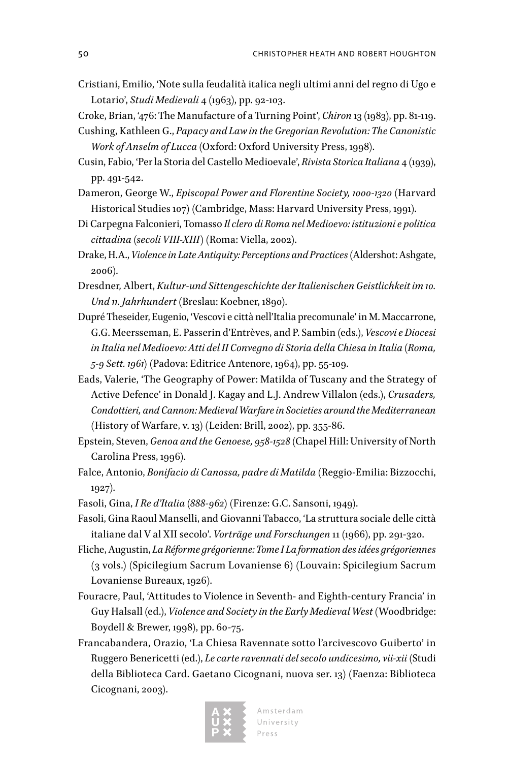Cristiani, Emilio, 'Note sulla feudalità italica negli ultimi anni del regno di Ugo e Lotario', *Studi Medievali* 4 (1963), pp. 92-103.

Croke, Brian, '476: The Manufacture of a Turning Point', *Chiron* 13 (1983), pp. 81-119.

Cushing, Kathleen G., *Papacy and Law in the Gregorian Revolution: The Canonistic Work of Anselm of Lucca* (Oxford: Oxford University Press, 1998).

Cusin, Fabio, 'Per la Storia del Castello Medioevale', *Rivista Storica Italiana* 4 (1939), pp. 491-542.

Dameron, George W., *Episcopal Power and Florentine Society, 1000-1320* (Harvard Historical Studies 107) (Cambridge, Mass: Harvard University Press, 1991).

Di Carpegna Falconieri, Tomasso *Il clero di Roma nel Medioevo: istituzioni e politica cittadina (secoli VIII-XIII)* (Roma: Viella, 2002).

Drake, H.A., *Violence in Late Antiquity: Perceptions and Practices* (Aldershot: Ashgate, 2006).

Dresdner, Albert, *Kultur-und Sittengeschichte der Italienischen Geistlichkeit im 10. Und 11. Jahrhundert* (Breslau: Koebner, 1890).

Dupré Theseider, Eugenio, 'Vescovi e città nell'Italia precomunale' in M. Maccarrone, G.G. Meersseman, E. Passerin d'Entrèves, and P. Sambin (eds.), *Vescovi e Diocesi in Italia nel Medioevo: Atti del II Convegno di Storia della Chiesa in Italia (Roma, 5-9 Sett. 1961)* (Padova: Editrice Antenore, 1964), pp. 55-109.

Eads, Valerie, 'The Geography of Power: Matilda of Tuscany and the Strategy of Active Defence' in Donald J. Kagay and L.J. Andrew Villalon (eds.), *Crusaders, Condottieri, and Cannon: Medieval Warfare in Societies around the Mediterranean* (History of Warfare, v. 13) (Leiden: Brill, 2002), pp. 355-86.

Epstein, Steven, *Genoa and the Genoese, 958-1528* (Chapel Hill: University of North Carolina Press, 1996).

Falce, Antonio, *Bonifacio di Canossa, padre di Matilda* (Reggio-Emilia: Bizzocchi, 1927).

Fasoli, Gina, *I Re d'Italia (888-962)* (Firenze: G.C. Sansoni, 1949).

Fasoli, Gina Raoul Manselli, and Giovanni Tabacco, 'La struttura sociale delle città italiane dal V al XII secolo'. *Vorträge und Forschungen* 11 (1966), pp. 291-320.

Fliche, Augustin, *La Réforme grégorienne: Tome I La formation des idées grégoriennes* (3 vols.) (Spicilegium Sacrum Lovaniense 6) (Louvain: Spicilegium Sacrum Lovaniense Bureaux, 1926).

Fouracre, Paul, 'Attitudes to Violence in Seventh- and Eighth-century Francia' in Guy Halsall (ed.), *Violence and Society in the Early Medieval West* (Woodbridge: Boydell & Brewer, 1998), pp. 60-75.

Francabandera, Orazio, 'La Chiesa Ravennate sotto l'arcivescovo Guiberto' in Ruggero Benericetti (ed.), *Le carte ravennati del secolo undicesimo, vii-xii* (Studi della Biblioteca Card. Gaetano Cicognani, nuova ser. 13) (Faenza: Biblioteca Cicognani, 2003).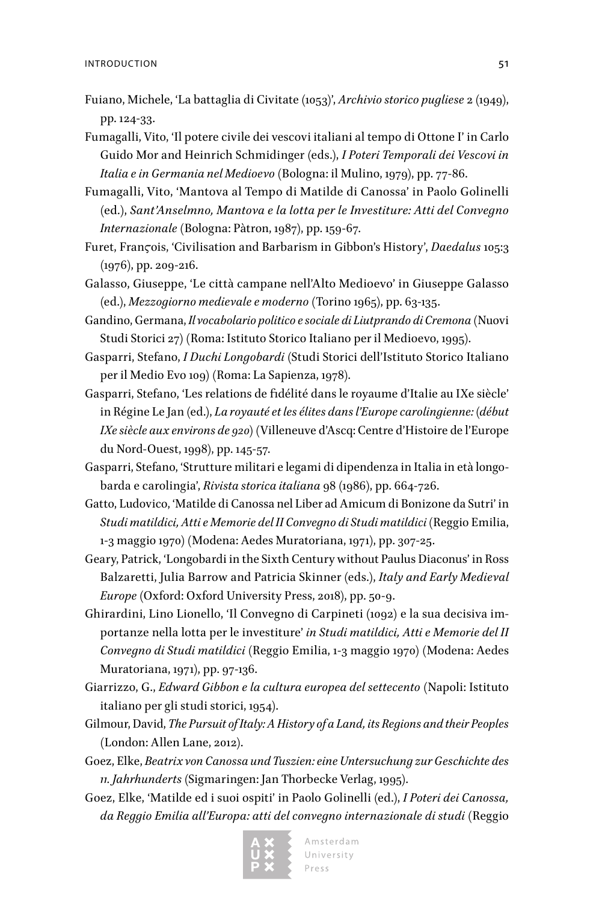Fuiano, Michele, 'La battaglia di Civitate (1053)', *Archivio storico pugliese* 2 (1949), pp. 124-33.

Fumagalli, Vito, 'Il potere civile dei vescovi italiani al tempo di Ottone I' in Carlo Guido Mor and Heinrich Schmidinger (eds.), *I Poteri Temporali dei Vescovi in Italia e in Germania nel Medioevo* (Bologna: il Mulino, 1979), pp. 77-86.

Fumagalli, Vito, 'Mantova al Tempo di Matilde di Canossa' in Paolo Golinelli (ed.), *Sant'Anselmno, Mantova e la lotta per le Investiture: Atti del Convegno Internazionale* (Bologna: Pàtron, 1987), pp. 159-67.

Furet, François, 'Civilisation and Barbarism in Gibbon's History', *Daedalus* 105:3 (1976), pp. 209-216.

Galasso, Giuseppe, 'Le città campane nell'Alto Medioevo' in Giuseppe Galasso (ed.), *Mezzogiorno medievale e moderno* (Torino 1965), pp. 63-135.

Gandino, Germana, *Il vocabolario politico e sociale di Liutprando di Cremona* (Nuovi Studi Storici 27) (Roma: Istituto Storico Italiano per il Medioevo, 1995).

Gasparri, Stefano, *I Duchi Longobardi* (Studi Storici dell'Istituto Storico Italiano per il Medio Evo 109) (Roma: La Sapienza, 1978).

Gasparri, Stefano, 'Les relations de fidélité dans le royaume d'Italie au IXe siècle' in Régine Le Jan (ed.), *La royauté et les élites dans l'Europe carolingienne: (début IXe siècle aux environs de 920)* (Villeneuve d'Ascq: Centre d'Histoire de l'Europe du Nord-Ouest, 1998), pp. 145-57.

Gasparri, Stefano, 'Strutture militari e legami di dipendenza in Italia in età longobarda e carolingia', *Rivista storica italiana* 98 (1986), pp. 664-726.

Gatto, Ludovico, 'Matilde di Canossa nel Liber ad Amicum di Bonizone da Sutri' in *Studi matildici, Atti e Memorie del II Convegno di Studi matildici* (Reggio Emilia, 1-3 maggio 1970) (Modena: Aedes Muratoriana, 1971), pp. 307-25.

Geary, Patrick, 'Longobardi in the Sixth Century without Paulus Diaconus' in Ross Balzaretti, Julia Barrow and Patricia Skinner (eds.), *Italy and Early Medieval Europe* (Oxford: Oxford University Press, 2018), pp. 50-9.

Ghirardini, Lino Lionello, 'Il Convegno di Carpineti (1092) e la sua decisiva importanze nella lotta per le investiture' *in Studi matildici, Atti e Memorie del II Convegno di Studi matildici* (Reggio Emilia, 1-3 maggio 1970) (Modena: Aedes Muratoriana, 1971), pp. 97-136.

Giarrizzo, G., *Edward Gibbon e la cultura europea del settecento* (Napoli: Istituto italiano per gli studi storici, 1954).

Gilmour, David, *The Pursuit of Italy: A History of a Land, its Regions and their Peoples* (London: Allen Lane, 2012).

Goez, Elke, *Beatrix von Canossa und Tuszien: eine Untersuchung zur Geschichte des 11. Jahrhunderts* (Sigmaringen: Jan Thorbecke Verlag, 1995).

Goez, Elke, 'Matilde ed i suoi ospiti' in Paolo Golinelli (ed.), *I Poteri dei Canossa, da Reggio Emilia all'Europa: atti del convegno internazionale di studi* (Reggio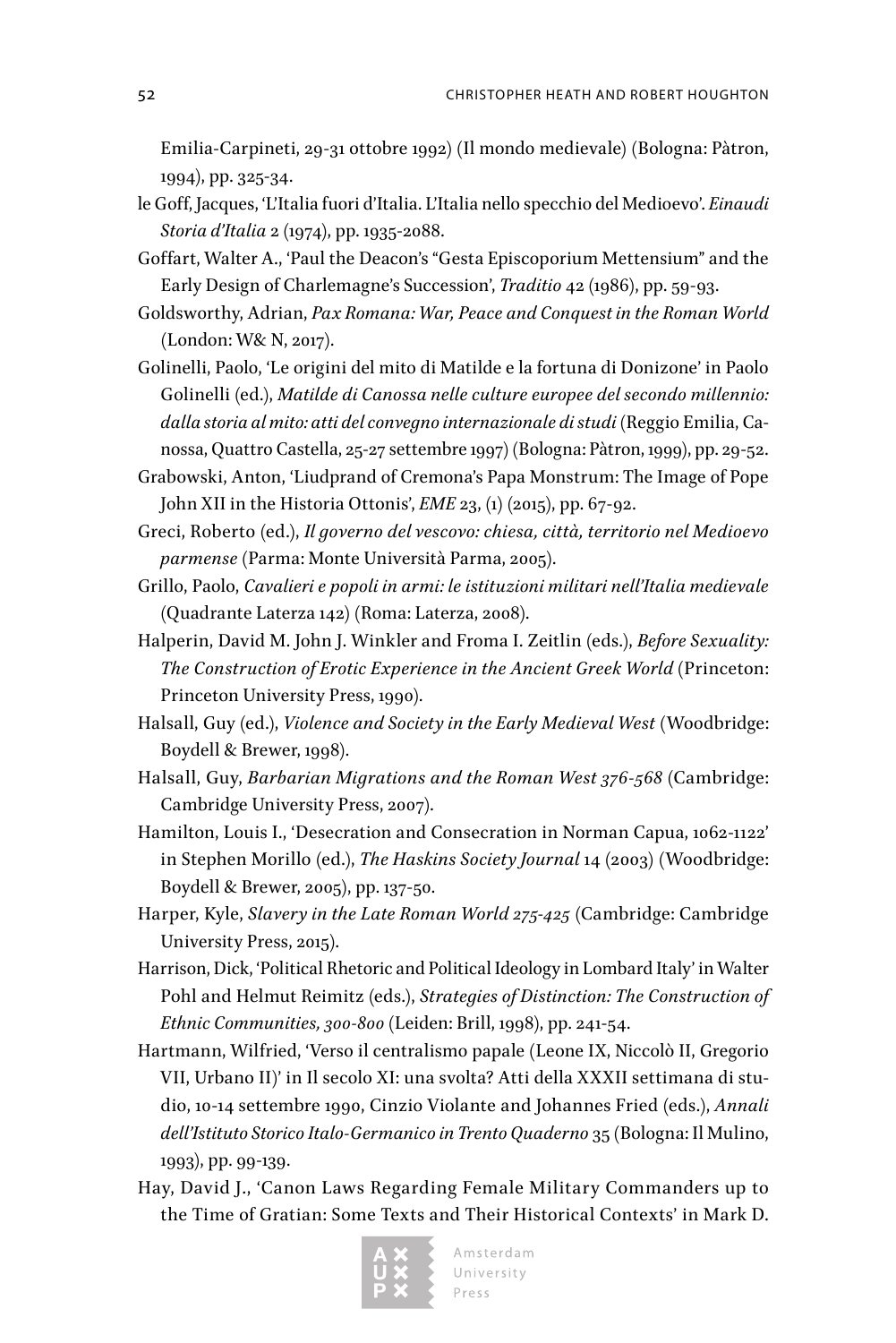Emilia-Carpineti, 29-31 ottobre 1992) (Il mondo medievale) (Bologna: Pàtron, 1994), pp. 325-34.

le Goff, Jacques, 'L'Italia fuori d'Italia. L'Italia nello specchio del Medioevo'. *Einaudi Storia d'Italia* 2 (1974), pp. 1935-2088.

Goffart, Walter A., 'Paul the Deacon's "Gesta Episcoporium Mettensium" and the Early Design of Charlemagne's Succession', *Traditio* 42 (1986), pp. 59-93.

Goldsworthy, Adrian, *Pax Romana: War, Peace and Conquest in the Roman World* (London: W& N, 2017).

Golinelli, Paolo, 'Le origini del mito di Matilde e la fortuna di Donizone' in Paolo Golinelli (ed.), *Matilde di Canossa nelle culture europee del secondo millennio: dalla storia al mito: atti del convegno internazionale di studi* (Reggio Emilia, Canossa, Quattro Castella, 25-27 settembre 1997) (Bologna: Pàtron, 1999), pp. 29-52.

Grabowski, Anton, 'Liudprand of Cremona's Papa Monstrum: The Image of Pope John XII in the Historia Ottonis', *EME* 23, (1) (2015), pp. 67-92.

Greci, Roberto (ed.), *Il governo del vescovo: chiesa, città, territorio nel Medioevo parmense* (Parma: Monte Università Parma, 2005).

Grillo, Paolo, *Cavalieri e popoli in armi: le istituzioni militari nell'Italia medievale* (Quadrante Laterza 142) (Roma: Laterza, 2008).

Halperin, David M. John J. Winkler and Froma I. Zeitlin (eds.), *Before Sexuality: The Construction of Erotic Experience in the Ancient Greek World* (Princeton: Princeton University Press, 1990).

Halsall, Guy (ed.), *Violence and Society in the Early Medieval West* (Woodbridge: Boydell & Brewer, 1998).

Halsall, Guy, *Barbarian Migrations and the Roman West 376-568* (Cambridge: Cambridge University Press, 2007).

Hamilton, Louis I., 'Desecration and Consecration in Norman Capua, 1062-1122' in Stephen Morillo (ed.), *The Haskins Society Journal* 14 (2003) (Woodbridge: Boydell & Brewer, 2005), pp. 137-50.

Harper, Kyle, *Slavery in the Late Roman World 275-425* (Cambridge: Cambridge University Press, 2015).

Harrison, Dick, 'Political Rhetoric and Political Ideology in Lombard Italy' in Walter Pohl and Helmut Reimitz (eds.), *Strategies of Distinction: The Construction of Ethnic Communities, 300-800* (Leiden: Brill, 1998), pp. 241-54.

Hartmann, Wilfried, 'Verso il centralismo papale (Leone IX, Niccolò II, Gregorio VII, Urbano II)' in Il secolo XI: una svolta? Atti della XXXII settimana di studio, 10-14 settembre 1990, Cinzio Violante and Johannes Fried (eds.), *Annali dell'Istituto Storico Italo-Germanico in Trento Quaderno* 35 (Bologna: Il Mulino, 1993), pp. 99-139.

Hay, David J., 'Canon Laws Regarding Female Military Commanders up to the Time of Gratian: Some Texts and Their Historical Contexts' in Mark D.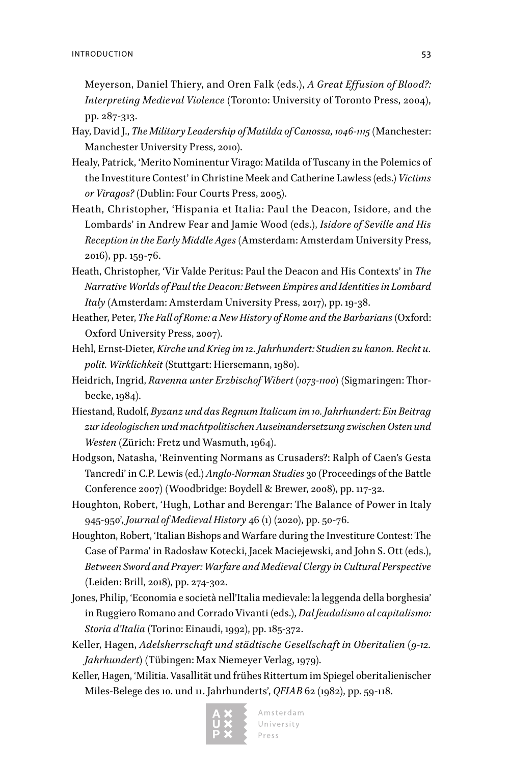Meyerson, Daniel Thiery, and Oren Falk (eds.), *A Great Effusion of Blood?: Interpreting Medieval Violence* (Toronto: University of Toronto Press, 2004), pp. 287-313.

Hay, David J., *The Military Leadership of Matilda of Canossa, 1046-1115* (Manchester: Manchester University Press, 2010).

Healy, Patrick, 'Merito Nominentur Virago: Matilda of Tuscany in the Polemics of the Investiture Contest' in Christine Meek and Catherine Lawless (eds.) *Victims or Viragos?* (Dublin: Four Courts Press, 2005).

Heath, Christopher, 'Hispania et Italia: Paul the Deacon, Isidore, and the Lombards' in Andrew Fear and Jamie Wood (eds.), *Isidore of Seville and His Reception in the Early Middle Ages* (Amsterdam: Amsterdam University Press, 2016), pp. 159-76.

Heath, Christopher, 'Vir Valde Peritus: Paul the Deacon and His Contexts' in *The Narrative Worlds of Paul the Deacon: Between Empires and Identities in Lombard Italy* (Amsterdam: Amsterdam University Press, 2017), pp. 19-38.

Heather, Peter, *The Fall of Rome: a New History of Rome and the Barbarians* (Oxford: Oxford University Press, 2007).

Hehl, Ernst-Dieter, *Kirche und Krieg im 12. Jahrhundert: Studien zu kanon. Recht u. polit. Wirklichkeit* (Stuttgart: Hiersemann, 1980).

Heidrich, Ingrid, *Ravenna unter Erzbischof Wibert (1073-1100)* (Sigmaringen: Thorbecke, 1984).

Hiestand, Rudolf, *Byzanz und das Regnum Italicum im 10. Jahrhundert: Ein Beitrag zur ideologischen und machtpolitischen Auseinandersetzung zwischen Osten und Westen* (Zürich: Fretz und Wasmuth, 1964).

Hodgson, Natasha, 'Reinventing Normans as Crusaders?: Ralph of Caen's Gesta Tancredi' in C.P. Lewis (ed.) *Anglo-Norman Studies* 30 (Proceedings of the Battle Conference 2007) (Woodbridge: Boydell & Brewer, 2008), pp. 117-32.

Houghton, Robert, 'Hugh, Lothar and Berengar: The Balance of Power in Italy 945-950', *Journal of Medieval History* 46 (1) (2020), pp. 50-76.

Houghton, Robert, 'Italian Bishops and Warfare during the Investiture Contest: The Case of Parma' in Radosław Kotecki, Jacek Maciejewski, and John S. Ott (eds.), *Between Sword and Prayer: Warfare and Medieval Clergy in Cultural Perspective* (Leiden: Brill, 2018), pp. 274-302.

Jones, Philip, 'Economia e società nell'Italia medievale: la leggenda della borghesia' in Ruggiero Romano and Corrado Vivanti (eds.), *Dal feudalismo al capitalismo: Storia d'Italia* (Torino: Einaudi, 1992), pp. 185-372.

Keller, Hagen, *Adelsherrschaft und städtische Gesellschaft in Oberitalien (9-12. Jahrhundert)* (Tübingen: Max Niemeyer Verlag, 1979).

Keller, Hagen, 'Militia. Vasallität und frühes Rittertum im Spiegel oberitalienischer Miles-Belege des 10. und 11. Jahrhunderts', *QFIAB* 62 (1982), pp. 59-118.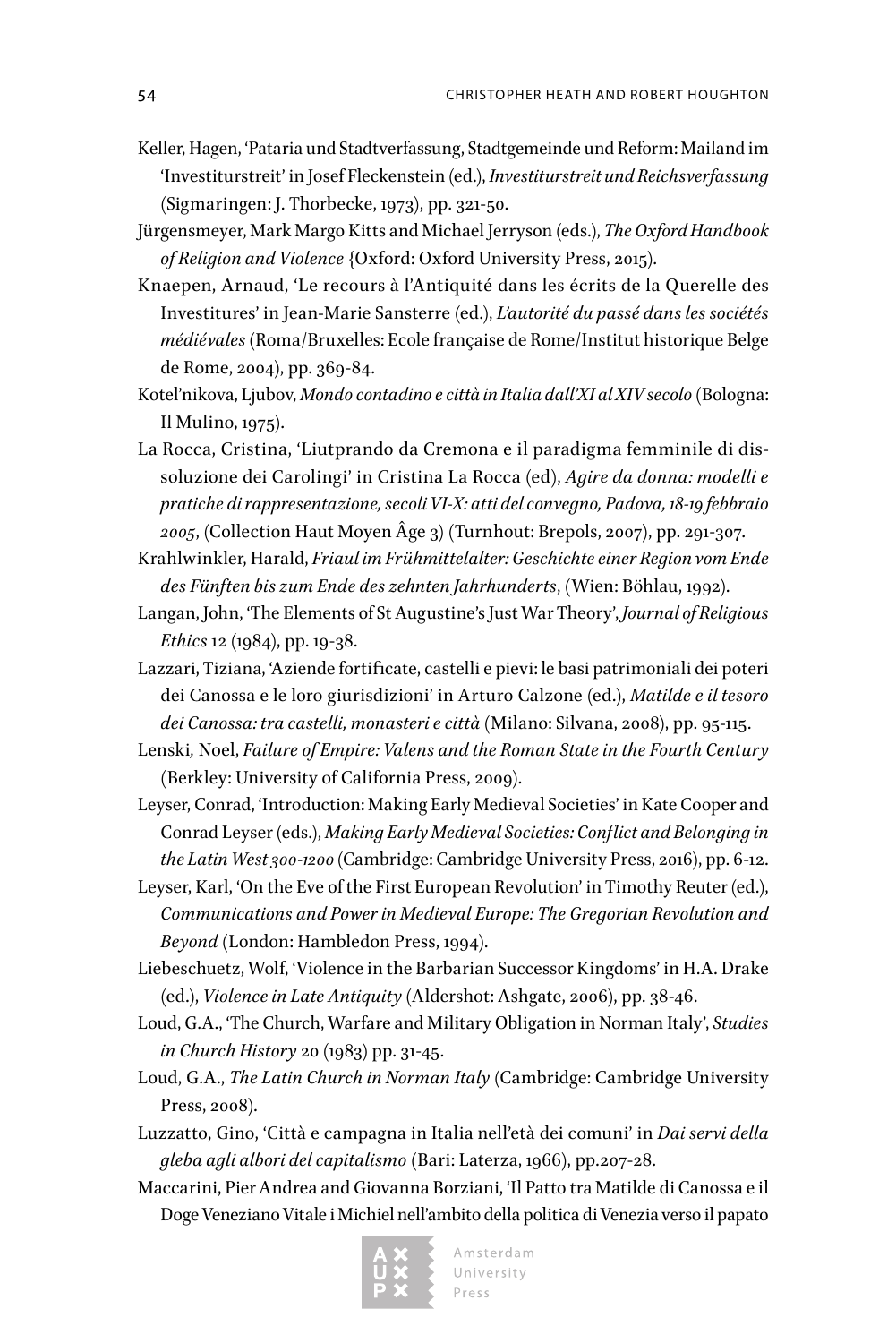Keller, Hagen, 'Pataria und Stadtverfassung, Stadtgemeinde und Reform: Mailand im 'Investiturstreit' in Josef Fleckenstein (ed.), *Investiturstreit und Reichsverfassung* (Sigmaringen: J. Thorbecke, 1973), pp. 321-50.

Jürgensmeyer, Mark Margo Kitts and Michael Jerryson (eds.), *The Oxford Handbook of Religion and Violence* {Oxford: Oxford University Press, 2015).

Knaepen, Arnaud, 'Le recours à l'Antiquité dans les écrits de la Querelle des Investitures' in Jean-Marie Sansterre (ed.), *L'autorité du passé dans les sociétés médiévales* (Roma/Bruxelles: Ecole française de Rome/Institut historique Belge de Rome, 2004), pp. 369-84.

Kotel'nikova, Ljubov, *Mondo contadino e città in Italia dall'XI al XIV secolo* (Bologna: Il Mulino, 1975).

La Rocca, Cristina, 'Liutprando da Cremona e il paradigma femminile di dissoluzione dei Carolingi' in Cristina La Rocca (ed), *Agire da donna: modelli e pratiche di rappresentazione, secoli VI-X: atti del convegno, Padova, 18-19 febbraio 2005*, (Collection Haut Moyen Âge 3) (Turnhout: Brepols, 2007), pp. 291-307.

Krahlwinkler, Harald, *Friaul im Frühmittelalter: Geschichte einer Region vom Ende des Fünften bis zum Ende des zehnten Jahrhunderts*, (Wien: Böhlau, 1992).

Langan, John, 'The Elements of St Augustine's Just War Theory', *Journal of Religious Ethics* 12 (1984), pp. 19-38.

Lazzari, Tiziana, 'Aziende fortificate, castelli e pievi: le basi patrimoniali dei poteri dei Canossa e le loro giurisdizioni' in Arturo Calzone (ed.), *Matilde e il tesoro dei Canossa: tra castelli, monasteri e città* (Milano: Silvana, 2008), pp. 95-115.

Lenski, Noel, *Failure of Empire: Valens and the Roman State in the Fourth Century* (Berkley: University of California Press, 2009).

Leyser, Conrad, 'Introduction: Making Early Medieval Societies' in Kate Cooper and Conrad Leyser (eds.), *Making Early Medieval Societies: Conflict and Belonging in the Latin West 300-1200* (Cambridge: Cambridge University Press, 2016), pp. 6-12.

Leyser, Karl, 'On the Eve of the First European Revolution' in Timothy Reuter (ed.), *Communications and Power in Medieval Europe: The Gregorian Revolution and Beyond* (London: Hambledon Press, 1994).

Liebeschuetz, Wolf, 'Violence in the Barbarian Successor Kingdoms' in H.A. Drake (ed.), *Violence in Late Antiquity* (Aldershot: Ashgate, 2006), pp. 38-46.

Loud, G.A., 'The Church, Warfare and Military Obligation in Norman Italy', *Studies in Church History* 20 (1983) pp. 31-45.

Loud, G.A., *The Latin Church in Norman Italy* (Cambridge: Cambridge University Press, 2008).

Luzzatto, Gino, 'Città e campagna in Italia nell'età dei comuni' in *Dai servi della gleba agli albori del capitalismo* (Bari: Laterza, 1966), pp.207-28.

Maccarini, Pier Andrea and Giovanna Borziani, 'Il Patto tra Matilde di Canossa e il Doge Veneziano Vitale i Michiel nell'ambito della politica di Venezia verso il papato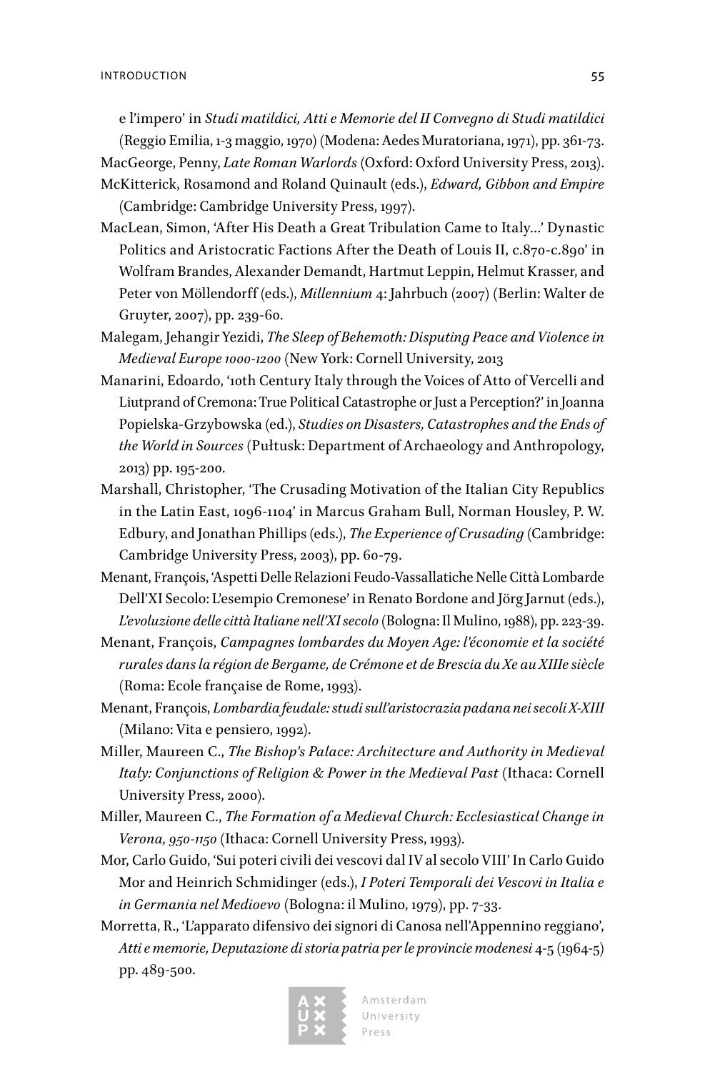e l'impero' in *Studi matildici, Atti e Memorie del II Convegno di Studi matildici* (Reggio Emilia, 1-3 maggio, 1970) (Modena: Aedes Muratoriana, 1971), pp. 361-73.

MacGeorge, Penny, *Late Roman Warlords* (Oxford: Oxford University Press, 2013).

McKitterick, Rosamond and Roland Quinault (eds.), *Edward, Gibbon and Empire* (Cambridge: Cambridge University Press, 1997).

MacLean, Simon, 'After His Death a Great Tribulation Came to Italy…' Dynastic Politics and Aristocratic Factions After the Death of Louis II, c.870-c.890' in Wolfram Brandes, Alexander Demandt, Hartmut Leppin, Helmut Krasser, and Peter von Möllendorff (eds.), *Millennium* 4: Jahrbuch (2007) (Berlin: Walter de Gruyter, 2007), pp. 239-60.

Malegam, Jehangir Yezidi, *The Sleep of Behemoth: Disputing Peace and Violence in Medieval Europe 1000-1200* (New York: Cornell University, 2013

Manarini, Edoardo, '10th Century Italy through the Voices of Atto of Vercelli and Liutprand of Cremona: True Political Catastrophe or Just a Perception?' in Joanna Popielska-Grzybowska (ed.), *Studies on Disasters, Catastrophes and the Ends of the World in Sources* (Pułtusk: Department of Archaeology and Anthropology, 2013) pp. 195-200.

Marshall, Christopher, 'The Crusading Motivation of the Italian City Republics in the Latin East, 1096-1104' in Marcus Graham Bull, Norman Housley, P. W. Edbury, and Jonathan Phillips (eds.), *The Experience of Crusading* (Cambridge: Cambridge University Press, 2003), pp. 60-79.

Menant, François, 'Aspetti Delle Relazioni Feudo-Vassallatiche Nelle Città Lombarde Dell'XI Secolo: L'esempio Cremonese' in Renato Bordone and Jörg Jarnut (eds.), *L'evoluzione delle città Italiane nell'XI secolo* (Bologna: Il Mulino, 1988), pp. 223-39.

Menant, François, *Campagnes lombardes du Moyen Age: l'économie et la société rurales dans la région de Bergame, de Crémone et de Brescia du Xe au XIIIe siècle* (Roma: Ecole française de Rome, 1993).

Menant, François, *Lombardia feudale: studi sull'aristocrazia padana nei secoli X-XIII* (Milano: Vita e pensiero, 1992).

Miller, Maureen C., *The Bishop's Palace: Architecture and Authority in Medieval Italy: Conjunctions of Religion & Power in the Medieval Past* (Ithaca: Cornell University Press, 2000).

Miller, Maureen C., *The Formation of a Medieval Church: Ecclesiastical Change in Verona, 950-1150* (Ithaca: Cornell University Press, 1993).

Mor, Carlo Guido, 'Sui poteri civili dei vescovi dal IV al secolo VIII' In Carlo Guido Mor and Heinrich Schmidinger (eds.), *I Poteri Temporali dei Vescovi in Italia e in Germania nel Medioevo* (Bologna: il Mulino, 1979), pp. 7-33.

Morretta, R., 'L'apparato difensivo dei signori di Canosa nell'Appennino reggiano', *Atti e memorie, Deputazione di storia patria per le provincie modenesi* 4-5 (1964-5) pp. 489-500.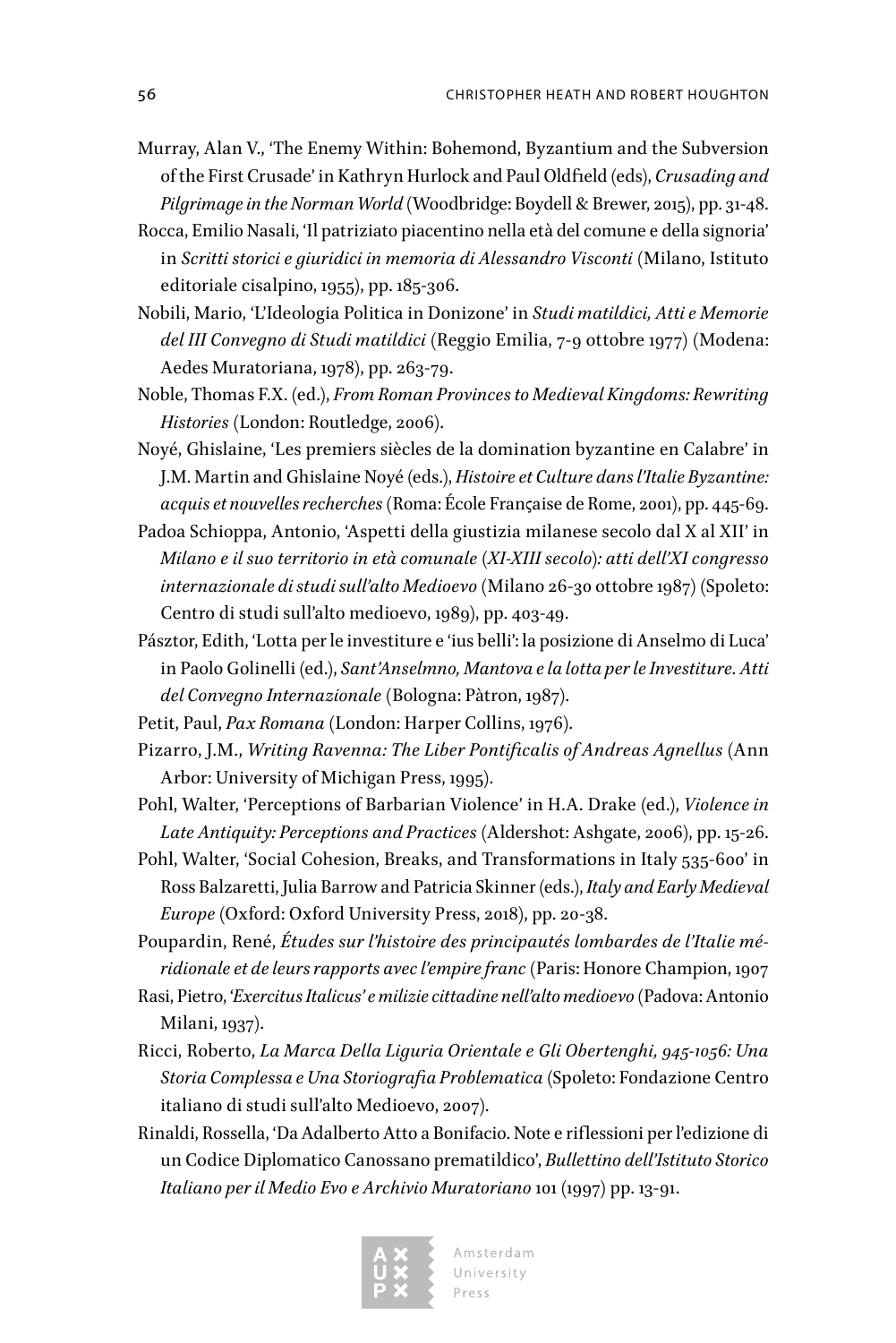Murray, Alan V., 'The Enemy Within: Bohemond, Byzantium and the Subversion of the First Crusade' in Kathryn Hurlock and Paul Oldfield (eds), *Crusading and Pilgrimage in the Norman World* (Woodbridge: Boydell & Brewer, 2015), pp. 31-48.

Rocca, Emilio Nasali, 'Il patriziato piacentino nella età del comune e della signoria' in *Scritti storici e giuridici in memoria di Alessandro Visconti* (Milano, Istituto editoriale cisalpino, 1955), pp. 185-306.

Nobili, Mario, 'L'Ideologia Politica in Donizone' in *Studi matildici, Atti e Memorie del III Convegno di Studi matildici* (Reggio Emilia, 7-9 ottobre 1977) (Modena: Aedes Muratoriana, 1978), pp. 263-79.

Noble, Thomas F.X. (ed.), *From Roman Provinces to Medieval Kingdoms: Rewriting Histories* (London: Routledge, 2006).

Noyé, Ghislaine, 'Les premiers siècles de la domination byzantine en Calabre' in J.M. Martin and Ghislaine Noyé (eds.), *Histoire et Culture dans l'Italie Byzantine: acquis et nouvelles recherches* (Roma: École Française de Rome, 2001), pp. 445-69.

Padoa Schioppa, Antonio, 'Aspetti della giustizia milanese secolo dal X al XII' in *Milano e il suo territorio in età comunale (XI-XIII secolo): atti dell'XI congresso internazionale di studi sull'alto Medioevo* (Milano 26-30 ottobre 1987) (Spoleto: Centro di studi sull'alto medioevo, 1989), pp. 403-49.

Pásztor, Edith, 'Lotta per le investiture e 'ius belli': la posizione di Anselmo di Luca' in Paolo Golinelli (ed.), *Sant'Anselmno, Mantova e la lotta per le Investiture. Atti del Convegno Internazionale* (Bologna: Pàtron, 1987).

Petit, Paul, *Pax Romana* (London: Harper Collins, 1976).

Pizarro, J.M., *Writing Ravenna: The Liber Pontificalis of Andreas Agnellus* (Ann Arbor: University of Michigan Press, 1995).

Pohl, Walter, 'Perceptions of Barbarian Violence' in H.A. Drake (ed.), *Violence in Late Antiquity: Perceptions and Practices* (Aldershot: Ashgate, 2006), pp. 15-26.

Pohl, Walter, 'Social Cohesion, Breaks, and Transformations in Italy 535-600' in Ross Balzaretti, Julia Barrow and Patricia Skinner (eds.), *Italy and Early Medieval Europe* (Oxford: Oxford University Press, 2018), pp. 20-38.

Poupardin, René, *Études sur l'histoire des principautés lombardes de l'Italie méridionale et de leurs rapports avec l'empire franc* (Paris: Honore Champion, 1907

Rasi, Pietro, '*Exercitus Italicus' e milizie cittadine nell'alto medioevo* (Padova: Antonio Milani, 1937).

Ricci, Roberto, *La Marca Della Liguria Orientale e Gli Obertenghi, 945-1056: Una Storia Complessa e Una Storiografia Problematica* (Spoleto: Fondazione Centro italiano di studi sull'alto Medioevo, 2007).

Rinaldi, Rossella, 'Da Adalberto Atto a Bonifacio. Note e riflessioni per l'edizione di un Codice Diplomatico Canossano prematildico', *Bullettino dell'Istituto Storico Italiano per il Medio Evo e Archivio Muratoriano* 101 (1997) pp. 13-91.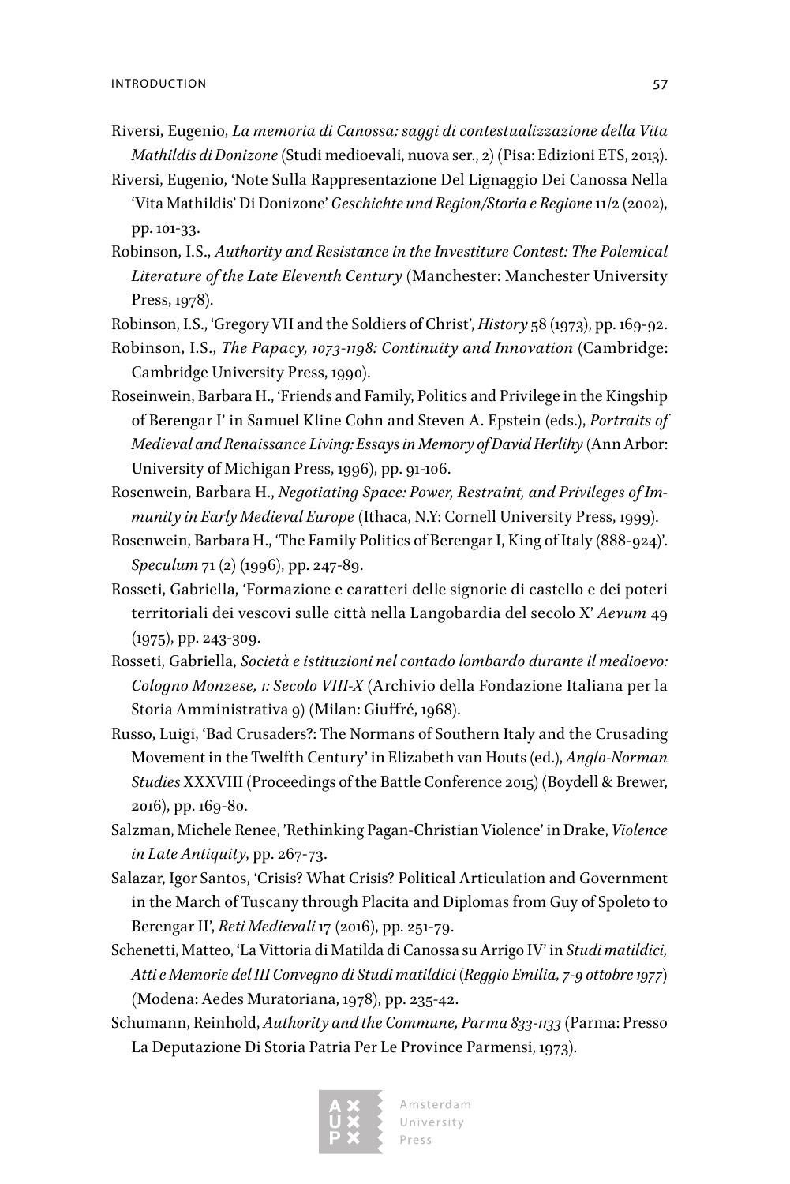Riversi, Eugenio, *La memoria di Canossa: saggi di contestualizzazione della Vita Mathildis di Donizone* (Studi medioevali, nuova ser., 2) (Pisa: Edizioni ETS, 2013).

Riversi, Eugenio, 'Note Sulla Rappresentazione Del Lignaggio Dei Canossa Nella 'Vita Mathildis' Di Donizone' *Geschichte und Region/Storia e Regione* 11/2 (2002), pp. 101-33.

Robinson, I.S., *Authority and Resistance in the Investiture Contest: The Polemical Literature of the Late Eleventh Century* (Manchester: Manchester University Press, 1978).

Robinson, I.S., 'Gregory VII and the Soldiers of Christ', *History* 58 (1973), pp. 169-92.

Robinson, I.S., *The Papacy, 1073-1198: Continuity and Innovation* (Cambridge: Cambridge University Press, 1990).

Roseinwein, Barbara H., 'Friends and Family, Politics and Privilege in the Kingship of Berengar I' in Samuel Kline Cohn and Steven A. Epstein (eds.), *Portraits of Medieval and Renaissance Living: Essays in Memory of David Herlihy* (Ann Arbor: University of Michigan Press, 1996), pp. 91-106.

Rosenwein, Barbara H., *Negotiating Space: Power, Restraint, and Privileges of Immunity in Early Medieval Europe* (Ithaca, N.Y: Cornell University Press, 1999).

Rosenwein, Barbara H., 'The Family Politics of Berengar I, King of Italy (888-924)'. *Speculum* 71 (2) (1996), pp. 247-89.

Rosseti, Gabriella, 'Formazione e caratteri delle signorie di castello e dei poteri territoriali dei vescovi sulle città nella Langobardia del secolo X' *Aevum* 49 (1975), pp. 243-309.

Rosseti, Gabriella, *Società e istituzioni nel contado lombardo durante il medioevo: Cologno Monzese, 1: Secolo VIII-X* (Archivio della Fondazione Italiana per la Storia Amministrativa 9) (Milan: Giuffré, 1968).

Russo, Luigi, 'Bad Crusaders?: The Normans of Southern Italy and the Crusading Movement in the Twelfth Century' in Elizabeth van Houts (ed.), *Anglo-Norman Studies* XXXVIII (Proceedings of the Battle Conference 2015) (Boydell & Brewer, 2016), pp. 169-80.

Salzman, Michele Renee, 'Rethinking Pagan-Christian Violence' in Drake, *Violence in Late Antiquity*, pp. 267-73.

Salazar, Igor Santos, 'Crisis? What Crisis? Political Articulation and Government in the March of Tuscany through Placita and Diplomas from Guy of Spoleto to Berengar II', *Reti Medievali* 17 (2016), pp. 251-79.

Schenetti, Matteo, 'La Vittoria di Matilda di Canossa su Arrigo IV' in *Studi matildici, Atti e Memorie del III Convegno di Studi matildici (Reggio Emilia, 7-9 ottobre 1977)* (Modena: Aedes Muratoriana, 1978), pp. 235-42.

Schumann, Reinhold, *Authority and the Commune, Parma 833-1133* (Parma: Presso La Deputazione Di Storia Patria Per Le Province Parmensi, 1973).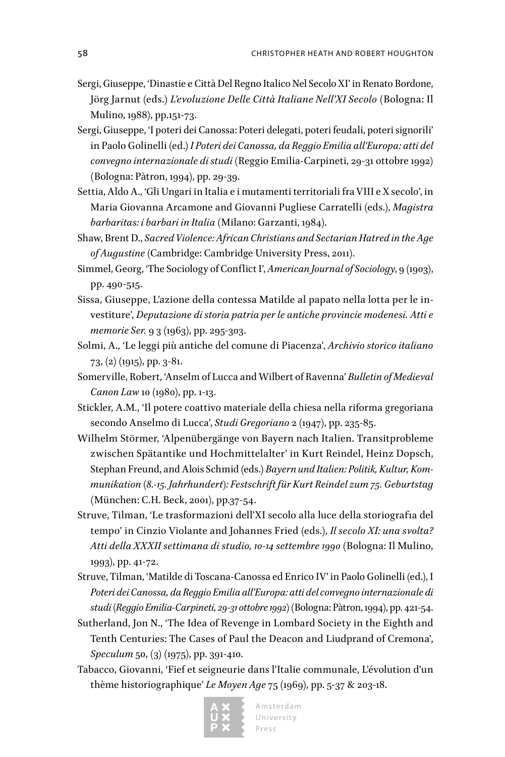Sergi, Giuseppe, 'Dinastie e Città Del Regno Italico Nel Secolo XI' in Renato Bordone, Jörg Jarnut (eds.) *L'evoluzione Delle Città Italiane Nell'XI Secolo* (Bologna: Il Mulino, 1988), pp.151-73.

Sergi, Giuseppe, 'I poteri dei Canossa: Poteri delegati, poteri feudali, poteri signorili' in Paolo Golinelli (ed.) *I Poteri dei Canossa, da Reggio Emilia all'Europa: atti del convegno internazionale di studi* (Reggio Emilia-Carpineti, 29-31 ottobre 1992) (Bologna: Pàtron, 1994), pp. 29-39.

Settia, Aldo A., 'Gli Ungari in Italia e i mutamenti territoriali fra VIII e X secolo', in Maria Giovanna Arcamone and Giovanni Pugliese Carratelli (eds.), *Magistra barbaritas: i barbari in Italia* (Milano: Garzanti, 1984).

Shaw, Brent D., *Sacred Violence: African Christians and Sectarian Hatred in the Age of Augustine* (Cambridge: Cambridge University Press, 2011).

Simmel, Georg, 'The Sociology of Conflict I', *American Journal of Sociology*, 9 (1903), pp. 490-515.

Sissa, Giuseppe, L'azione della contessa Matilde al papato nella lotta per le investiture', *Deputazione di storia patria per le antiche provincie modenesi. Atti e memorie Ser.* 9 3 (1963), pp. 295-303.

Solmi, A., 'Le leggi più antiche del comune di Piacenza', *Archivio storico italiano* 73, (2) (1915), pp. 3-81.

Somerville, Robert, 'Anselm of Lucca and Wilbert of Ravenna' *Bulletin of Medieval Canon Law* 10 (1980), pp. 1-13.

Stickler, A.M., 'Il potere coattivo materiale della chiesa nella riforma gregoriana secondo Anselmo di Lucca', *Studi Gregoriano* 2 (1947), pp. 235-85.

Wilhelm Störmer, 'Alpenübergänge von Bayern nach Italien. Transitprobleme zwischen Spätantike und Hochmittelalter' in Kurt Reindel, Heinz Dopsch, Stephan Freund, and Alois Schmid (eds.) *Bayern und Italien: Politik, Kultur, Kommunikation (8.-15. Jahrhundert): Festschrift für Kurt Reindel zum 75. Geburtstag* (München: C.H. Beck, 2001), pp.37-54.

Struve, Tilman, 'Le trasformazioni dell'XI secolo alla luce della storiografia del tempo' in Cinzio Violante and Johannes Fried (eds.), *Il secolo XI: una svolta? Atti della XXXII settimana di studio, 10-14 settembre 1990* (Bologna: Il Mulino, 1993), pp. 41-72.

Struve, Tilman, 'Matilde di Toscana-Canossa ed Enrico IV' in Paolo Golinelli (ed.), I *Poteri dei Canossa, da Reggio Emilia all'Europa: atti del convegno internazionale di studi* (*Reggio Emilia-Carpineti, 29-31 ottobre 1992*) (Bologna: Pàtron, 1994), pp. 421-54.

Sutherland, Jon N., 'The Idea of Revenge in Lombard Society in the Eighth and Tenth Centuries: The Cases of Paul the Deacon and Liudprand of Cremona', *Speculum* 50, (3) (1975), pp. 391-410.

Tabacco, Giovanni, 'Fief et seigneurie dans l'Italie communale, L'évolution d'un thème historiographique' *Le Moyen Age* 75 (1969), pp. 5-37 & 203-18.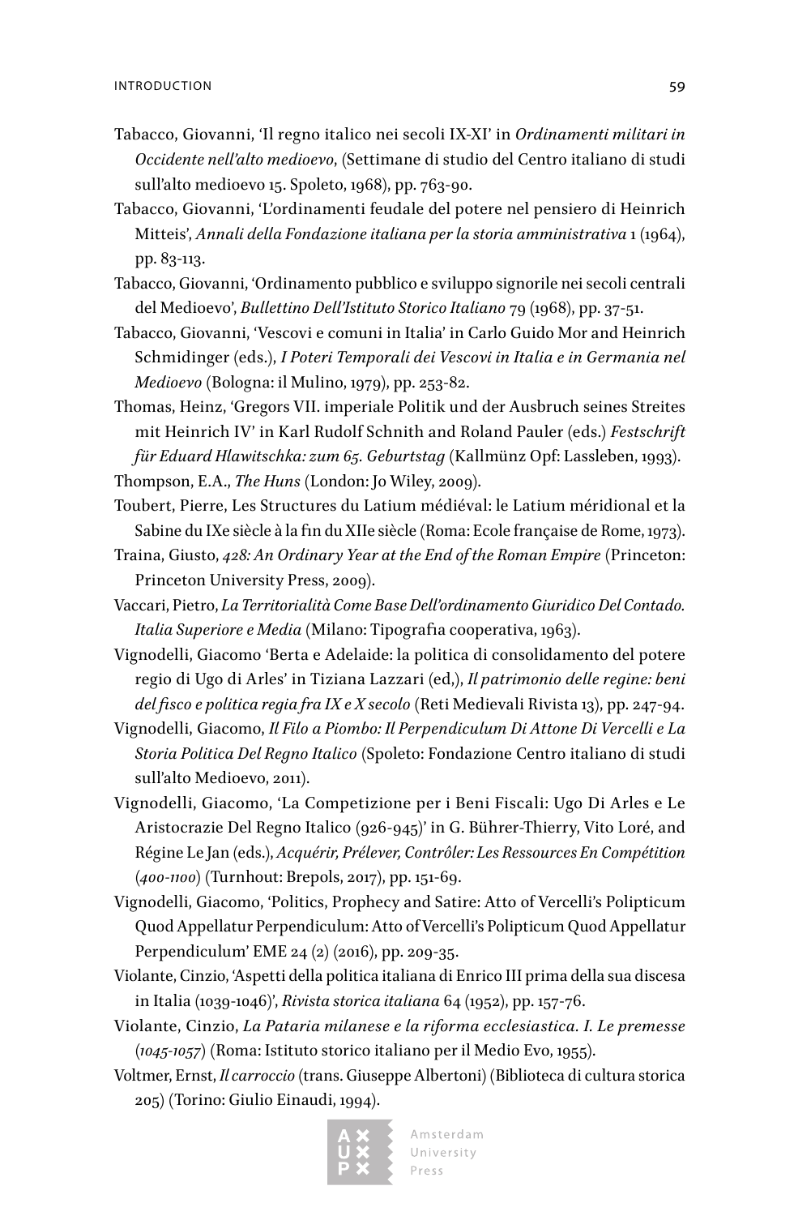Tabacco, Giovanni, 'Il regno italico nei secoli IX-XI' in *Ordinamenti militari in Occidente nell'alto medioevo*, (Settimane di studio del Centro italiano di studi sull'alto medioevo 15. Spoleto, 1968), pp. 763-90.

Tabacco, Giovanni, 'L'ordinamenti feudale del potere nel pensiero di Heinrich Mitteis', *Annali della Fondazione italiana per la storia amministrativa* 1 (1964), pp. 83-113.

Tabacco, Giovanni, 'Ordinamento pubblico e sviluppo signorile nei secoli centrali del Medioevo', *Bullettino Dell'Istituto Storico Italiano* 79 (1968), pp. 37-51.

Tabacco, Giovanni, 'Vescovi e comuni in Italia' in Carlo Guido Mor and Heinrich Schmidinger (eds.), *I Poteri Temporali dei Vescovi in Italia e in Germania nel Medioevo* (Bologna: il Mulino, 1979), pp. 253-82.

Thomas, Heinz, 'Gregors VII. imperiale Politik und der Ausbruch seines Streites mit Heinrich IV' in Karl Rudolf Schnith and Roland Pauler (eds.) *Festschrift für Eduard Hlawitschka: zum 65. Geburtstag* (Kallmünz Opf: Lassleben, 1993).

Thompson, E.A., *The Huns* (London: Jo Wiley, 2009).

Toubert, Pierre, Les Structures du Latium médiéval: le Latium méridional et la Sabine du IXe siècle à la fin du XIIe siècle (Roma: Ecole française de Rome, 1973).

Traina, Giusto, *428: An Ordinary Year at the End of the Roman Empire* (Princeton: Princeton University Press, 2009).

Vaccari, Pietro, *La Territorialità Come Base Dell'ordinamento Giuridico Del Contado. Italia Superiore e Media* (Milano: Tipografia cooperativa, 1963).

Vignodelli, Giacomo 'Berta e Adelaide: la politica di consolidamento del potere regio di Ugo di Arles' in Tiziana Lazzari (ed,), *Il patrimonio delle regine: beni del fisco e politica regia fra IX e X secolo* (Reti Medievali Rivista 13), pp. 247-94.

Vignodelli, Giacomo, *Il Filo a Piombo: Il Perpendiculum Di Attone Di Vercelli e La Storia Politica Del Regno Italico* (Spoleto: Fondazione Centro italiano di studi sull'alto Medioevo, 2011).

Vignodelli, Giacomo, 'La Competizione per i Beni Fiscali: Ugo Di Arles e Le Aristocrazie Del Regno Italico (926-945)' in G. Bührer-Thierry, Vito Loré, and Régine Le Jan (eds.), *Acquérir, Prélever, Contrôler: Les Ressources En Compétition (400-1100)* (Turnhout: Brepols, 2017), pp. 151-69.

Vignodelli, Giacomo, 'Politics, Prophecy and Satire: Atto of Vercelli's Polipticum Quod Appellatur Perpendiculum: Atto of Vercelli's Polipticum Quod Appellatur Perpendiculum' EME 24 (2) (2016), pp. 209-35.

Violante, Cinzio, 'Aspetti della politica italiana di Enrico III prima della sua discesa in Italia (1039-1046)', *Rivista storica italiana* 64 (1952), pp. 157-76.

Violante, Cinzio, *La Pataria milanese e la riforma ecclesiastica. I. Le premesse (1045-1057)* (Roma: Istituto storico italiano per il Medio Evo, 1955).

Voltmer, Ernst, *Il carroccio* (trans. Giuseppe Albertoni) (Biblioteca di cultura storica 205) (Torino: Giulio Einaudi, 1994).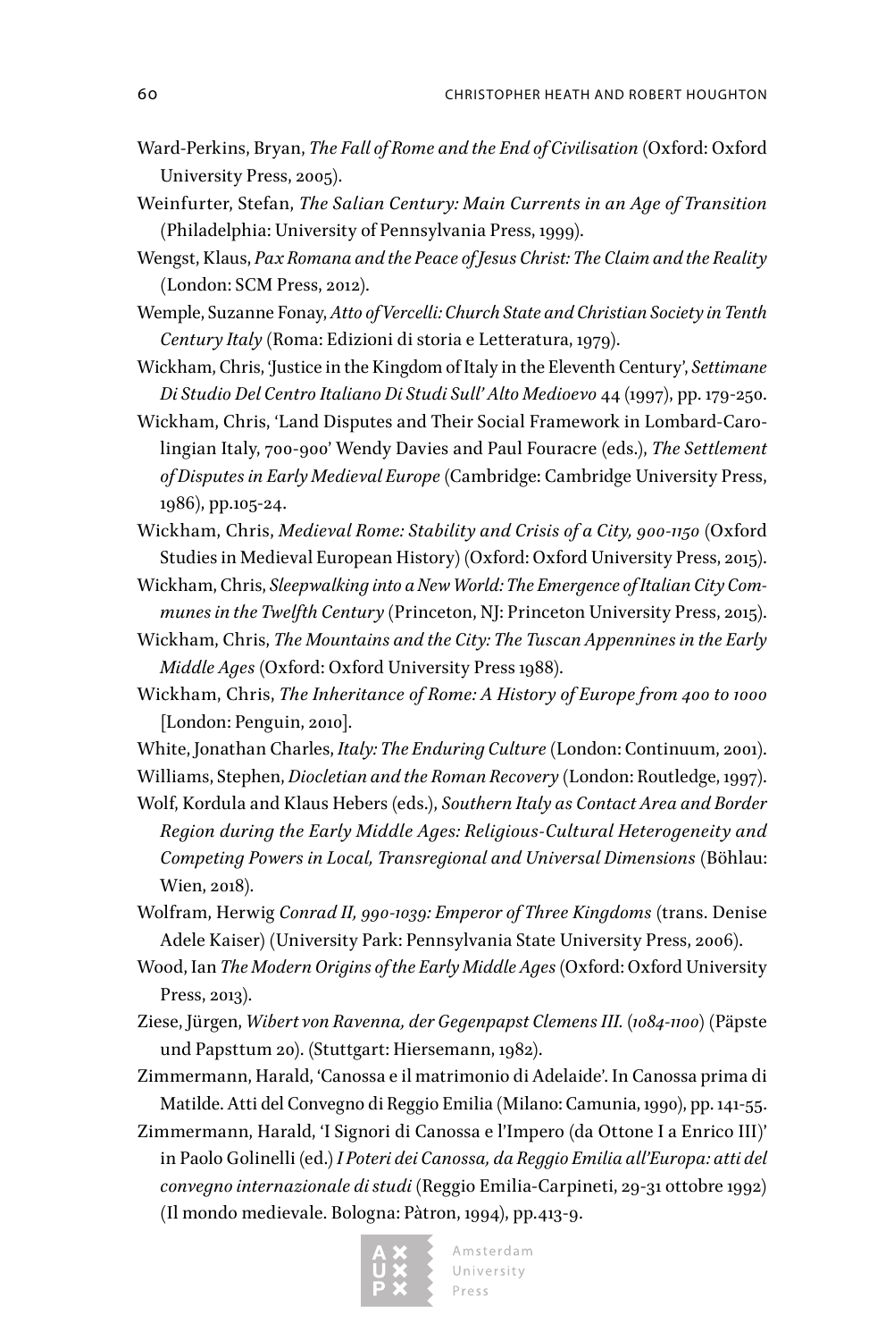Ward-Perkins, Bryan, *The Fall of Rome and the End of Civilisation* (Oxford: Oxford University Press, 2005).

Weinfurter, Stefan, *The Salian Century: Main Currents in an Age of Transition* (Philadelphia: University of Pennsylvania Press, 1999).

Wengst, Klaus, *Pax Romana and the Peace of Jesus Christ: The Claim and the Reality* (London: SCM Press, 2012).

Wemple, Suzanne Fonay, *Atto of Vercelli: Church State and Christian Society in Tenth Century Italy* (Roma: Edizioni di storia e Letteratura, 1979).

Wickham, Chris, 'Justice in the Kingdom of Italy in the Eleventh Century', *Settimane Di Studio Del Centro Italiano Di Studi Sull' Alto Medioevo* 44 (1997), pp. 179-250.

Wickham, Chris, 'Land Disputes and Their Social Framework in Lombard-Carolingian Italy, 700-900' Wendy Davies and Paul Fouracre (eds.), *The Settlement of Disputes in Early Medieval Europe* (Cambridge: Cambridge University Press, 1986), pp.105-24.

Wickham, Chris, *Medieval Rome: Stability and Crisis of a City, 900-1150* (Oxford Studies in Medieval European History) (Oxford: Oxford University Press, 2015).

Wickham, Chris, *Sleepwalking into a New World: The Emergence of Italian City Communes in the Twelfth Century* (Princeton, NJ: Princeton University Press, 2015).

Wickham, Chris, *The Mountains and the City: The Tuscan Appennines in the Early Middle Ages* (Oxford: Oxford University Press 1988).

Wickham, Chris, *The Inheritance of Rome: A History of Europe from 400 to 1000* [London: Penguin, 2010].

White, Jonathan Charles, *Italy: The Enduring Culture* (London: Continuum, 2001).

Williams, Stephen, *Diocletian and the Roman Recovery* (London: Routledge, 1997).

Wolf, Kordula and Klaus Hebers (eds.), *Southern Italy as Contact Area and Border Region during the Early Middle Ages: Religious-Cultural Heterogeneity and Competing Powers in Local, Transregional and Universal Dimensions* (Böhlau: Wien, 2018).

Wolfram, Herwig *Conrad II, 990-1039: Emperor of Three Kingdoms* (trans. Denise Adele Kaiser) (University Park: Pennsylvania State University Press, 2006).

Wood, Ian *The Modern Origins of the Early Middle Ages* (Oxford: Oxford University Press, 2013).

Ziese, Jürgen, *Wibert von Ravenna, der Gegenpapst Clemens III. (1084-1100)* (Päpste und Papsttum 20). (Stuttgart: Hiersemann, 1982).

Zimmermann, Harald, 'Canossa e il matrimonio di Adelaide'. In Canossa prima di Matilde. Atti del Convegno di Reggio Emilia (Milano: Camunia, 1990), pp. 141-55.

Zimmermann, Harald, 'I Signori di Canossa e l'Impero (da Ottone I a Enrico III)' in Paolo Golinelli (ed.) *I Poteri dei Canossa, da Reggio Emilia all'Europa: atti del convegno internazionale di studi* (Reggio Emilia-Carpineti, 29-31 ottobre 1992) (Il mondo medievale. Bologna: Pàtron, 1994), pp.413-9.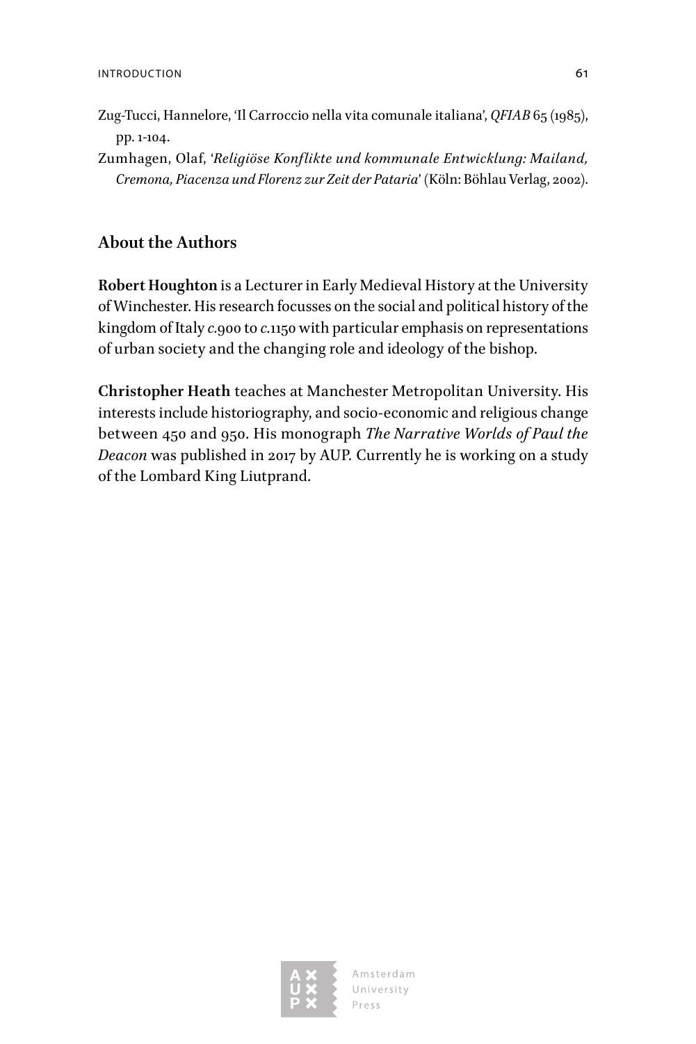Zug-Tucci, Hannelore, 'Il Carroccio nella vita comunale italiana', *QFIAB* 65 (1985), pp. 1-104.

Zumhagen, Olaf, '*Religiöse Konflikte und kommunale Entwicklung: Mailand, Cremona, Piacenza und Florenz zur Zeit der Pataria*' (Köln: Böhlau Verlag, 2002).

## About the Authors

**Robert Houghton** is a Lecturer in Early Medieval History at the University of Winchester. His research focusses on the social and political history of the kingdom of Italy *c.*900 to *c.*1150 with particular emphasis on representations of urban society and the changing role and ideology of the bishop.

**Christopher Heath** teaches at Manchester Metropolitan University. His interests include historiography, and socio-economic and religious change between 450 and 950. His monograph *The Narrative Worlds of Paul the Deacon* was published in 2017 by AUP. Currently he is working on a study of the Lombard King Liutprand.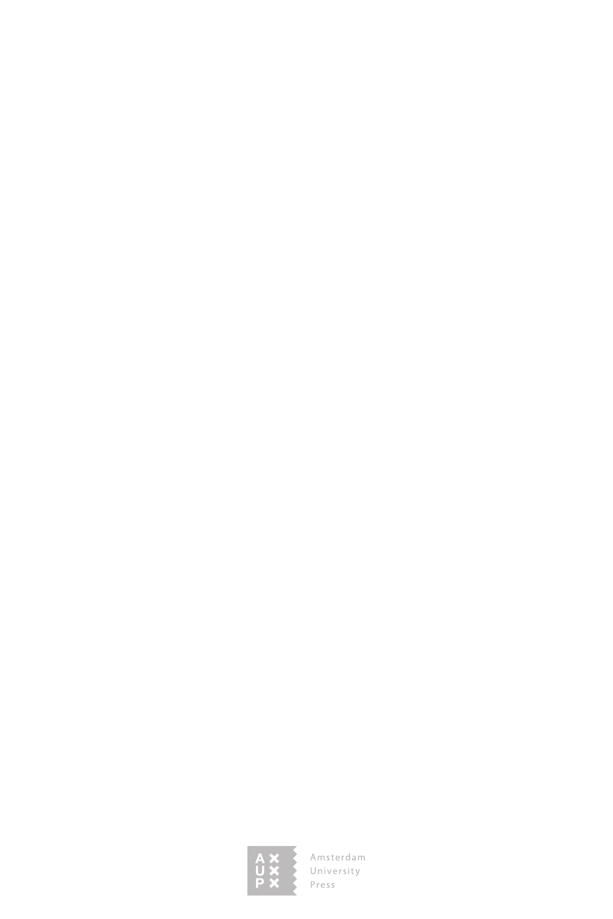Amsterdam
University
Press